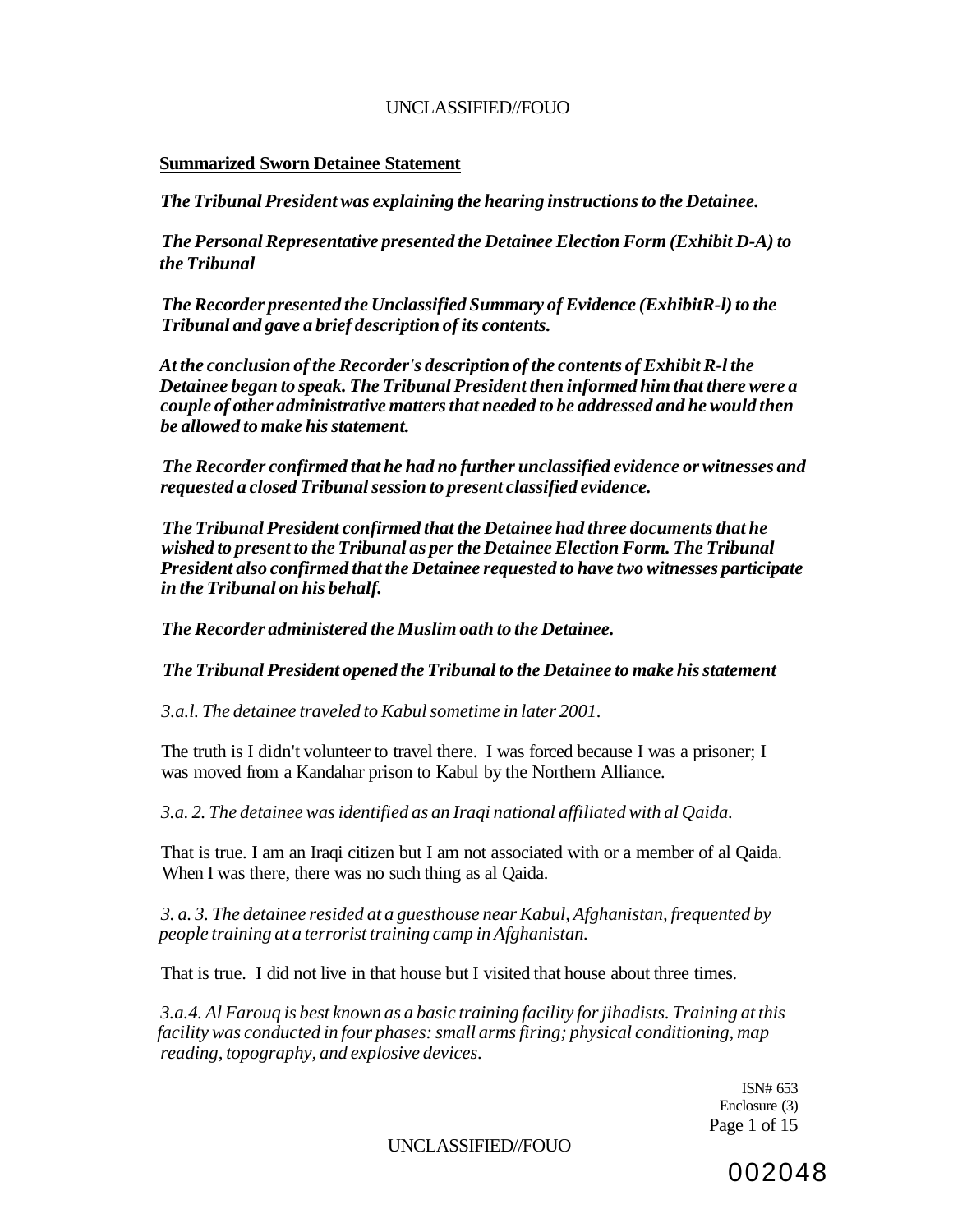**Summarized Sworn Detainee Statement**

*The Tribunal President was explaining the hearing instructions to the Detainee.*

*The Personal Representative presented the Detainee Election Form (Exhibit D-A) to the Tribunal*

*The Recorder presented the Unclassified Summary of Evidence (ExhibitR-l) to the Tribunal and gave a brief description of its contents.*

*At the conclusion of the Recorder's description of the contents of Exhibit R-l the Detainee began to speak. The Tribunal President then informed him that there were a couple of other administrative matters that needed to be addressed and he would then be allowed to make his statement.*

*The Recorder confirmed that he had no further unclassified evidence or witnesses and requested a closed Tribunal session to present classified evidence.*

*The Tribunal President confirmed that the Detainee had three documents that he wished to present to the Tribunal as per the Detainee Election Form. The Tribunal President also confirmed that the Detainee requested to have two witnesses participate in the Tribunal on his behalf.*

*The Recorder administered the Muslim oath to the Detainee.*

*The Tribunal President opened the Tribunal to the Detainee to make his statement*

*3.a.l. The detainee traveled to Kabul sometime in later 2001.*

The truth is I didn't volunteer to travel there. I was forced because I was a prisoner; I was moved from a Kandahar prison to Kabul by the Northern Alliance.

*3.a. 2. The detainee was identified as an Iraqi national affiliated with al Qaida.*

That is true. I am an Iraqi citizen but I am not associated with or a member of al Qaida. When I was there, there was no such thing as al Qaida.

*3. a. 3. The detainee resided at a guesthouse near Kabul, Afghanistan, frequented by people training at a terrorist training camp in Afghanistan.*

That is true. I did not live in that house but I visited that house about three times.

*3.a.4. Al Farouq is best known as a basic training facility for jihadists. Training at this facility was conducted in four phases: small arms firing; physical conditioning, map reading, topography, and explosive devices.*

ISN# 653
Enclosure (3)

002048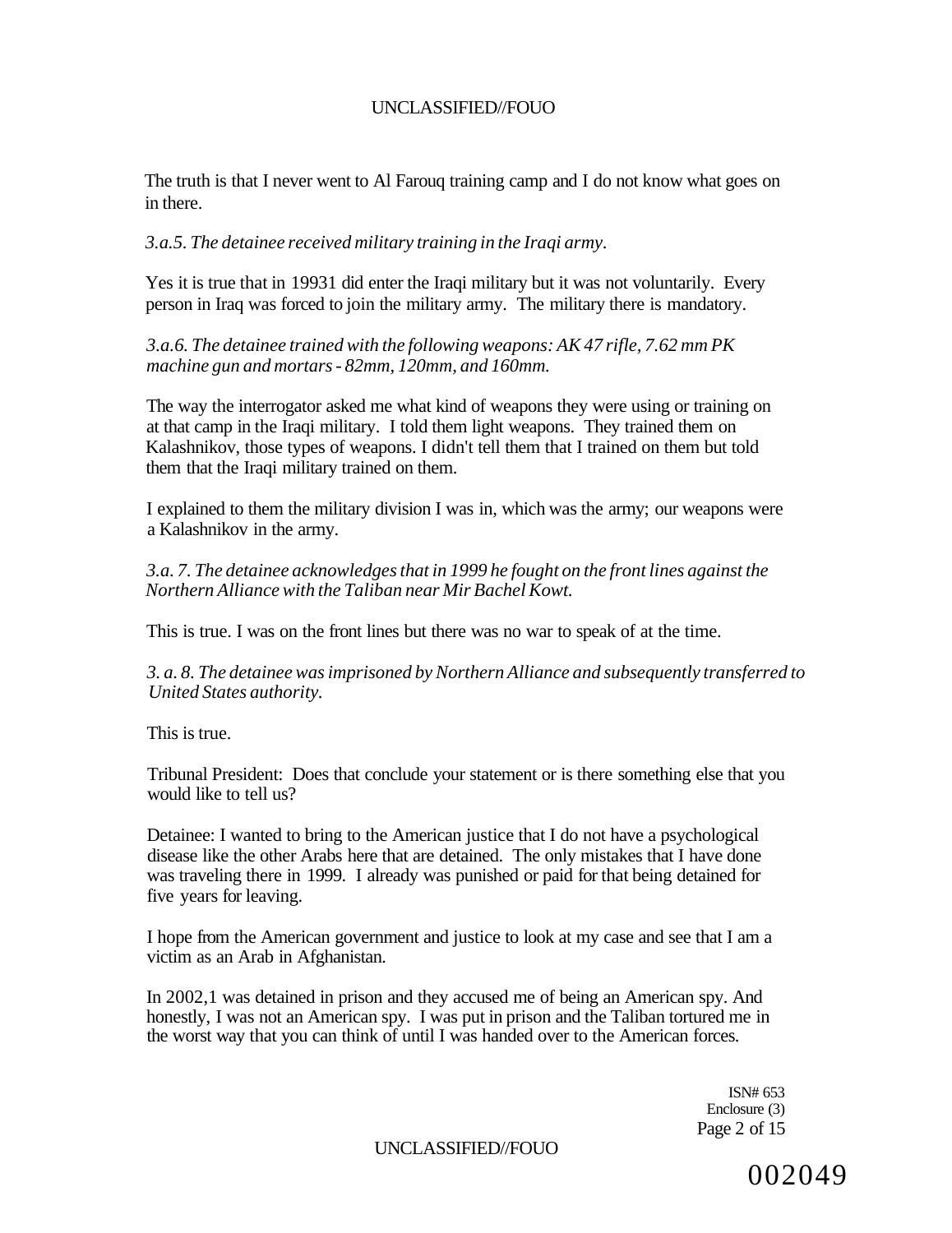The truth is that I never went to Al Farouq training camp and I do not know what goes on in there.

*3.a.5. The detainee received military training in the Iraqi army.*

Yes it is true that in 19931 did enter the Iraqi military but it was not voluntarily. Every person in Iraq was forced to join the military army. The military there is mandatory.

*3.a.6. The detainee trained with the following weapons: AK 47 rifle, 7.62 mm PK machine gun and mortars - 82mm, 120mm, and 160mm.*

The way the interrogator asked me what kind of weapons they were using or training on at that camp in the Iraqi military. I told them light weapons. They trained them on Kalashnikov, those types of weapons. I didn't tell them that I trained on them but told them that the Iraqi military trained on them.

I explained to them the military division I was in, which was the army; our weapons were a Kalashnikov in the army.

*3.a. 7. The detainee acknowledges that in 1999 he fought on the front lines against the Northern Alliance with the Taliban near Mir Bachel Kowt.*

This is true. I was on the front lines but there was no war to speak of at the time.

*3. a. 8. The detainee was imprisoned by Northern Alliance and subsequently transferred to United States authority.*

This is true.

Tribunal President: Does that conclude your statement or is there something else that you would like to tell us?

Detainee: I wanted to bring to the American justice that I do not have a psychological disease like the other Arabs here that are detained. The only mistakes that I have done was traveling there in 1999. I already was punished or paid for that being detained for five years for leaving.

I hope from the American government and justice to look at my case and see that I am a victim as an Arab in Afghanistan.

In 2002,1 was detained in prison and they accused me of being an American spy. And honestly, I was not an American spy. I was put in prison and the Taliban tortured me in the worst way that you can think of until I was handed over to the American forces.

ISN# 653
Enclosure (3)

002049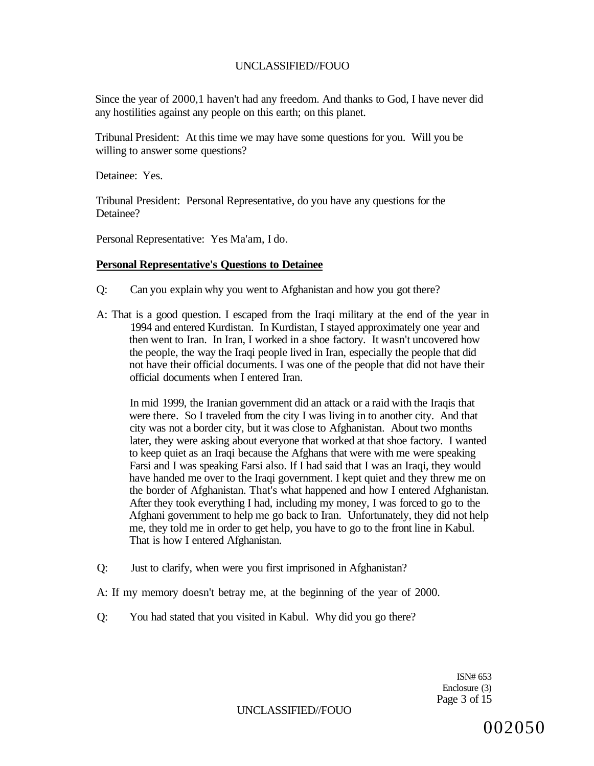Since the year of 2000,1 haven't had any freedom. And thanks to God, I have never did any hostilities against any people on this earth; on this planet.

Tribunal President: At this time we may have some questions for you. Will you be willing to answer some questions?

Detainee: Yes.

Tribunal President: Personal Representative, do you have any questions for the Detainee?

Personal Representative: Yes Ma'am, I do.

**Personal Representative's Questions to Detainee**

Q: Can you explain why you went to Afghanistan and how you got there?

A: That is a good question. I escaped from the Iraqi military at the end of the year in 1994 and entered Kurdistan. In Kurdistan, I stayed approximately one year and then went to Iran. In Iran, I worked in a shoe factory. It wasn't uncovered how the people, the way the Iraqi people lived in Iran, especially the people that did not have their official documents. I was one of the people that did not have their official documents when I entered Iran.

In mid 1999, the Iranian government did an attack or a raid with the Iraqis that were there. So I traveled from the city I was living in to another city. And that city was not a border city, but it was close to Afghanistan. About two months later, they were asking about everyone that worked at that shoe factory. I wanted to keep quiet as an Iraqi because the Afghans that were with me were speaking Farsi and I was speaking Farsi also. If I had said that I was an Iraqi, they would have handed me over to the Iraqi government. I kept quiet and they threw me on the border of Afghanistan. That's what happened and how I entered Afghanistan. After they took everything I had, including my money, I was forced to go to the Afghani government to help me go back to Iran. Unfortunately, they did not help me, they told me in order to get help, you have to go to the front line in Kabul. That is how I entered Afghanistan.

Q: Just to clarify, when were you first imprisoned in Afghanistan?

A: If my memory doesn't betray me, at the beginning of the year of 2000.

Q: You had stated that you visited in Kabul. Why did you go there?

ISN# 653
Enclosure (3)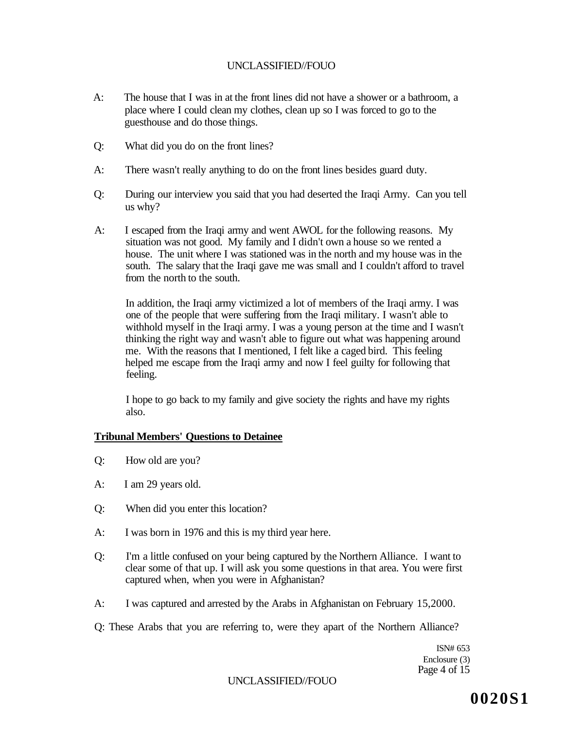A: The house that I was in at the front lines did not have a shower or a bathroom, a place where I could clean my clothes, clean up so I was forced to go to the guesthouse and do those things.

Q: What did you do on the front lines?

A: There wasn't really anything to do on the front lines besides guard duty.

Q: During our interview you said that you had deserted the Iraqi Army. Can you tell us why?

A: I escaped from the Iraqi army and went AWOL for the following reasons. My situation was not good. My family and I didn't own a house so we rented a house. The unit where I was stationed was in the north and my house was in the south. The salary that the Iraqi gave me was small and I couldn't afford to travel from the north to the south.

In addition, the Iraqi army victimized a lot of members of the Iraqi army. I was one of the people that were suffering from the Iraqi military. I wasn't able to withhold myself in the Iraqi army. I was a young person at the time and I wasn't thinking the right way and wasn't able to figure out what was happening around me. With the reasons that I mentioned, I felt like a caged bird. This feeling helped me escape from the Iraqi army and now I feel guilty for following that feeling.

I hope to go back to my family and give society the rights and have my rights also.

**Tribunal Members' Questions to Detainee**

Q: How old are you?

A: I am 29 years old.

Q: When did you enter this location?

A: I was born in 1976 and this is my third year here.

Q: I'm a little confused on your being captured by the Northern Alliance. I want to clear some of that up. I will ask you some questions in that area. You were first captured when, when you were in Afghanistan?

A: I was captured and arrested by the Arabs in Afghanistan on February 15,2000.

Q: These Arabs that you are referring to, were they apart of the Northern Alliance?

ISN# 653
Enclosure (3)

**0020S1**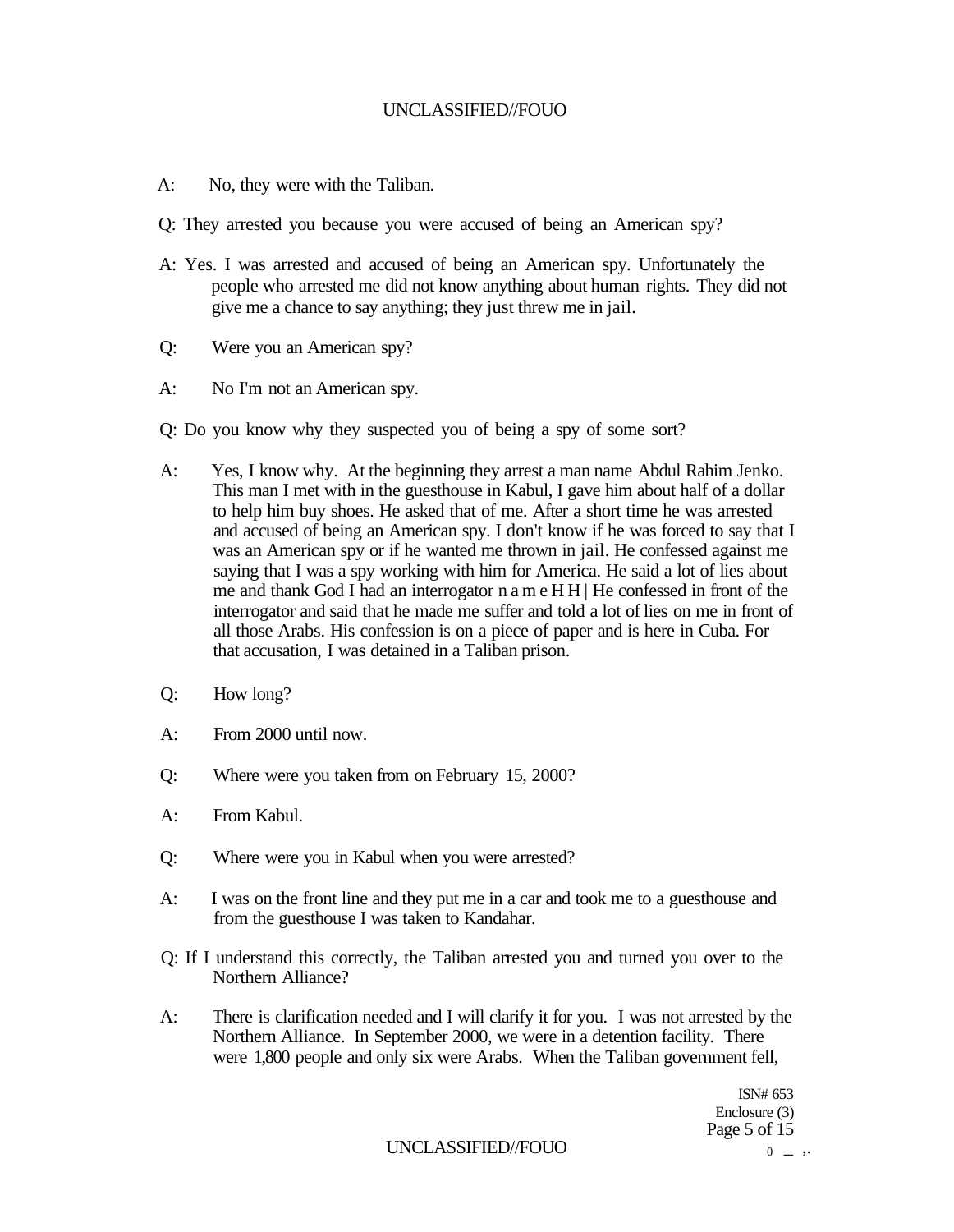A: No, they were with the Taliban.

Q: They arrested you because you were accused of being an American spy?

A: Yes. I was arrested and accused of being an American spy. Unfortunately the people who arrested me did not know anything about human rights. They did not give me a chance to say anything; they just threw me in jail.

Q: Were you an American spy?

A: No I'm not an American spy.

Q: Do you know why they suspected you of being a spy of some sort?

A: Yes, I know why. At the beginning they arrest a man name Abdul Rahim Jenko. This man I met with in the guesthouse in Kabul, I gave him about half of a dollar to help him buy shoes. He asked that of me. After a short time he was arrested and accused of being an American spy. I don't know if he was forced to say that I was an American spy or if he wanted me thrown in jail. He confessed against me saying that I was a spy working with him for America. He said a lot of lies about me and thank God I had an interrogator n a m e H H | He confessed in front of the interrogator and said that he made me suffer and told a lot of lies on me in front of all those Arabs. His confession is on a piece of paper and is here in Cuba. For that accusation, I was detained in a Taliban prison.

Q: How long?

A: From 2000 until now.

Q: Where were you taken from on February 15, 2000?

A: From Kabul.

Q: Where were you in Kabul when you were arrested?

A: I was on the front line and they put me in a car and took me to a guesthouse and from the guesthouse I was taken to Kandahar.

Q: If I understand this correctly, the Taliban arrested you and turned you over to the Northern Alliance?

A: There is clarification needed and I will clarify it for you. I was not arrested by the Northern Alliance. In September 2000, we were in a detention facility. There were 1,800 people and only six were Arabs. When the Taliban government fell,

ISN# 653
Enclosure (3)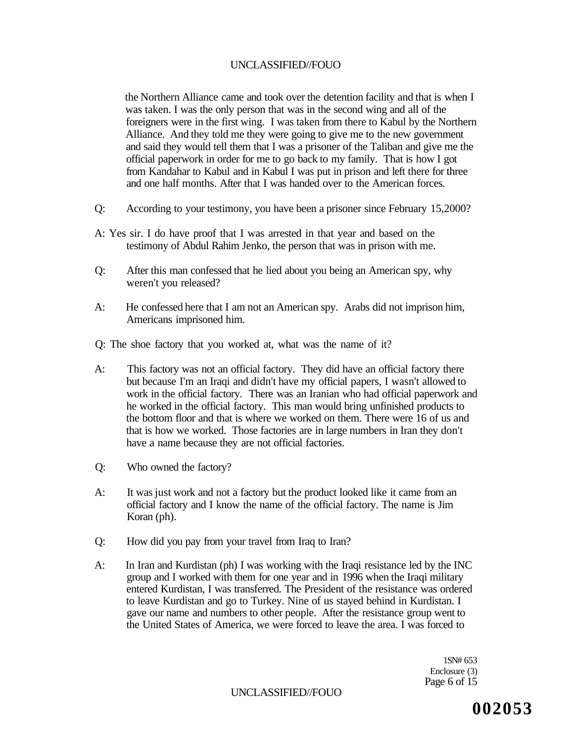the Northern Alliance came and took over the detention facility and that is when I was taken. I was the only person that was in the second wing and all of the foreigners were in the first wing. I was taken from there to Kabul by the Northern Alliance. And they told me they were going to give me to the new government and said they would tell them that I was a prisoner of the Taliban and give me the official paperwork in order for me to go back to my family. That is how I got from Kandahar to Kabul and in Kabul I was put in prison and left there for three and one half months. After that I was handed over to the American forces.

Q: According to your testimony, you have been a prisoner since February 15,2000?

A: Yes sir. I do have proof that I was arrested in that year and based on the testimony of Abdul Rahim Jenko, the person that was in prison with me.

Q: After this man confessed that he lied about you being an American spy, why weren't you released?

A: He confessed here that I am not an American spy. Arabs did not imprison him, Americans imprisoned him.

Q: The shoe factory that you worked at, what was the name of it?

A: This factory was not an official factory. They did have an official factory there but because I'm an Iraqi and didn't have my official papers, I wasn't allowed to work in the official factory. There was an Iranian who had official paperwork and he worked in the official factory. This man would bring unfinished products to the bottom floor and that is where we worked on them. There were 16 of us and that is how we worked. Those factories are in large numbers in Iran they don't have a name because they are not official factories.

Q: Who owned the factory?

A: It was just work and not a factory but the product looked like it came from an official factory and I know the name of the official factory. The name is Jim Koran (ph).

Q: How did you pay from your travel from Iraq to Iran?

A: In Iran and Kurdistan (ph) I was working with the Iraqi resistance led by the INC group and I worked with them for one year and in 1996 when the Iraqi military entered Kurdistan, I was transferred. The President of the resistance was ordered to leave Kurdistan and go to Turkey. Nine of us stayed behind in Kurdistan. I gave our name and numbers to other people. After the resistance group went to the United States of America, we were forced to leave the area. I was forced to

1SN# 653
Enclosure (3)

002053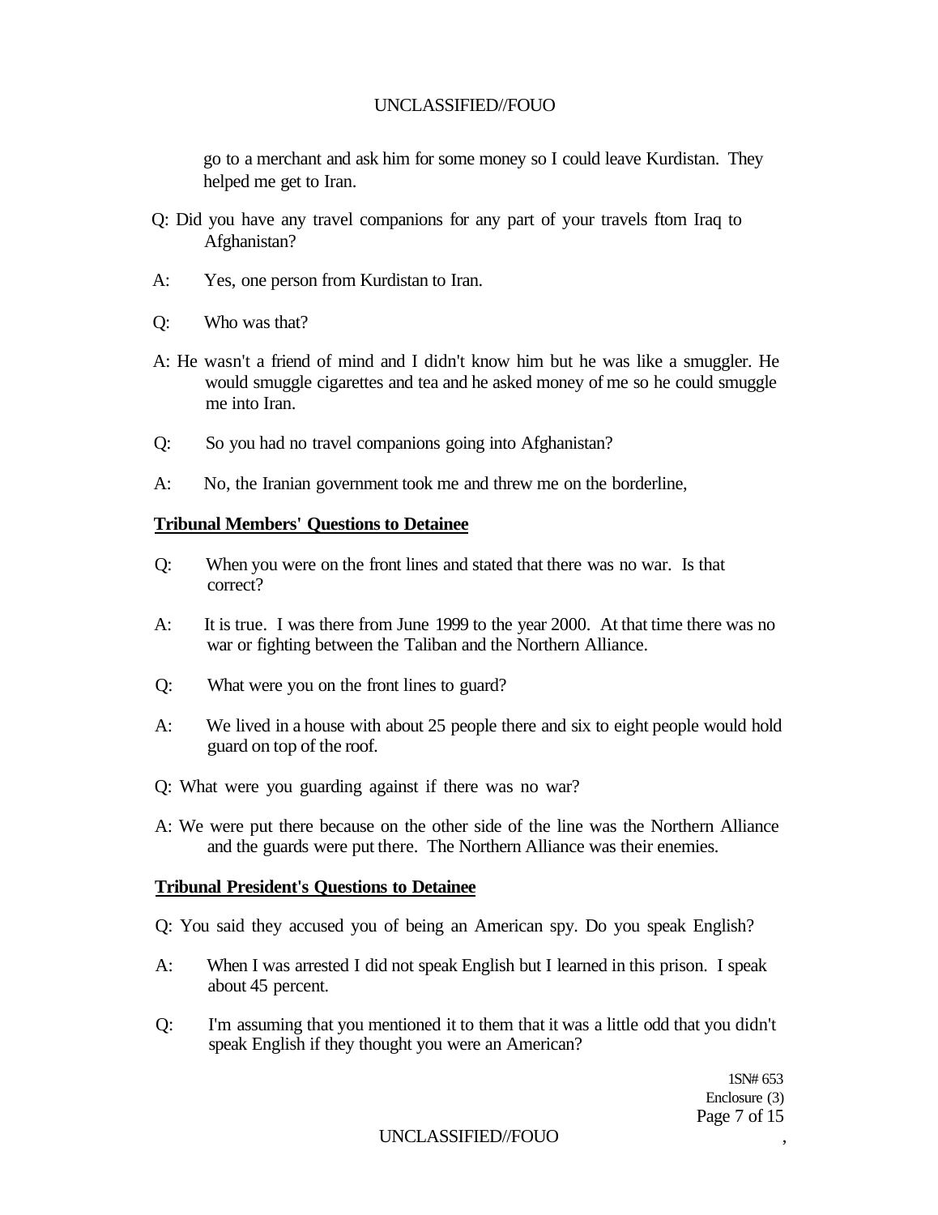go to a merchant and ask him for some money so I could leave Kurdistan. They helped me get to Iran.

Q: Did you have any travel companions for any part of your travels ftom Iraq to Afghanistan?

A: Yes, one person from Kurdistan to Iran.

Q: Who was that?

A: He wasn't a friend of mind and I didn't know him but he was like a smuggler. He would smuggle cigarettes and tea and he asked money of me so he could smuggle me into Iran.

Q: So you had no travel companions going into Afghanistan?

A: No, the Iranian government took me and threw me on the borderline,

**Tribunal Members' Questions to Detainee**

Q: When you were on the front lines and stated that there was no war. Is that correct?

A: It is true. I was there from June 1999 to the year 2000. At that time there was no war or fighting between the Taliban and the Northern Alliance.

Q: What were you on the front lines to guard?

A: We lived in a house with about 25 people there and six to eight people would hold guard on top of the roof.

Q: What were you guarding against if there was no war?

A: We were put there because on the other side of the line was the Northern Alliance and the guards were put there. The Northern Alliance was their enemies.

**Tribunal President's Questions to Detainee**

Q: You said they accused you of being an American spy. Do you speak English?

A: When I was arrested I did not speak English but I learned in this prison. I speak about 45 percent.

Q: I'm assuming that you mentioned it to them that it was a little odd that you didn't speak English if they thought you were an American?

1SN# 653
Enclosure (3)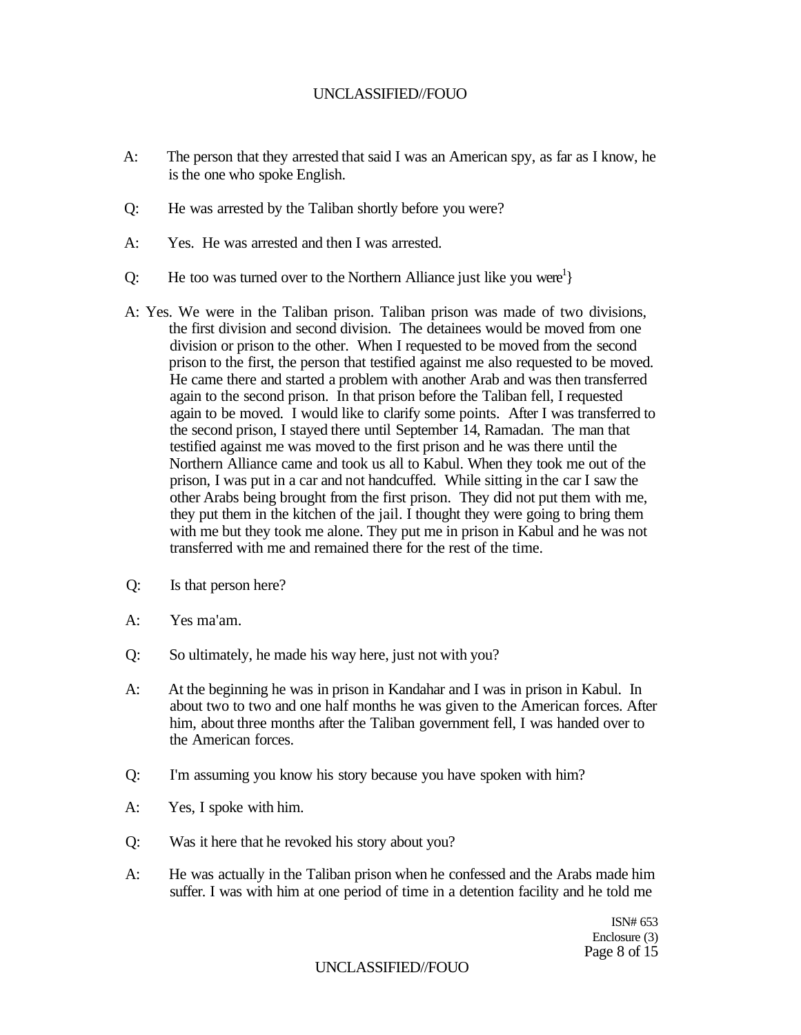A: The person that they arrested that said I was an American spy, as far as I know, he is the one who spoke English.

Q: He was arrested by the Taliban shortly before you were?

A: Yes. He was arrested and then I was arrested.

Q: He too was turned over to the Northern Alliance just like you were[1]}

A: Yes. We were in the Taliban prison. Taliban prison was made of two divisions, the first division and second division. The detainees would be moved from one division or prison to the other. When I requested to be moved from the second prison to the first, the person that testified against me also requested to be moved. He came there and started a problem with another Arab and was then transferred again to the second prison. In that prison before the Taliban fell, I requested again to be moved. I would like to clarify some points. After I was transferred to the second prison, I stayed there until September 14, Ramadan. The man that testified against me was moved to the first prison and he was there until the Northern Alliance came and took us all to Kabul. When they took me out of the prison, I was put in a car and not handcuffed. While sitting in the car I saw the other Arabs being brought from the first prison. They did not put them with me, they put them in the kitchen of the jail. I thought they were going to bring them with me but they took me alone. They put me in prison in Kabul and he was not transferred with me and remained there for the rest of the time.

Q: Is that person here?

A: Yes ma'am.

Q: So ultimately, he made his way here, just not with you?

A: At the beginning he was in prison in Kandahar and I was in prison in Kabul. In about two to two and one half months he was given to the American forces. After him, about three months after the Taliban government fell, I was handed over to the American forces.

Q: I'm assuming you know his story because you have spoken with him?

A: Yes, I spoke with him.

Q: Was it here that he revoked his story about you?

A: He was actually in the Taliban prison when he confessed and the Arabs made him suffer. I was with him at one period of time in a detention facility and he told me

ISN# 653
Enclosure (3)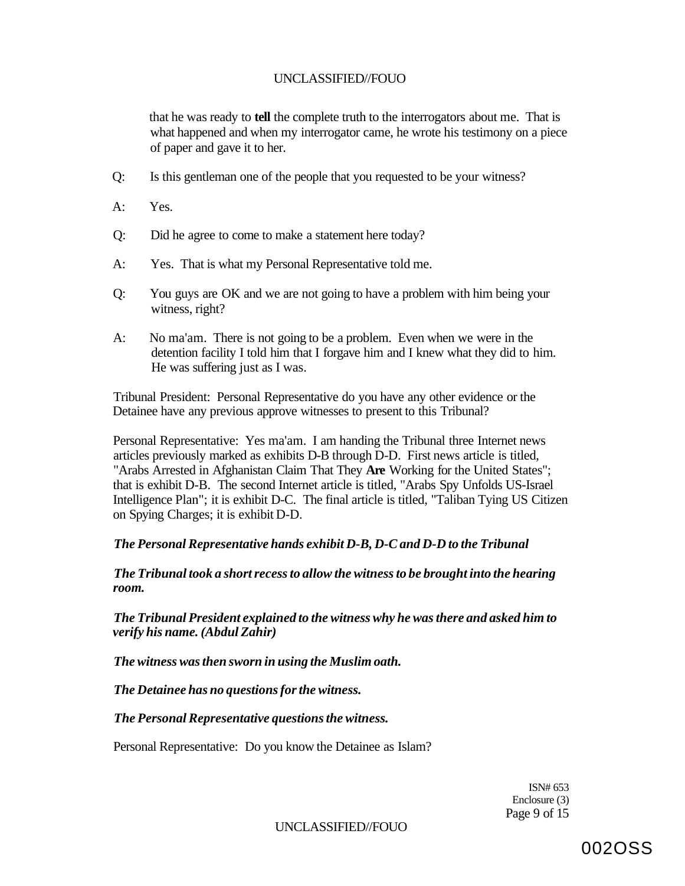that he was ready to **tell** the complete truth to the interrogators about me. That is what happened and when my interrogator came, he wrote his testimony on a piece of paper and gave it to her.

Q: Is this gentleman one of the people that you requested to be your witness?

A: Yes.

Q: Did he agree to come to make a statement here today?

A: Yes. That is what my Personal Representative told me.

Q: You guys are OK and we are not going to have a problem with him being your witness, right?

A: No ma'am. There is not going to be a problem. Even when we were in the detention facility I told him that I forgave him and I knew what they did to him. He was suffering just as I was.

Tribunal President: Personal Representative do you have any other evidence or the Detainee have any previous approve witnesses to present to this Tribunal?

Personal Representative: Yes ma'am. I am handing the Tribunal three Internet news articles previously marked as exhibits D-B through D-D. First news article is titled, "Arabs Arrested in Afghanistan Claim That They **Are** Working for the United States"; that is exhibit D-B. The second Internet article is titled, "Arabs Spy Unfolds US-Israel Intelligence Plan"; it is exhibit D-C. The final article is titled, "Taliban Tying US Citizen on Spying Charges; it is exhibit D-D.

***The Personal Representative hands exhibit D-B, D-C and D-D to the Tribunal***

***The Tribunal took a short recess to allow the witness to be brought into the hearing room.***

***The Tribunal President explained to the witness why he was there and asked him to verify his name. (Abdul Zahir)***

***The witness was then sworn in using the Muslim oath.***

***The Detainee has no questions for the witness.***

***The Personal Representative questions the witness.***

Personal Representative: Do you know the Detainee as Islam?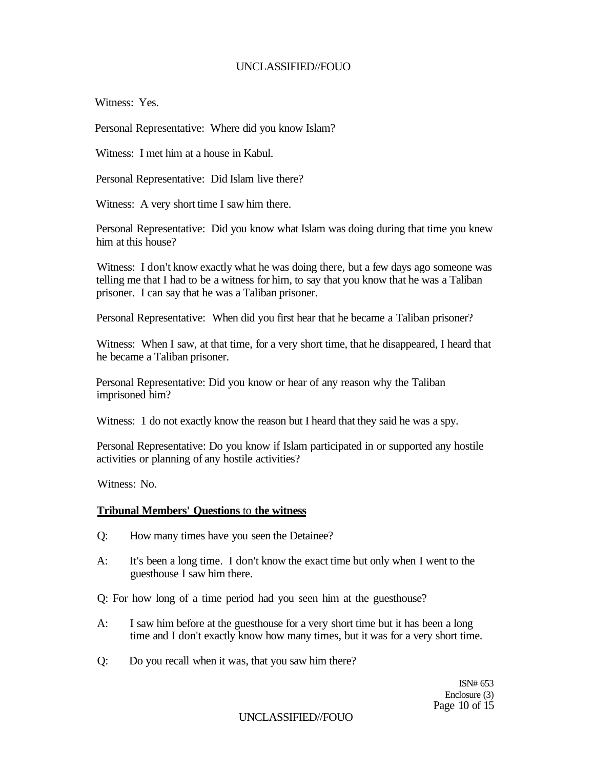Witness: Yes.

Personal Representative: Where did you know Islam?

Witness: I met him at a house in Kabul.

Personal Representative: Did Islam live there?

Witness: A very short time I saw him there.

Personal Representative: Did you know what Islam was doing during that time you knew him at this house?

Witness: I don't know exactly what he was doing there, but a few days ago someone was telling me that I had to be a witness for him, to say that you know that he was a Taliban prisoner. I can say that he was a Taliban prisoner.

Personal Representative: When did you first hear that he became a Taliban prisoner?

Witness: When I saw, at that time, for a very short time, that he disappeared, I heard that he became a Taliban prisoner.

Personal Representative: Did you know or hear of any reason why the Taliban imprisoned him?

Witness: 1 do not exactly know the reason but I heard that they said he was a spy.

Personal Representative: Do you know if Islam participated in or supported any hostile activities or planning of any hostile activities?

Witness: No.

**Tribunal Members' Questions** to **the witness**

Q: How many times have you seen the Detainee?

A: It's been a long time. I don't know the exact time but only when I went to the guesthouse I saw him there.

Q: For how long of a time period had you seen him at the guesthouse?

A: I saw him before at the guesthouse for a very short time but it has been a long time and I don't exactly know how many times, but it was for a very short time.

Q: Do you recall when it was, that you saw him there?

ISN# 653
Enclosure (3)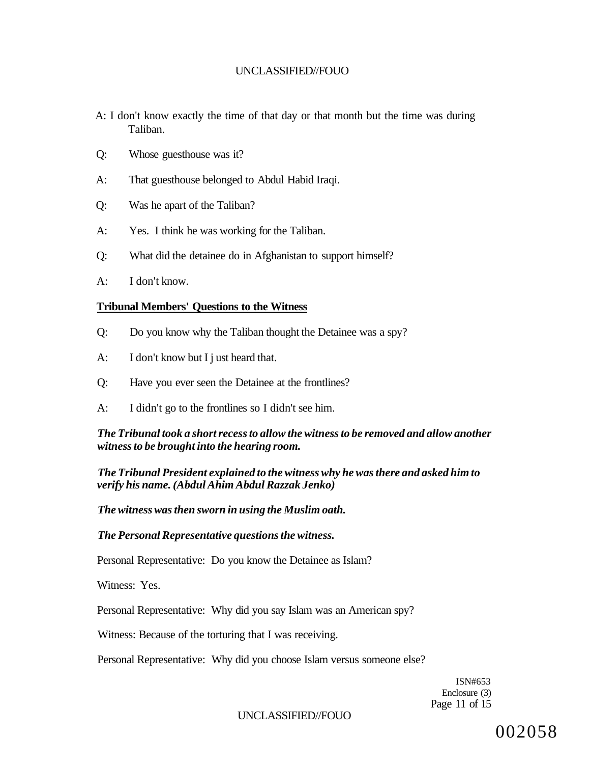A: I don't know exactly the time of that day or that month but the time was during Taliban.

Q: Whose guesthouse was it?

A: That guesthouse belonged to Abdul Habid Iraqi.

Q: Was he apart of the Taliban?

A: Yes. I think he was working for the Taliban.

Q: What did the detainee do in Afghanistan to support himself?

A: I don't know.

**Tribunal Members' Questions to the Witness**

Q: Do you know why the Taliban thought the Detainee was a spy?

A: I don't know but I j ust heard that.

Q: Have you ever seen the Detainee at the frontlines?

A: I didn't go to the frontlines so I didn't see him.

***The Tribunal took a short recess to allow the witness to be removed and allow another witness to be brought into the hearing room.***

***The Tribunal President explained to the witness why he was there and asked him to verify his name. (Abdul Ahim Abdul Razzak Jenko)***

***The witness was then sworn in using the Muslim oath.***

***The Personal Representative questions the witness.***

Personal Representative: Do you know the Detainee as Islam?

Witness: Yes.

Personal Representative: Why did you say Islam was an American spy?

Witness: Because of the torturing that I was receiving.

Personal Representative: Why did you choose Islam versus someone else?

ISN#653
Enclosure (3)

002058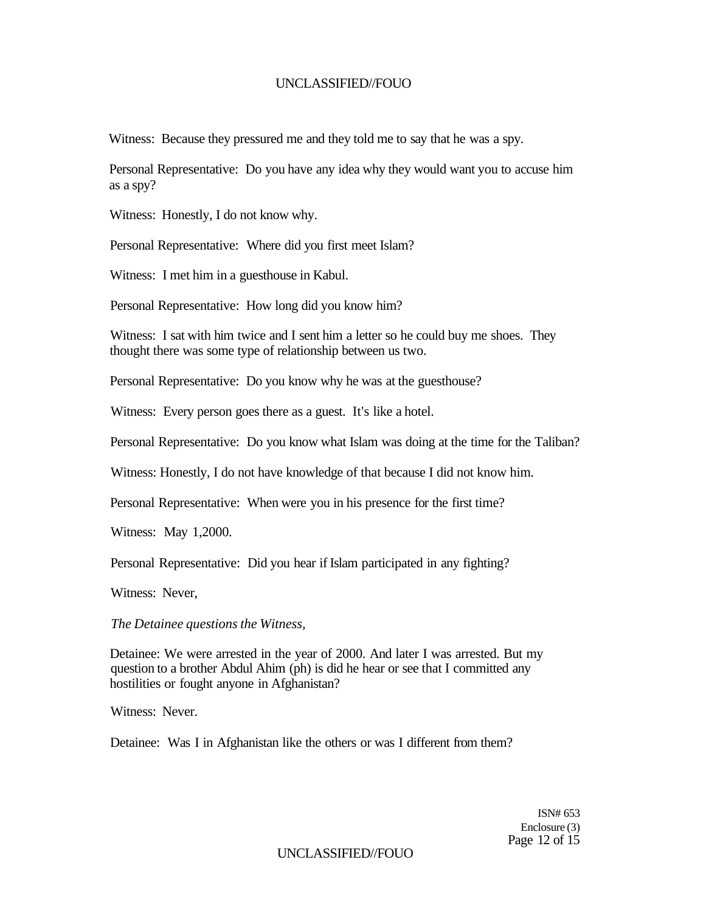Witness: Because they pressured me and they told me to say that he was a spy.

Personal Representative: Do you have any idea why they would want you to accuse him as a spy?

Witness: Honestly, I do not know why.

Personal Representative: Where did you first meet Islam?

Witness: I met him in a guesthouse in Kabul.

Personal Representative: How long did you know him?

Witness: I sat with him twice and I sent him a letter so he could buy me shoes. They thought there was some type of relationship between us two.

Personal Representative: Do you know why he was at the guesthouse?

Witness: Every person goes there as a guest. It's like a hotel.

Personal Representative: Do you know what Islam was doing at the time for the Taliban?

Witness: Honestly, I do not have knowledge of that because I did not know him.

Personal Representative: When were you in his presence for the first time?

Witness: May 1,2000.

Personal Representative: Did you hear if Islam participated in any fighting?

Witness: Never,

*The Detainee questions the Witness,*

Detainee: We were arrested in the year of 2000. And later I was arrested. But my question to a brother Abdul Ahim (ph) is did he hear or see that I committed any hostilities or fought anyone in Afghanistan?

Witness: Never.

Detainee: Was I in Afghanistan like the others or was I different from them?

ISN# 653
Enclosure (3)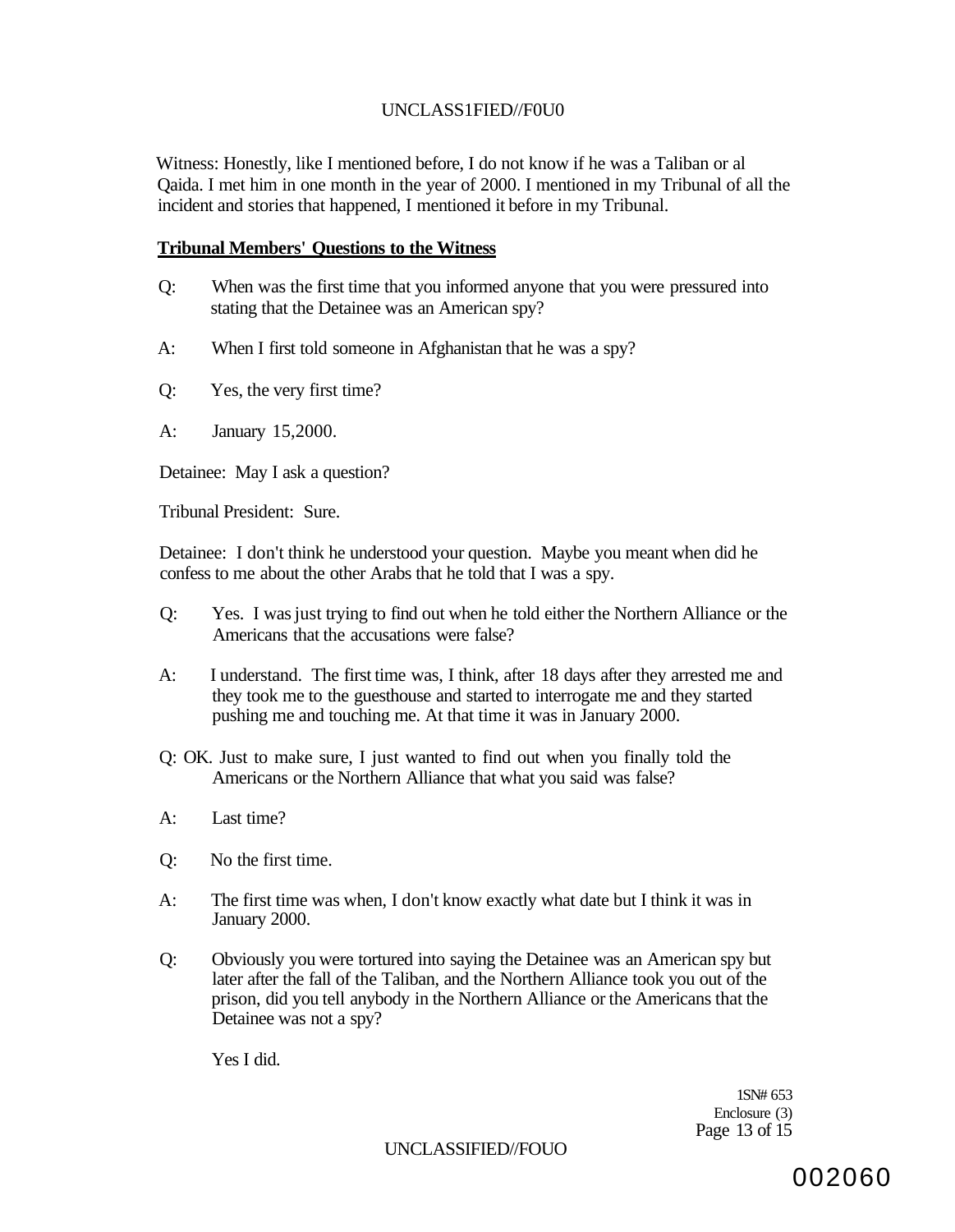Witness: Honestly, like I mentioned before, I do not know if he was a Taliban or al Qaida. I met him in one month in the year of 2000. I mentioned in my Tribunal of all the incident and stories that happened, I mentioned it before in my Tribunal.

**Tribunal Members' Questions to the Witness**

Q: When was the first time that you informed anyone that you were pressured into stating that the Detainee was an American spy?

A: When I first told someone in Afghanistan that he was a spy?

Q: Yes, the very first time?

A: January 15,2000.

Detainee: May I ask a question?

Tribunal President: Sure.

Detainee: I don't think he understood your question. Maybe you meant when did he confess to me about the other Arabs that he told that I was a spy.

Q: Yes. I was just trying to find out when he told either the Northern Alliance or the Americans that the accusations were false?

A: I understand. The first time was, I think, after 18 days after they arrested me and they took me to the guesthouse and started to interrogate me and they started pushing me and touching me. At that time it was in January 2000.

Q: OK. Just to make sure, I just wanted to find out when you finally told the Americans or the Northern Alliance that what you said was false?

A: Last time?

Q: No the first time.

A: The first time was when, I don't know exactly what date but I think it was in January 2000.

Q: Obviously you were tortured into saying the Detainee was an American spy but later after the fall of the Taliban, and the Northern Alliance took you out of the prison, did you tell anybody in the Northern Alliance or the Americans that the Detainee was not a spy?

Yes I did.

1SN# 653
Enclosure (3)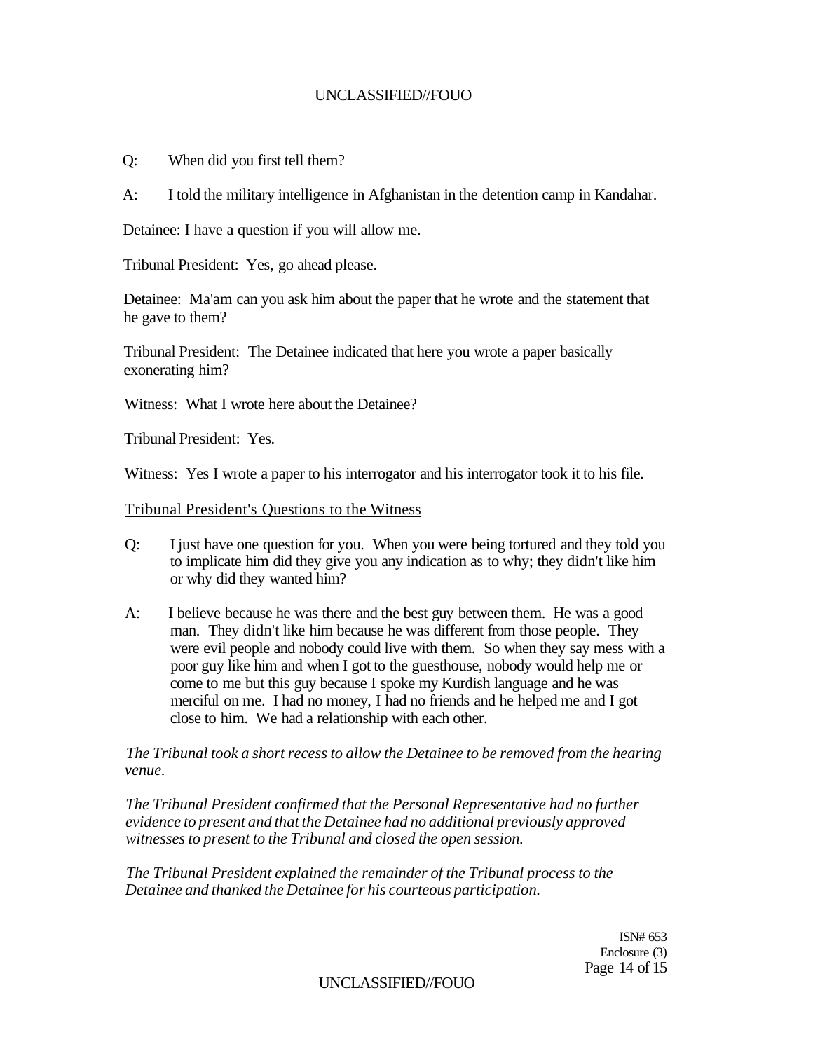Q: When did you first tell them?

A: I told the military intelligence in Afghanistan in the detention camp in Kandahar.

Detainee: I have a question if you will allow me.

Tribunal President: Yes, go ahead please.

Detainee: Ma'am can you ask him about the paper that he wrote and the statement that he gave to them?

Tribunal President: The Detainee indicated that here you wrote a paper basically exonerating him?

Witness: What I wrote here about the Detainee?

Tribunal President: Yes.

Witness: Yes I wrote a paper to his interrogator and his interrogator took it to his file.

Tribunal President's Questions to the Witness

Q: I just have one question for you. When you were being tortured and they told you to implicate him did they give you any indication as to why; they didn't like him or why did they wanted him?

A: I believe because he was there and the best guy between them. He was a good man. They didn't like him because he was different from those people. They were evil people and nobody could live with them. So when they say mess with a poor guy like him and when I got to the guesthouse, nobody would help me or come to me but this guy because I spoke my Kurdish language and he was merciful on me. I had no money, I had no friends and he helped me and I got close to him. We had a relationship with each other.

*The Tribunal took a short recess to allow the Detainee to be removed from the hearing venue.*

*The Tribunal President confirmed that the Personal Representative had no further evidence to present and that the Detainee had no additional previously approved witnesses to present to the Tribunal and closed the open session.*

*The Tribunal President explained the remainder of the Tribunal process to the Detainee and thanked the Detainee for his courteous participation.*

ISN# 653
Enclosure (3)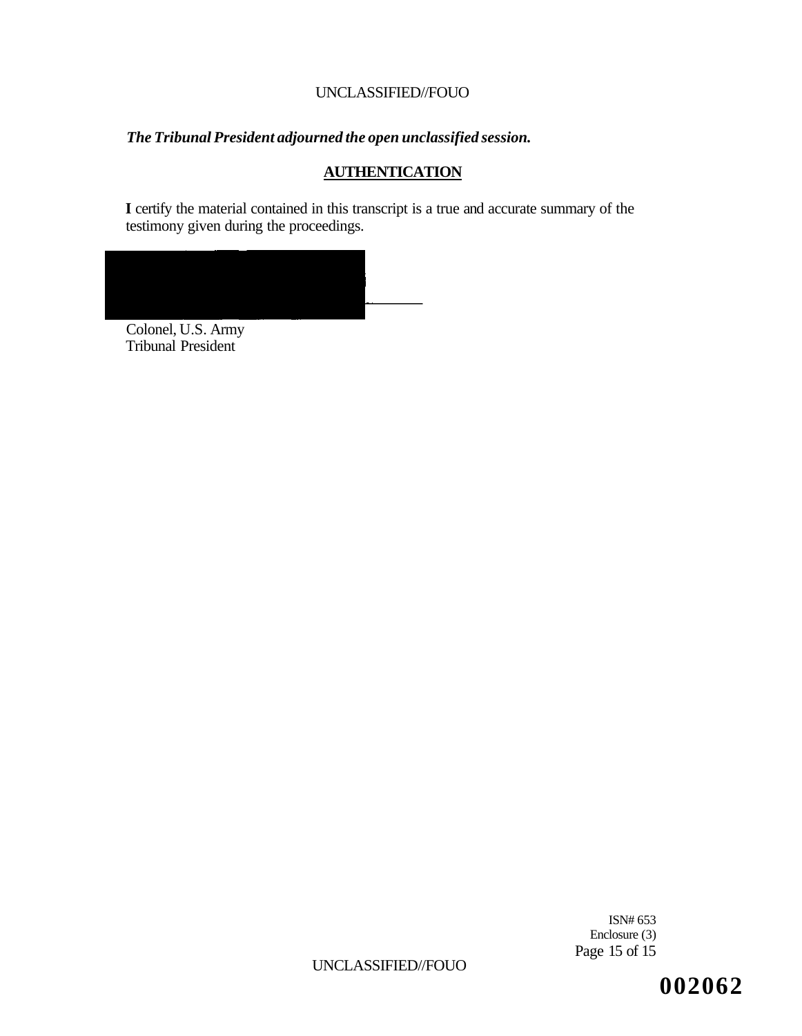*The Tribunal President adjourned the open unclassified session.*

## AUTHENTICATION

**I** certify the material contained in this transcript is a true and accurate summary of the testimony given during the proceedings.

Colonel, U.S. Army
Tribunal President

ISN# 653
Enclosure (3)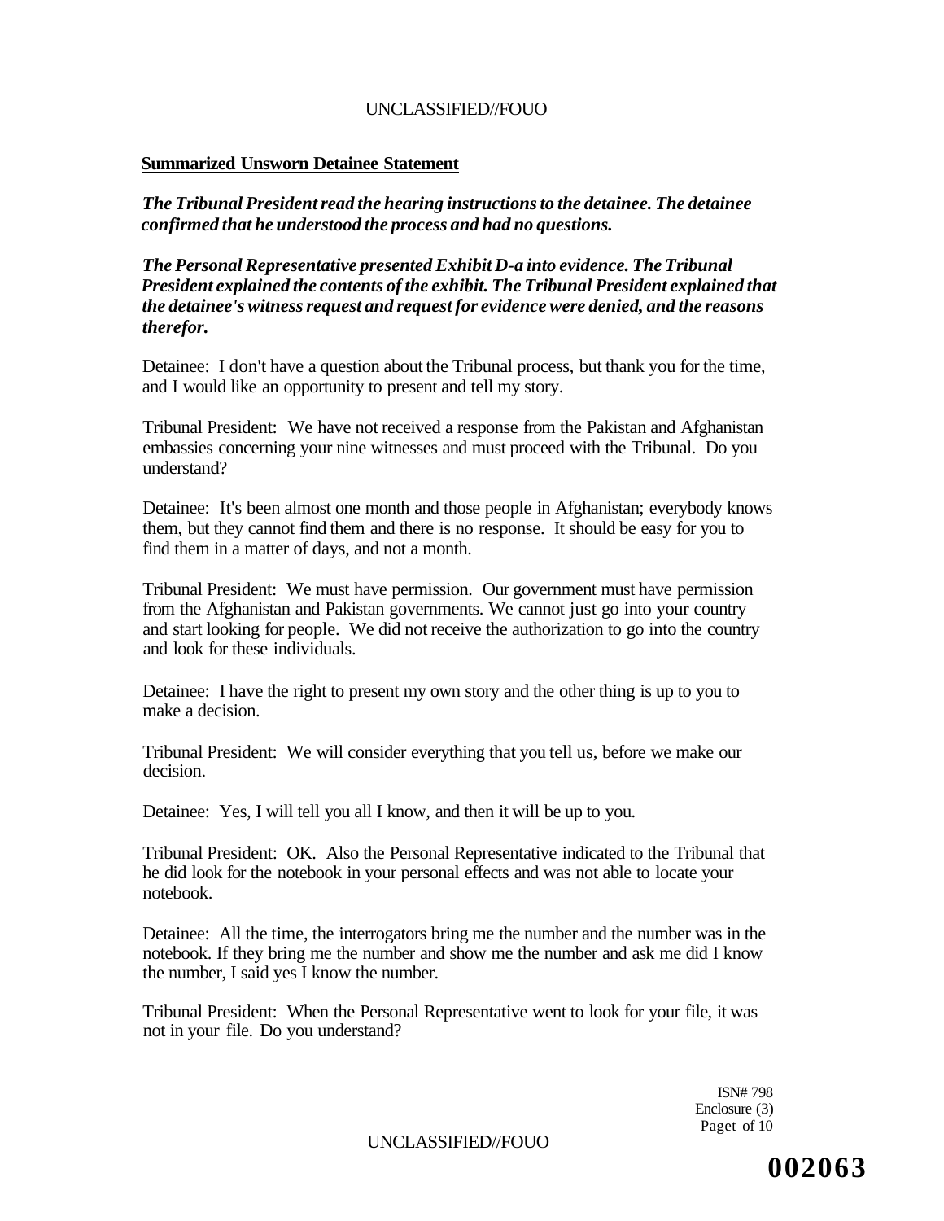## Summarized Unsworn Detainee Statement

***The Tribunal President read the hearing instructions to the detainee. The detainee confirmed that he understood the process and had no questions.***

***The Personal Representative presented Exhibit D-a into evidence. The Tribunal President explained the contents of the exhibit. The Tribunal President explained that the detainee's witness request and request for evidence were denied, and the reasons therefor.***

Detainee: I don't have a question about the Tribunal process, but thank you for the time, and I would like an opportunity to present and tell my story.

Tribunal President: We have not received a response from the Pakistan and Afghanistan embassies concerning your nine witnesses and must proceed with the Tribunal. Do you understand?

Detainee: It's been almost one month and those people in Afghanistan; everybody knows them, but they cannot find them and there is no response. It should be easy for you to find them in a matter of days, and not a month.

Tribunal President: We must have permission. Our government must have permission from the Afghanistan and Pakistan governments. We cannot just go into your country and start looking for people. We did not receive the authorization to go into the country and look for these individuals.

Detainee: I have the right to present my own story and the other thing is up to you to make a decision.

Tribunal President: We will consider everything that you tell us, before we make our decision.

Detainee: Yes, I will tell you all I know, and then it will be up to you.

Tribunal President: OK. Also the Personal Representative indicated to the Tribunal that he did look for the notebook in your personal effects and was not able to locate your notebook.

Detainee: All the time, the interrogators bring me the number and the number was in the notebook. If they bring me the number and show me the number and ask me did I know the number, I said yes I know the number.

Tribunal President: When the Personal Representative went to look for your file, it was not in your file. Do you understand?

ISN# 798
Enclosure (3)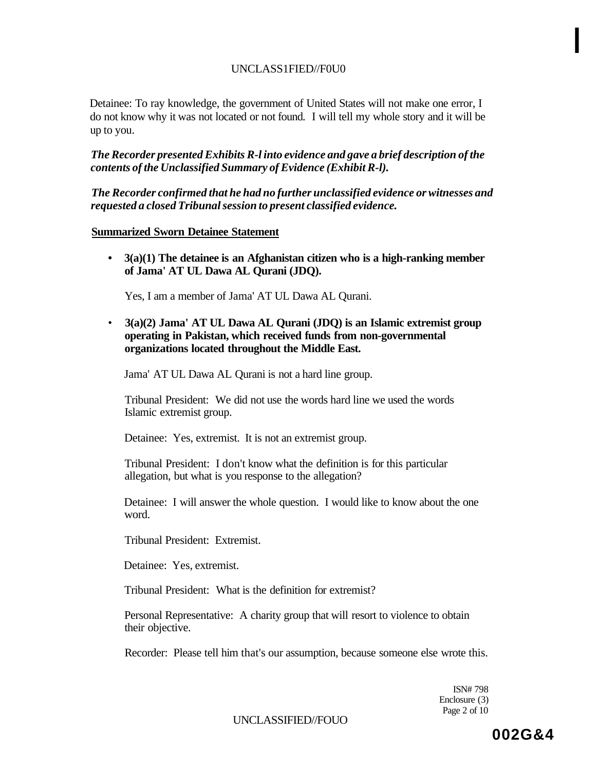Detainee: To ray knowledge, the government of United States will not make one error, I do not know why it was not located or not found. I will tell my whole story and it will be up to you.

***The Recorder presented Exhibits R-l into evidence and gave a brief description of the contents of the Unclassified Summary of Evidence (Exhibit R-l).***

***The Recorder confirmed that he had no further unclassified evidence or witnesses and requested a closed Tribunal session to present classified evidence.***

**Summarized Sworn Detainee Statement**

- **3(a)(1) The detainee is an Afghanistan citizen who is a high-ranking member of Jama' AT UL Dawa AL Qurani (JDQ).**

  Yes, I am a member of Jama' AT UL Dawa AL Qurani.

- **3(a)(2) Jama' AT UL Dawa AL Qurani (JDQ) is an Islamic extremist group operating in Pakistan, which received funds from non-governmental organizations located throughout the Middle East.**

  Jama' AT UL Dawa AL Qurani is not a hard line group.

  Tribunal President: We did not use the words hard line we used the words Islamic extremist group.

  Detainee: Yes, extremist. It is not an extremist group.

  Tribunal President: I don't know what the definition is for this particular allegation, but what is you response to the allegation?

  Detainee: I will answer the whole question. I would like to know about the one word.

  Tribunal President: Extremist.

  Detainee: Yes, extremist.

  Tribunal President: What is the definition for extremist?

  Personal Representative: A charity group that will resort to violence to obtain their objective.

  Recorder: Please tell him that's our assumption, because someone else wrote this.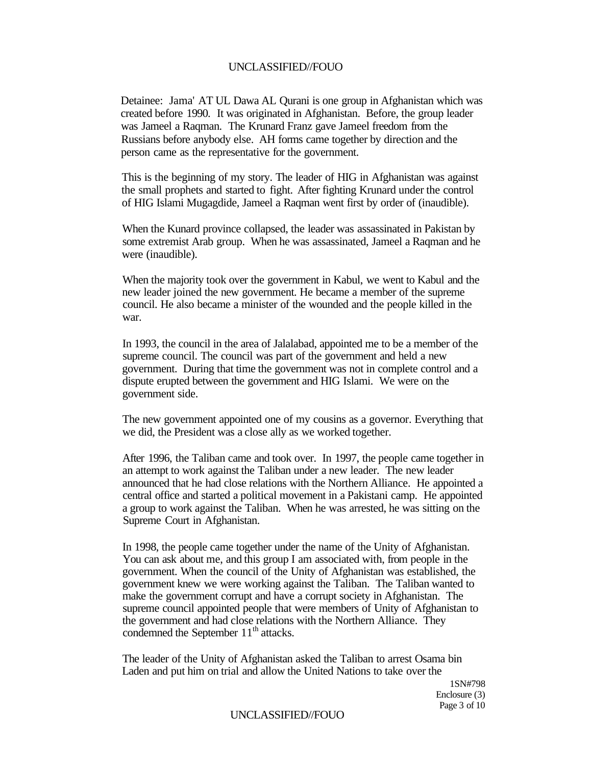Detainee: Jama' AT UL Dawa AL Qurani is one group in Afghanistan which was created before 1990. It was originated in Afghanistan. Before, the group leader was Jameel a Raqman. The Krunard Franz gave Jameel freedom from the Russians before anybody else. AH forms came together by direction and the person came as the representative for the government.

This is the beginning of my story. The leader of HIG in Afghanistan was against the small prophets and started to fight. After fighting Krunard under the control of HIG Islami Mugagdide, Jameel a Raqman went first by order of (inaudible).

When the Kunard province collapsed, the leader was assassinated in Pakistan by some extremist Arab group. When he was assassinated, Jameel a Raqman and he were (inaudible).

When the majority took over the government in Kabul, we went to Kabul and the new leader joined the new government. He became a member of the supreme council. He also became a minister of the wounded and the people killed in the war.

In 1993, the council in the area of Jalalabad, appointed me to be a member of the supreme council. The council was part of the government and held a new government. During that time the government was not in complete control and a dispute erupted between the government and HIG Islami. We were on the government side.

The new government appointed one of my cousins as a governor. Everything that we did, the President was a close ally as we worked together.

After 1996, the Taliban came and took over. In 1997, the people came together in an attempt to work against the Taliban under a new leader. The new leader announced that he had close relations with the Northern Alliance. He appointed a central office and started a political movement in a Pakistani camp. He appointed a group to work against the Taliban. When he was arrested, he was sitting on the Supreme Court in Afghanistan.

In 1998, the people came together under the name of the Unity of Afghanistan. You can ask about me, and this group I am associated with, from people in the government. When the council of the Unity of Afghanistan was established, the government knew we were working against the Taliban. The Taliban wanted to make the government corrupt and have a corrupt society in Afghanistan. The supreme council appointed people that were members of Unity of Afghanistan to the government and had close relations with the Northern Alliance. They condemned the September 11th attacks.

The leader of the Unity of Afghanistan asked the Taliban to arrest Osama bin Laden and put him on trial and allow the United Nations to take over the

ISN#798
Enclosure (3)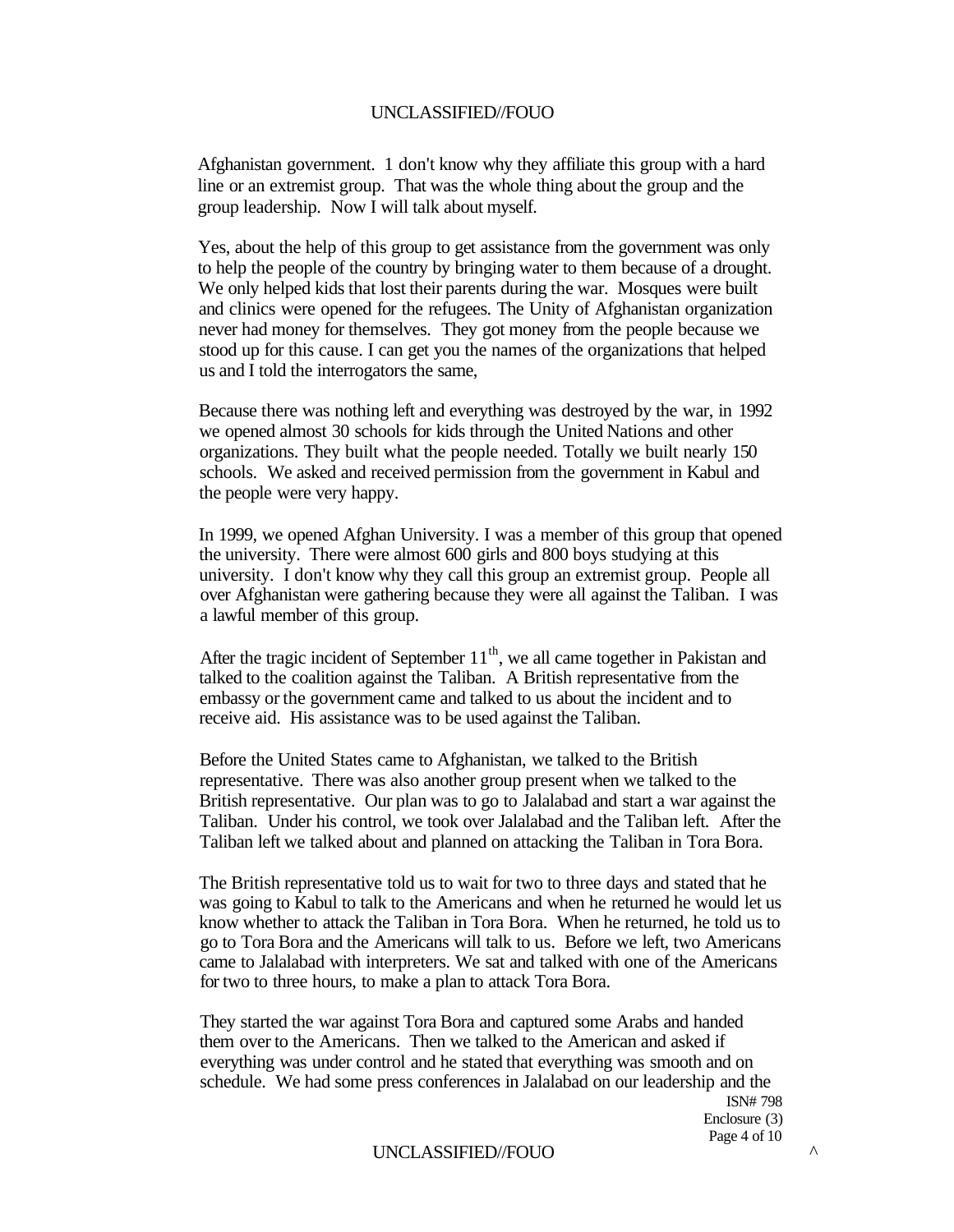Afghanistan government. 1 don't know why they affiliate this group with a hard line or an extremist group. That was the whole thing about the group and the group leadership. Now I will talk about myself.

Yes, about the help of this group to get assistance from the government was only to help the people of the country by bringing water to them because of a drought. We only helped kids that lost their parents during the war. Mosques were built and clinics were opened for the refugees. The Unity of Afghanistan organization never had money for themselves. They got money from the people because we stood up for this cause. I can get you the names of the organizations that helped us and I told the interrogators the same,

Because there was nothing left and everything was destroyed by the war, in 1992 we opened almost 30 schools for kids through the United Nations and other organizations. They built what the people needed. Totally we built nearly 150 schools. We asked and received permission from the government in Kabul and the people were very happy.

In 1999, we opened Afghan University. I was a member of this group that opened the university. There were almost 600 girls and 800 boys studying at this university. I don't know why they call this group an extremist group. People all over Afghanistan were gathering because they were all against the Taliban. I was a lawful member of this group.

After the tragic incident of September 11th, we all came together in Pakistan and talked to the coalition against the Taliban. A British representative from the embassy or the government came and talked to us about the incident and to receive aid. His assistance was to be used against the Taliban.

Before the United States came to Afghanistan, we talked to the British representative. There was also another group present when we talked to the British representative. Our plan was to go to Jalalabad and start a war against the Taliban. Under his control, we took over Jalalabad and the Taliban left. After the Taliban left we talked about and planned on attacking the Taliban in Tora Bora.

The British representative told us to wait for two to three days and stated that he was going to Kabul to talk to the Americans and when he returned he would let us know whether to attack the Taliban in Tora Bora. When he returned, he told us to go to Tora Bora and the Americans will talk to us. Before we left, two Americans came to Jalalabad with interpreters. We sat and talked with one of the Americans for two to three hours, to make a plan to attack Tora Bora.

They started the war against Tora Bora and captured some Arabs and handed them over to the Americans. Then we talked to the American and asked if everything was under control and he stated that everything was smooth and on schedule. We had some press conferences in Jalalabad on our leadership and the

ISN# 798
Enclosure (3)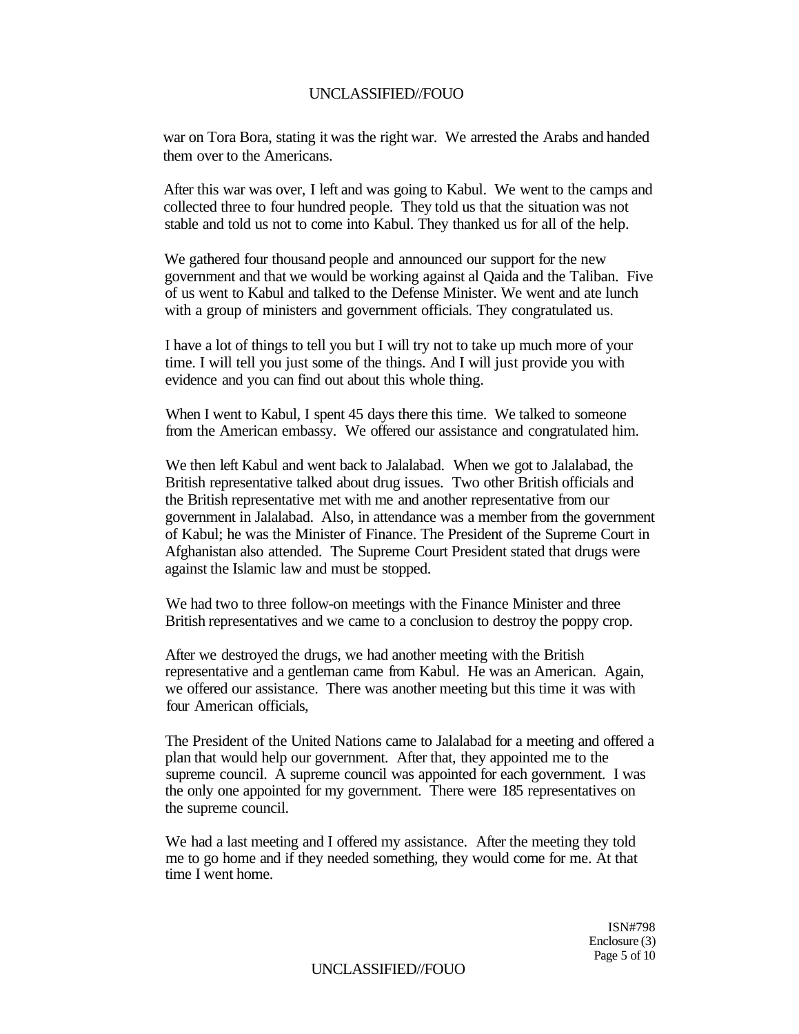war on Tora Bora, stating it was the right war. We arrested the Arabs and handed them over to the Americans.

After this war was over, I left and was going to Kabul. We went to the camps and collected three to four hundred people. They told us that the situation was not stable and told us not to come into Kabul. They thanked us for all of the help.

We gathered four thousand people and announced our support for the new government and that we would be working against al Qaida and the Taliban. Five of us went to Kabul and talked to the Defense Minister. We went and ate lunch with a group of ministers and government officials. They congratulated us.

I have a lot of things to tell you but I will try not to take up much more of your time. I will tell you just some of the things. And I will just provide you with evidence and you can find out about this whole thing.

When I went to Kabul, I spent 45 days there this time. We talked to someone from the American embassy. We offered our assistance and congratulated him.

We then left Kabul and went back to Jalalabad. When we got to Jalalabad, the British representative talked about drug issues. Two other British officials and the British representative met with me and another representative from our government in Jalalabad. Also, in attendance was a member from the government of Kabul; he was the Minister of Finance. The President of the Supreme Court in Afghanistan also attended. The Supreme Court President stated that drugs were against the Islamic law and must be stopped.

We had two to three follow-on meetings with the Finance Minister and three British representatives and we came to a conclusion to destroy the poppy crop.

After we destroyed the drugs, we had another meeting with the British representative and a gentleman came from Kabul. He was an American. Again, we offered our assistance. There was another meeting but this time it was with four American officials,

The President of the United Nations came to Jalalabad for a meeting and offered a plan that would help our government. After that, they appointed me to the supreme council. A supreme council was appointed for each government. I was the only one appointed for my government. There were 185 representatives on the supreme council.

We had a last meeting and I offered my assistance. After the meeting they told me to go home and if they needed something, they would come for me. At that time I went home.

ISN#798
Enclosure (3)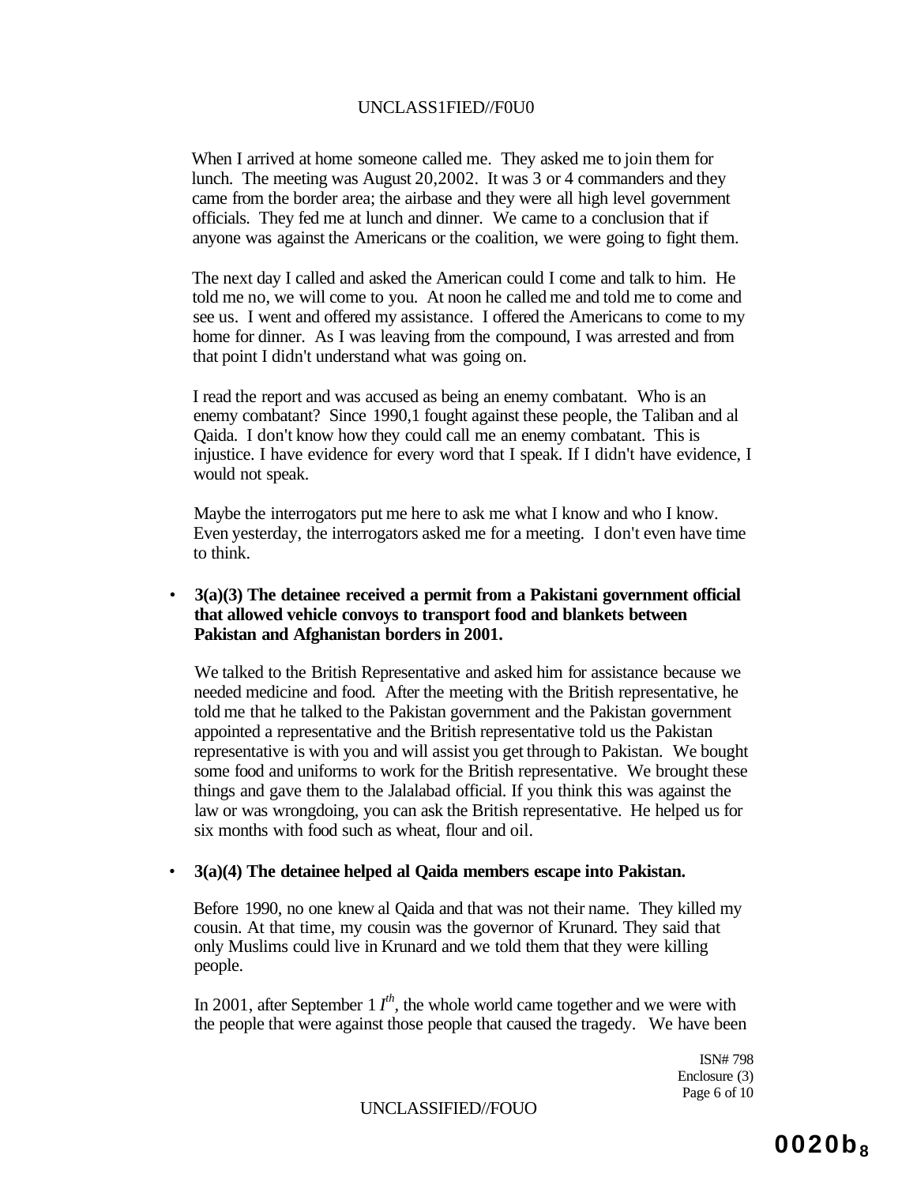When I arrived at home someone called me. They asked me to join them for lunch. The meeting was August 20,2002. It was 3 or 4 commanders and they came from the border area; the airbase and they were all high level government officials. They fed me at lunch and dinner. We came to a conclusion that if anyone was against the Americans or the coalition, we were going to fight them.

The next day I called and asked the American could I come and talk to him. He told me no, we will come to you. At noon he called me and told me to come and see us. I went and offered my assistance. I offered the Americans to come to my home for dinner. As I was leaving from the compound, I was arrested and from that point I didn't understand what was going on.

I read the report and was accused as being an enemy combatant. Who is an enemy combatant? Since 1990,1 fought against these people, the Taliban and al Qaida. I don't know how they could call me an enemy combatant. This is injustice. I have evidence for every word that I speak. If I didn't have evidence, I would not speak.

Maybe the interrogators put me here to ask me what I know and who I know. Even yesterday, the interrogators asked me for a meeting. I don't even have time to think.

- **3(a)(3) The detainee received a permit from a Pakistani government official that allowed vehicle convoys to transport food and blankets between Pakistan and Afghanistan borders in 2001.**

  We talked to the British Representative and asked him for assistance because we needed medicine and food. After the meeting with the British representative, he told me that he talked to the Pakistan government and the Pakistan government appointed a representative and the British representative told us the Pakistan representative is with you and will assist you get through to Pakistan. We bought some food and uniforms to work for the British representative. We brought these things and gave them to the Jalalabad official. If you think this was against the law or was wrongdoing, you can ask the British representative. He helped us for six months with food such as wheat, flour and oil.

- **3(a)(4) The detainee helped al Qaida members escape into Pakistan.**

  Before 1990, no one knew al Qaida and that was not their name. They killed my cousin. At that time, my cousin was the governor of Krunard. They said that only Muslims could live in Krunard and we told them that they were killing people.

  In 2001, after September 1 *I*[th], the whole world came together and we were with the people that were against those people that caused the tragedy. We have been

ISN# 798
Enclosure (3)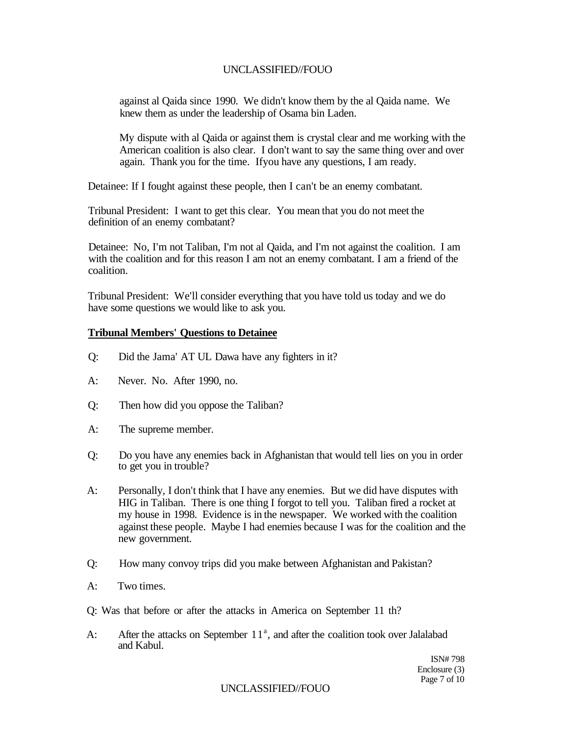against al Qaida since 1990. We didn't know them by the al Qaida name. We knew them as under the leadership of Osama bin Laden.

My dispute with al Qaida or against them is crystal clear and me working with the American coalition is also clear. I don't want to say the same thing over and over again. Thank you for the time. Ifyou have any questions, I am ready.

Detainee: If I fought against these people, then I can't be an enemy combatant.

Tribunal President: I want to get this clear. You mean that you do not meet the definition of an enemy combatant?

Detainee: No, I'm not Taliban, I'm not al Qaida, and I'm not against the coalition. I am with the coalition and for this reason I am not an enemy combatant. I am a friend of the coalition.

Tribunal President: We'll consider everything that you have told us today and we do have some questions we would like to ask you.

**Tribunal Members' Questions to Detainee**

Q: Did the Jama' AT UL Dawa have any fighters in it?

A: Never. No. After 1990, no.

Q: Then how did you oppose the Taliban?

A: The supreme member.

Q: Do you have any enemies back in Afghanistan that would tell lies on you in order to get you in trouble?

A: Personally, I don't think that I have any enemies. But we did have disputes with HIG in Taliban. There is one thing I forgot to tell you. Taliban fired a rocket at my house in 1998. Evidence is in the newspaper. We worked with the coalition against these people. Maybe I had enemies because I was for the coalition and the new government.

Q: How many convoy trips did you make between Afghanistan and Pakistan?

A: Two times.

Q: Was that before or after the attacks in America on September 11 th?

A: After the attacks on September 11[a], and after the coalition took over Jalalabad and Kabul.

ISN# 798
Enclosure (3)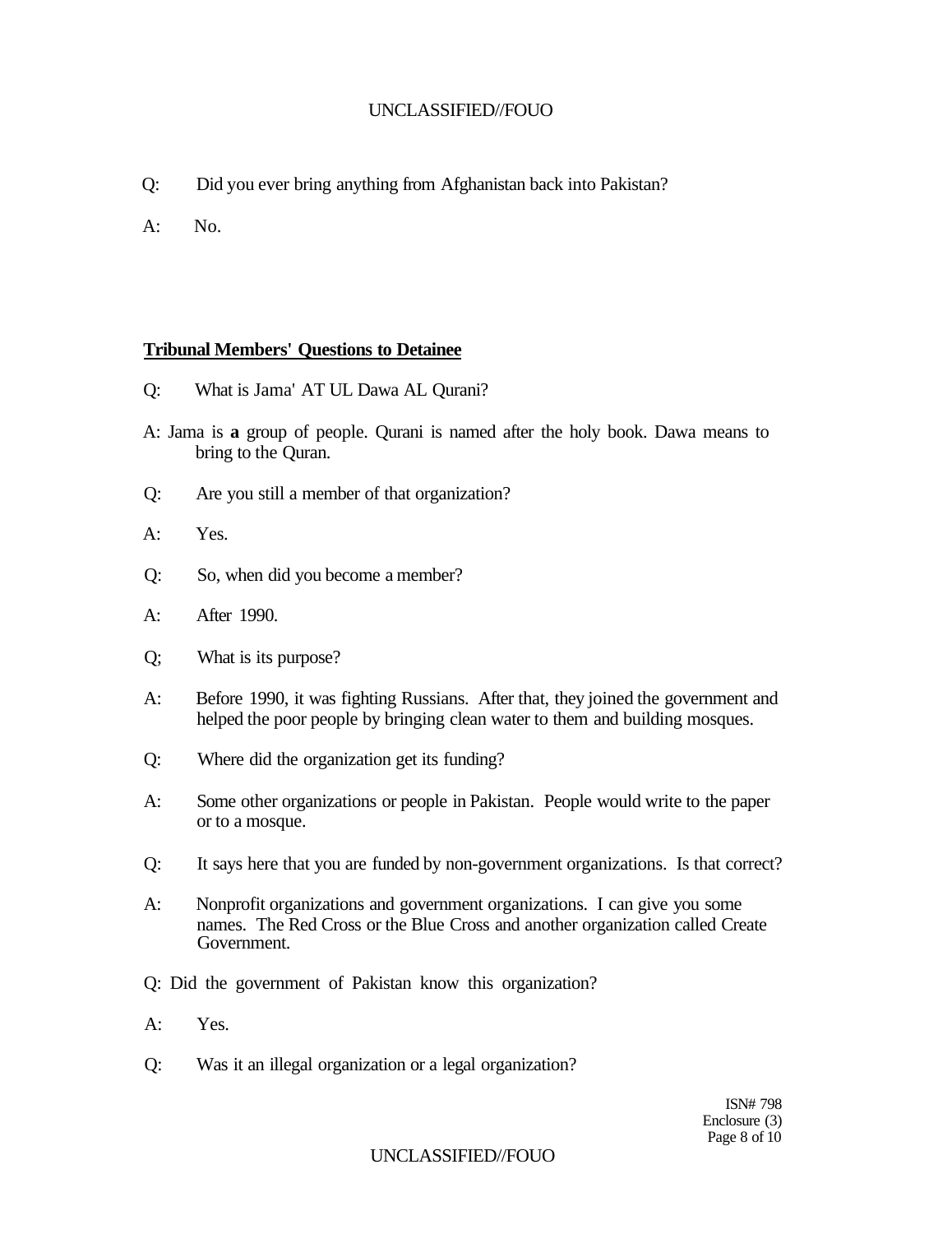Q: Did you ever bring anything from Afghanistan back into Pakistan?

A: No.

**Tribunal Members' Questions to Detainee**

Q: What is Jama' AT UL Dawa AL Qurani?

A: Jama is **a** group of people. Qurani is named after the holy book. Dawa means to bring to the Quran.

Q: Are you still a member of that organization?

A: Yes.

Q: So, when did you become a member?

A: After 1990.

Q; What is its purpose?

A: Before 1990, it was fighting Russians. After that, they joined the government and helped the poor people by bringing clean water to them and building mosques.

Q: Where did the organization get its funding?

A: Some other organizations or people in Pakistan. People would write to the paper or to a mosque.

Q: It says here that you are funded by non-government organizations. Is that correct?

A: Nonprofit organizations and government organizations. I can give you some names. The Red Cross or the Blue Cross and another organization called Create Government.

Q: Did the government of Pakistan know this organization?

A: Yes.

Q: Was it an illegal organization or a legal organization?

ISN# 798
Enclosure (3)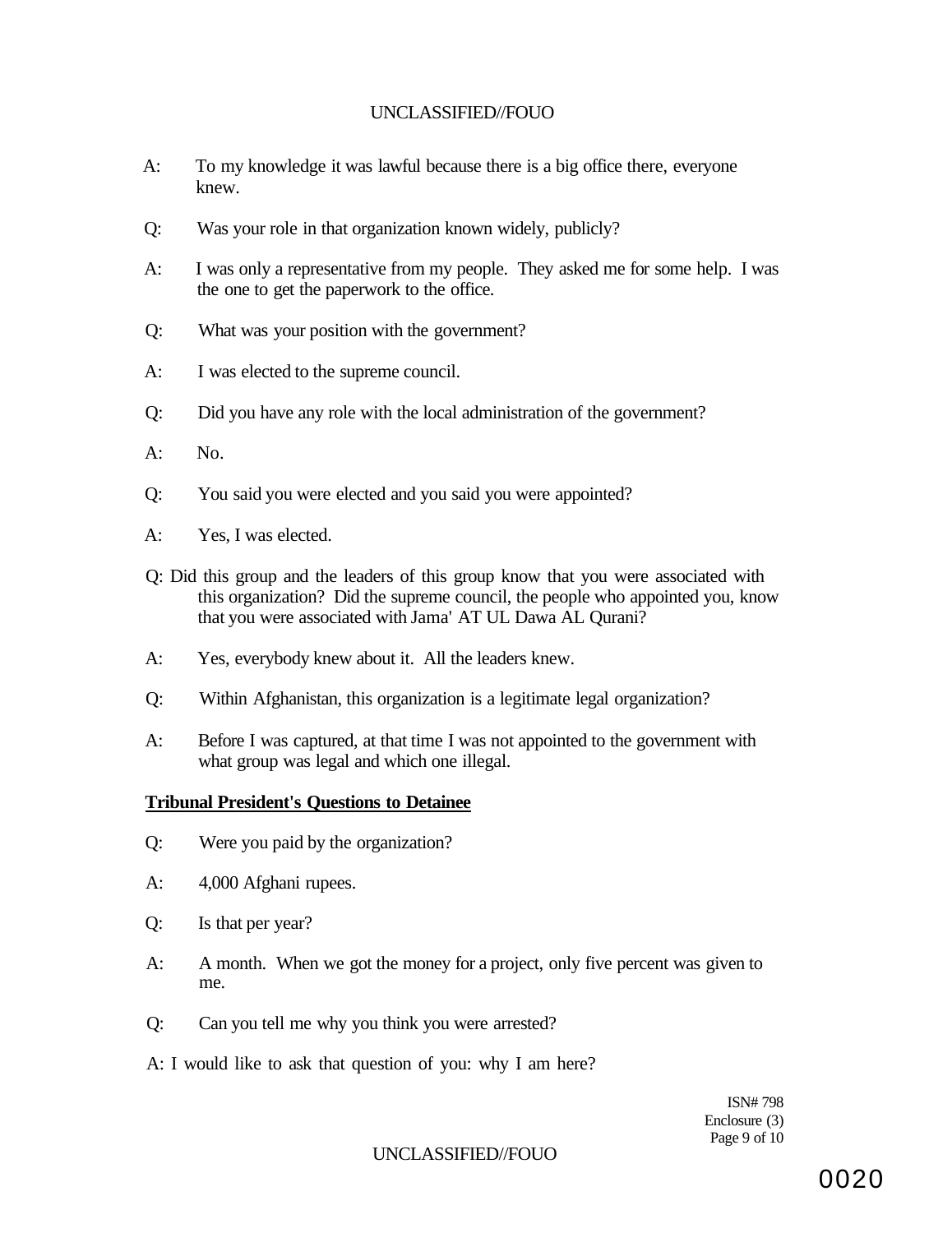A: To my knowledge it was lawful because there is a big office there, everyone knew.

Q: Was your role in that organization known widely, publicly?

A: I was only a representative from my people. They asked me for some help. I was the one to get the paperwork to the office.

Q: What was your position with the government?

A: I was elected to the supreme council.

Q: Did you have any role with the local administration of the government?

A: No.

Q: You said you were elected and you said you were appointed?

A: Yes, I was elected.

Q: Did this group and the leaders of this group know that you were associated with this organization? Did the supreme council, the people who appointed you, know that you were associated with Jama' AT UL Dawa AL Qurani?

A: Yes, everybody knew about it. All the leaders knew.

Q: Within Afghanistan, this organization is a legitimate legal organization?

A: Before I was captured, at that time I was not appointed to the government with what group was legal and which one illegal.

**Tribunal President's Questions to Detainee**

Q: Were you paid by the organization?

A: 4,000 Afghani rupees.

Q: Is that per year?

A: A month. When we got the money for a project, only five percent was given to me.

Q: Can you tell me why you think you were arrested?

A: I would like to ask that question of you: why I am here?

ISN# 798
Enclosure (3)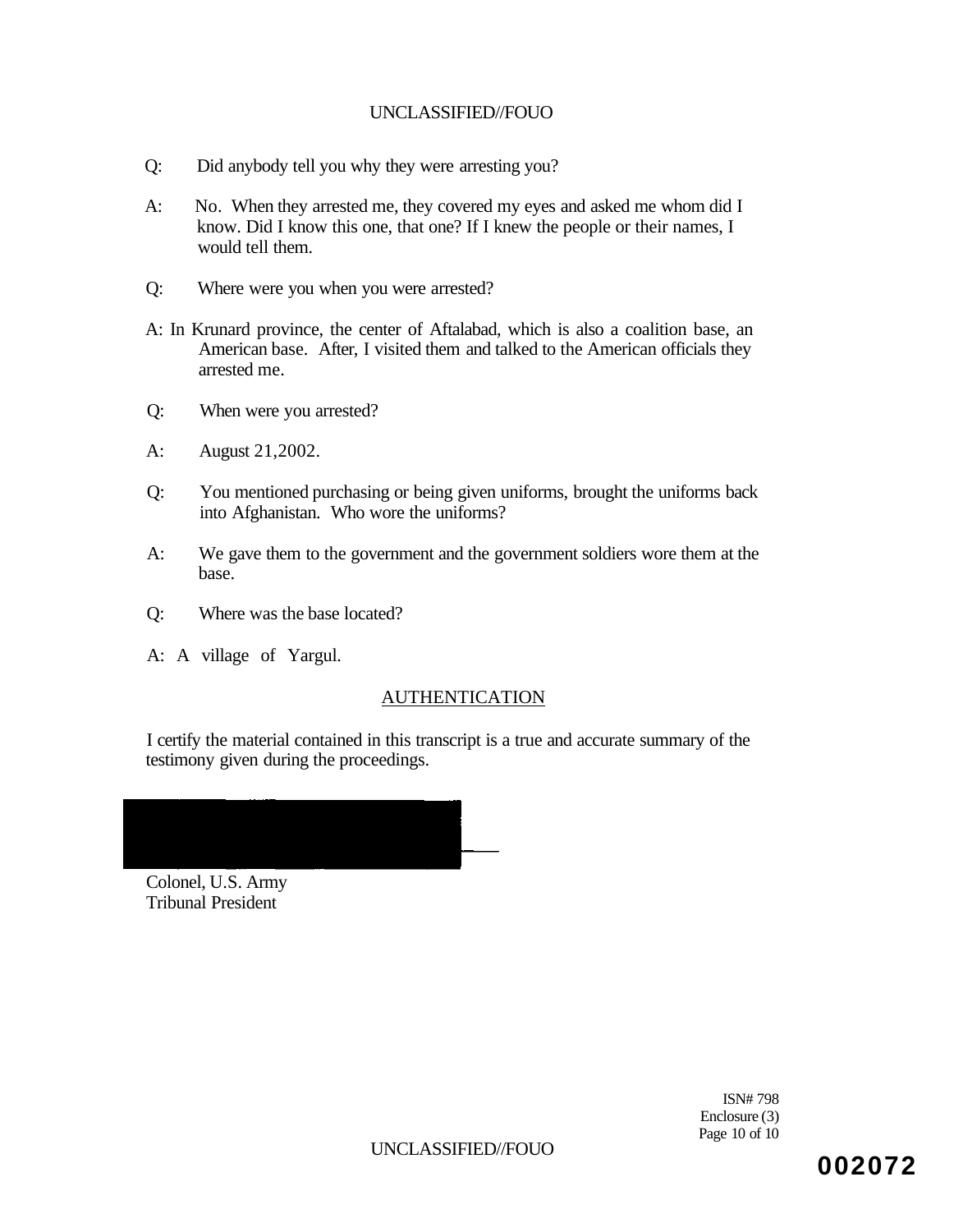Q: Did anybody tell you why they were arresting you?

A: No. When they arrested me, they covered my eyes and asked me whom did I know. Did I know this one, that one? If I knew the people or their names, I would tell them.

Q: Where were you when you were arrested?

A: In Krunard province, the center of Aftalabad, which is also a coalition base, an American base. After, I visited them and talked to the American officials they arrested me.

Q: When were you arrested?

A: August 21,2002.

Q: You mentioned purchasing or being given uniforms, brought the uniforms back into Afghanistan. Who wore the uniforms?

A: We gave them to the government and the government soldiers wore them at the base.

Q: Where was the base located?

A: A village of Yargul.

## AUTHENTICATION

I certify the material contained in this transcript is a true and accurate summary of the testimony given during the proceedings.

Colonel, U.S. Army
Tribunal President

ISN# 798
Enclosure (3)

002072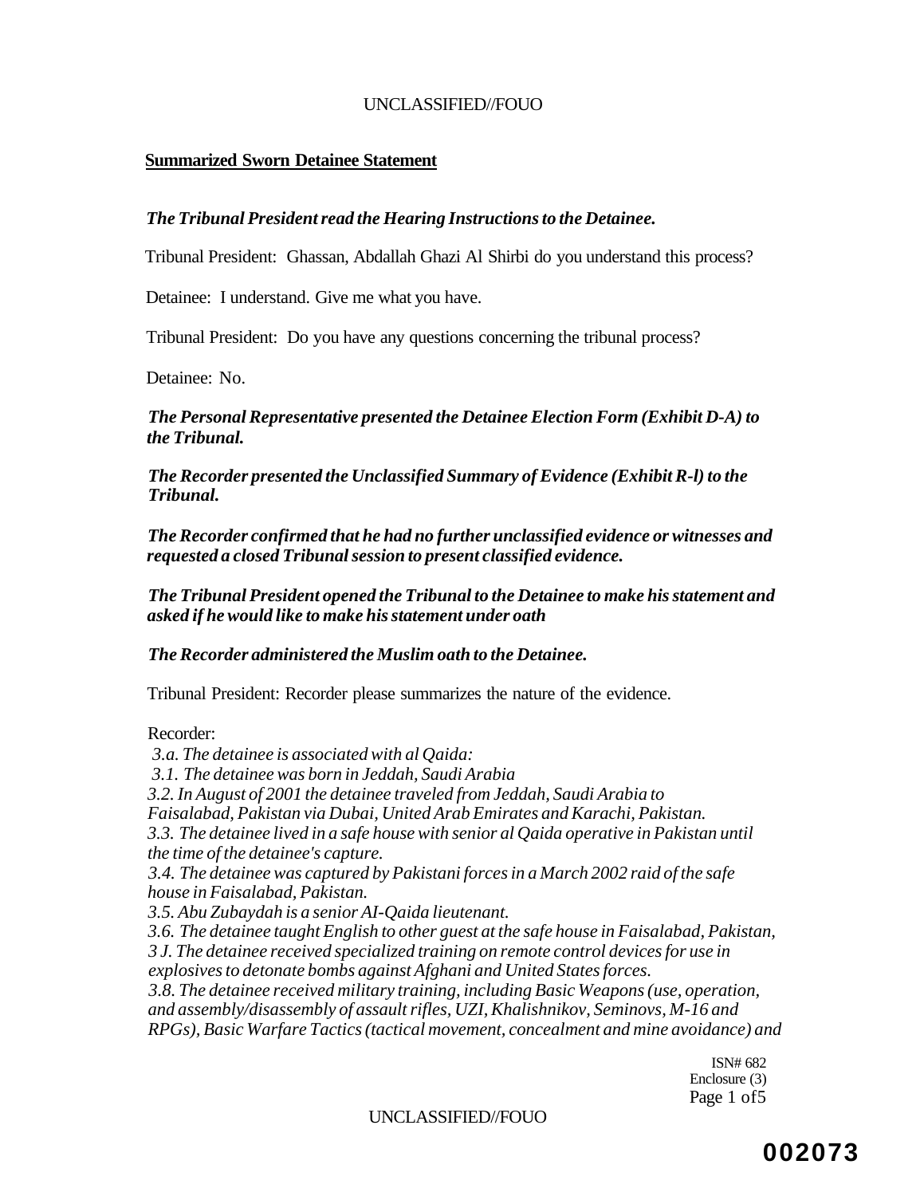**Summarized Sworn Detainee Statement**

***The Tribunal President read the Hearing Instructions to the Detainee.***

Tribunal President: Ghassan, Abdallah Ghazi Al Shirbi do you understand this process?

Detainee: I understand. Give me what you have.

Tribunal President: Do you have any questions concerning the tribunal process?

Detainee: No.

***The Personal Representative presented the Detainee Election Form (Exhibit D-A) to the Tribunal.***

***The Recorder presented the Unclassified Summary of Evidence (Exhibit R-l) to the Tribunal.***

***The Recorder confirmed that he had no further unclassified evidence or witnesses and requested a closed Tribunal session to present classified evidence.***

***The Tribunal President opened the Tribunal to the Detainee to make his statement and asked if he would like to make his statement under oath***

***The Recorder administered the Muslim oath to the Detainee.***

Tribunal President: Recorder please summarizes the nature of the evidence.

Recorder:

*3.a. The detainee is associated with al Qaida:*
*3.1. The detainee was born in Jeddah, Saudi Arabia*
*3.2. In August of 2001 the detainee traveled from Jeddah, Saudi Arabia to Faisalabad, Pakistan via Dubai, United Arab Emirates and Karachi, Pakistan.*
*3.3. The detainee lived in a safe house with senior al Qaida operative in Pakistan until the time of the detainee's capture.*
*3.4. The detainee was captured by Pakistani forces in a March 2002 raid of the safe house in Faisalabad, Pakistan.*
*3.5. Abu Zubaydah is a senior AI-Qaida lieutenant.*
*3.6. The detainee taught English to other guest at the safe house in Faisalabad, Pakistan,*
*3 J. The detainee received specialized training on remote control devices for use in explosives to detonate bombs against Afghani and United States forces.*
*3.8. The detainee received military training, including Basic Weapons (use, operation, and assembly/disassembly of assault rifles, UZI, Khalishnikov, Seminovs, M-16 and RPGs), Basic Warfare Tactics (tactical movement, concealment and mine avoidance) and*

ISN# 682
Enclosure (3)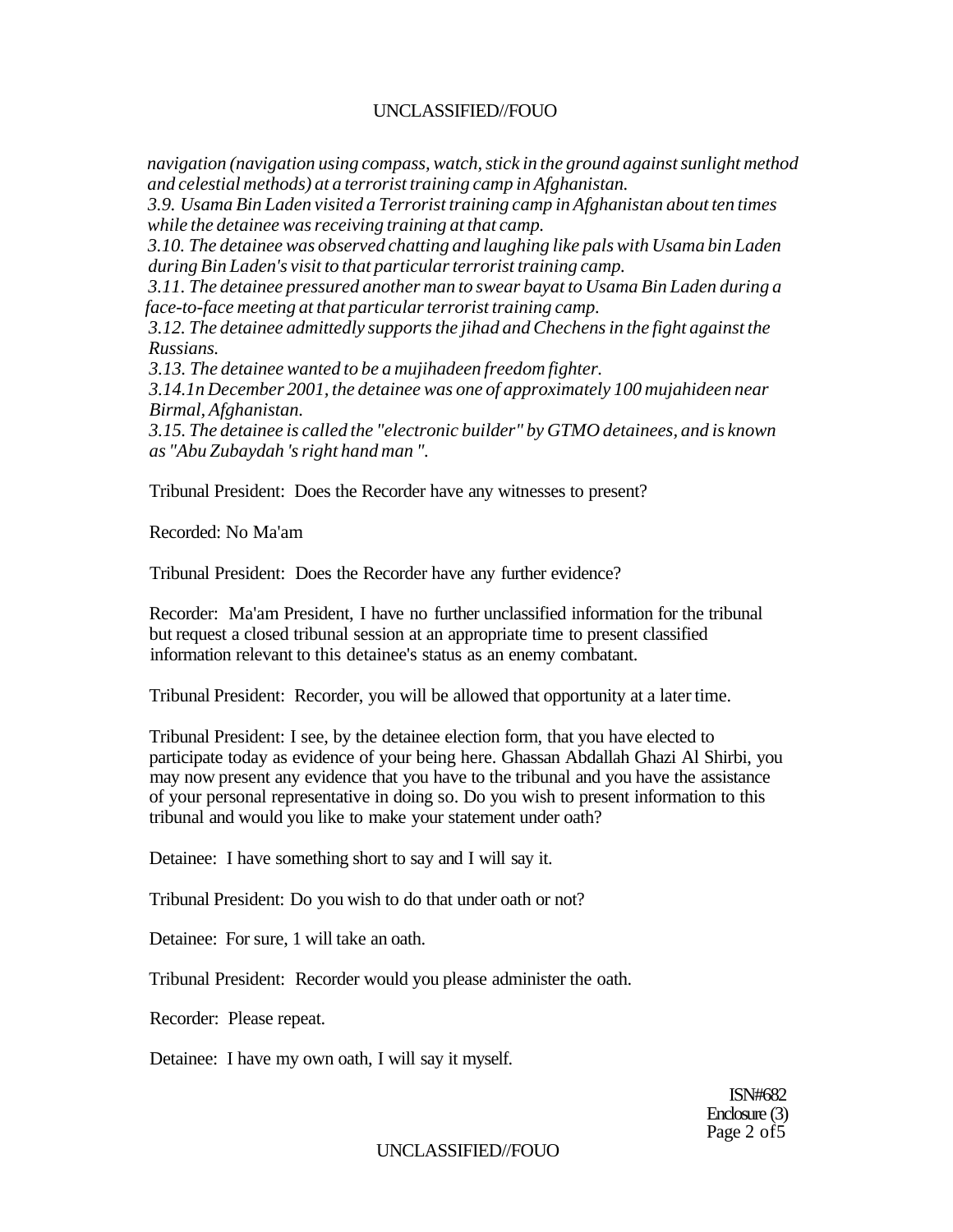*navigation (navigation using compass, watch, stick in the ground against sunlight method and celestial methods) at a terrorist training camp in Afghanistan.*

*3.9. Usama Bin Laden visited a Terrorist training camp in Afghanistan about ten times while the detainee was receiving training at that camp.*

*3.10. The detainee was observed chatting and laughing like pals with Usama bin Laden during Bin Laden's visit to that particular terrorist training camp.*

*3.11. The detainee pressured another man to swear bayat to Usama Bin Laden during a face-to-face meeting at that particular terrorist training camp.*

*3.12. The detainee admittedly supports the jihad and Chechens in the fight against the Russians.*

*3.13. The detainee wanted to be a mujihadeen freedom fighter.*

*3.14.1n December 2001, the detainee was one of approximately 100 mujahideen near Birmal, Afghanistan.*

*3.15. The detainee is called the "electronic builder" by GTMO detainees, and is known as "Abu Zubaydah 's right hand man ".*

Tribunal President: Does the Recorder have any witnesses to present?

Recorded: No Ma'am

Tribunal President: Does the Recorder have any further evidence?

Recorder: Ma'am President, I have no further unclassified information for the tribunal but request a closed tribunal session at an appropriate time to present classified information relevant to this detainee's status as an enemy combatant.

Tribunal President: Recorder, you will be allowed that opportunity at a later time.

Tribunal President: I see, by the detainee election form, that you have elected to participate today as evidence of your being here. Ghassan Abdallah Ghazi Al Shirbi, you may now present any evidence that you have to the tribunal and you have the assistance of your personal representative in doing so. Do you wish to present information to this tribunal and would you like to make your statement under oath?

Detainee: I have something short to say and I will say it.

Tribunal President: Do you wish to do that under oath or not?

Detainee: For sure, 1 will take an oath.

Tribunal President: Recorder would you please administer the oath.

Recorder: Please repeat.

Detainee: I have my own oath, I will say it myself.

ISN#682
Enclosure (3)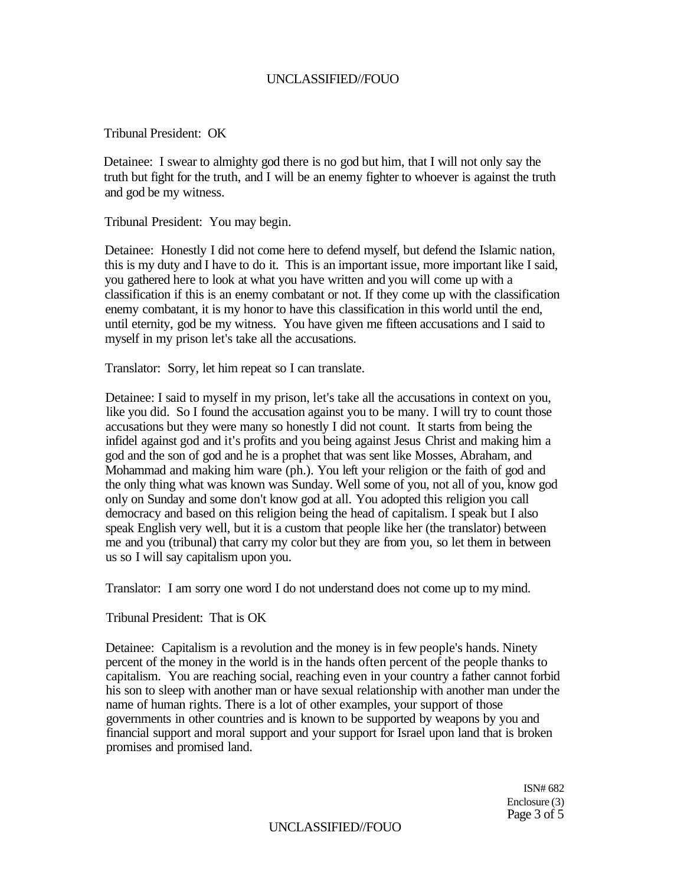Tribunal President: OK

Detainee: I swear to almighty god there is no god but him, that I will not only say the truth but fight for the truth, and I will be an enemy fighter to whoever is against the truth and god be my witness.

Tribunal President: You may begin.

Detainee: Honestly I did not come here to defend myself, but defend the Islamic nation, this is my duty and I have to do it. This is an important issue, more important like I said, you gathered here to look at what you have written and you will come up with a classification if this is an enemy combatant or not. If they come up with the classification enemy combatant, it is my honor to have this classification in this world until the end, until eternity, god be my witness. You have given me fifteen accusations and I said to myself in my prison let's take all the accusations.

Translator: Sorry, let him repeat so I can translate.

Detainee: I said to myself in my prison, let's take all the accusations in context on you, like you did. So I found the accusation against you to be many. I will try to count those accusations but they were many so honestly I did not count. It starts from being the infidel against god and it's profits and you being against Jesus Christ and making him a god and the son of god and he is a prophet that was sent like Mosses, Abraham, and Mohammad and making him ware (ph.). You left your religion or the faith of god and the only thing what was known was Sunday. Well some of you, not all of you, know god only on Sunday and some don't know god at all. You adopted this religion you call democracy and based on this religion being the head of capitalism. I speak but I also speak English very well, but it is a custom that people like her (the translator) between me and you (tribunal) that carry my color but they are from you, so let them in between us so I will say capitalism upon you.

Translator: I am sorry one word I do not understand does not come up to my mind.

Tribunal President: That is OK

Detainee: Capitalism is a revolution and the money is in few people's hands. Ninety percent of the money in the world is in the hands often percent of the people thanks to capitalism. You are reaching social, reaching even in your country a father cannot forbid his son to sleep with another man or have sexual relationship with another man under the name of human rights. There is a lot of other examples, your support of those governments in other countries and is known to be supported by weapons by you and financial support and moral support and your support for Israel upon land that is broken promises and promised land.

ISN# 682
Enclosure (3)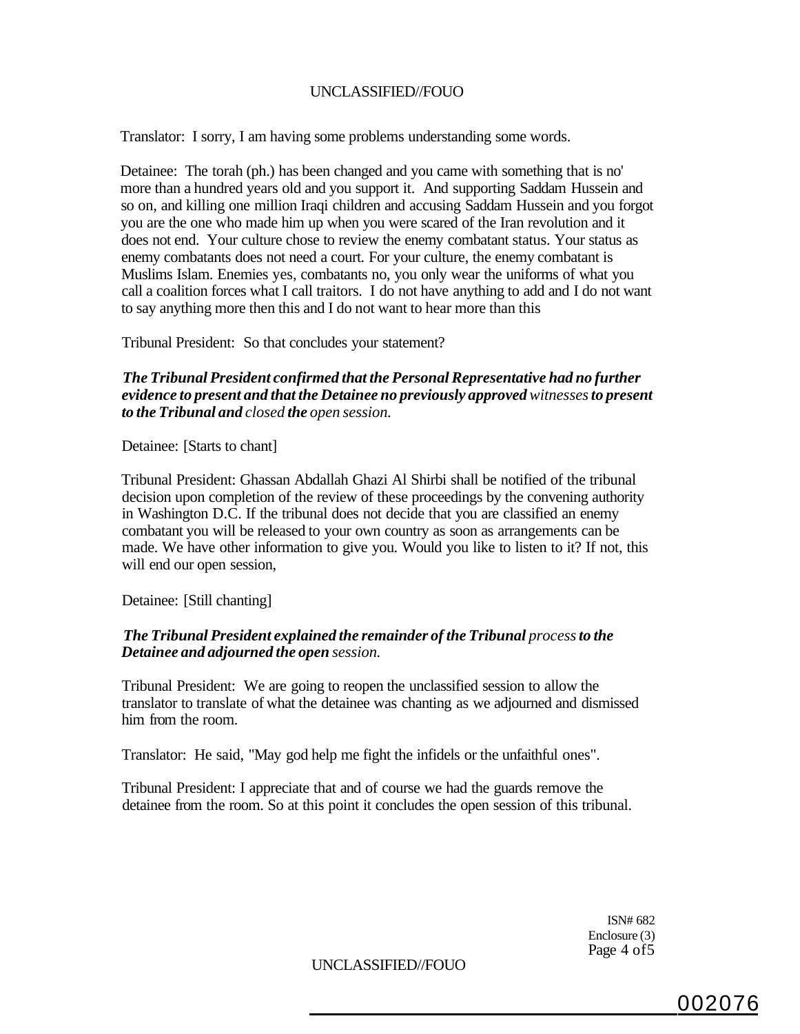Translator: I sorry, I am having some problems understanding some words.

Detainee: The torah (ph.) has been changed and you came with something that is no' more than a hundred years old and you support it. And supporting Saddam Hussein and so on, and killing one million Iraqi children and accusing Saddam Hussein and you forgot you are the one who made him up when you were scared of the Iran revolution and it does not end. Your culture chose to review the enemy combatant status. Your status as enemy combatants does not need a court. For your culture, the enemy combatant is Muslims Islam. Enemies yes, combatants no, you only wear the uniforms of what you call a coalition forces what I call traitors. I do not have anything to add and I do not want to say anything more then this and I do not want to hear more than this

Tribunal President: So that concludes your statement?

***The Tribunal President confirmed that the Personal Representative had no further evidence to present and that the Detainee no previously approved** witnesses **to present to the Tribunal and** closed **the** open session.*

Detainee: [Starts to chant]

Tribunal President: Ghassan Abdallah Ghazi Al Shirbi shall be notified of the tribunal decision upon completion of the review of these proceedings by the convening authority in Washington D.C. If the tribunal does not decide that you are classified an enemy combatant you will be released to your own country as soon as arrangements can be made. We have other information to give you. Would you like to listen to it? If not, this will end our open session,

Detainee: [Still chanting]

***The Tribunal President explained the remainder of the Tribunal** process **to the Detainee and adjourned the open** session.*

Tribunal President: We are going to reopen the unclassified session to allow the translator to translate of what the detainee was chanting as we adjourned and dismissed him from the room.

Translator: He said, "May god help me fight the infidels or the unfaithful ones".

Tribunal President: I appreciate that and of course we had the guards remove the detainee from the room. So at this point it concludes the open session of this tribunal.

ISN# 682
Enclosure (3)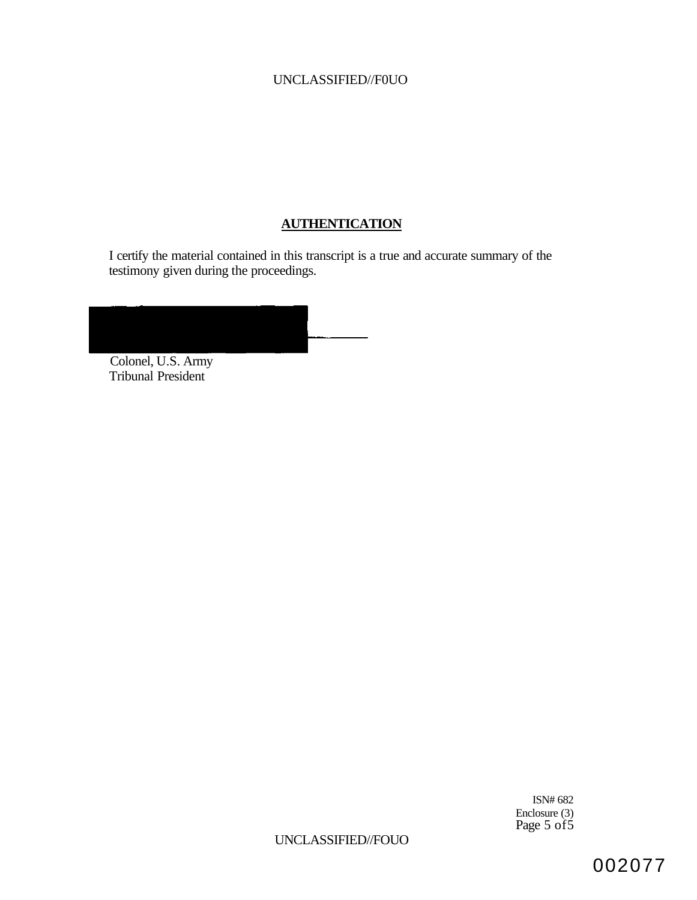## AUTHENTICATION

I certify the material contained in this transcript is a true and accurate summary of the testimony given during the proceedings.

Colonel, U.S. Army
Tribunal President

ISN# 682
Enclosure (3)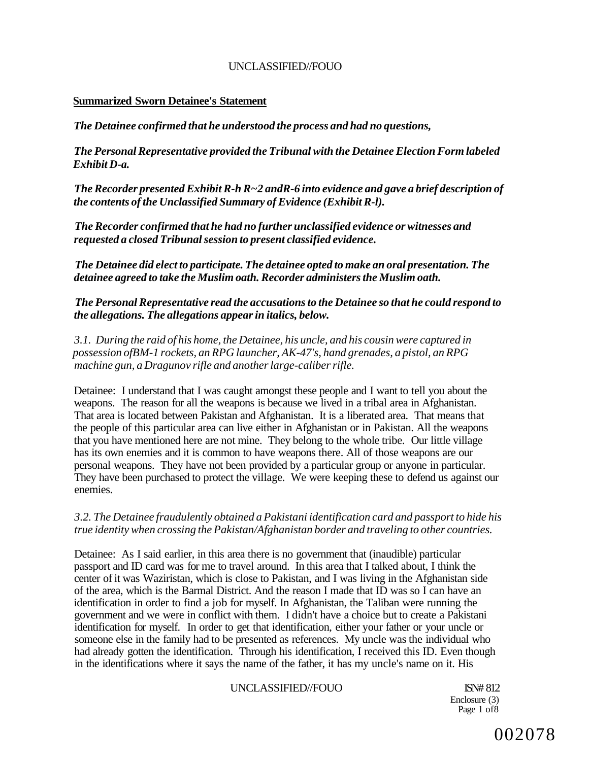**Summarized Sworn Detainee's Statement**

***The Detainee confirmed that he understood the process and had no questions,***

***The Personal Representative provided the Tribunal with the Detainee Election Form labeled Exhibit D-a.***

***The Recorder presented Exhibit R-h R~2 andR-6 into evidence and gave a brief description of the contents of the Unclassified Summary of Evidence (Exhibit R-l).***

***The Recorder confirmed that he had no further unclassified evidence or witnesses and requested a closed Tribunal session to present classified evidence.***

***The Detainee did elect to participate. The detainee opted to make an oral presentation. The detainee agreed to take the Muslim oath. Recorder administers the Muslim oath.***

***The Personal Representative read the accusations to the Detainee so that he could respond to the allegations. The allegations appear in italics, below.***

*3.1. During the raid of his home, the Detainee, his uncle, and his cousin were captured in possession ofBM-1 rockets, an RPG launcher, AK-47's, hand grenades, a pistol, an RPG machine gun, a Dragunov rifle and another large-caliber rifle.*

Detainee: I understand that I was caught amongst these people and I want to tell you about the weapons. The reason for all the weapons is because we lived in a tribal area in Afghanistan. That area is located between Pakistan and Afghanistan. It is a liberated area. That means that the people of this particular area can live either in Afghanistan or in Pakistan. All the weapons that you have mentioned here are not mine. They belong to the whole tribe. Our little village has its own enemies and it is common to have weapons there. All of those weapons are our personal weapons. They have not been provided by a particular group or anyone in particular. They have been purchased to protect the village. We were keeping these to defend us against our enemies.

*3.2. The Detainee fraudulently obtained a Pakistani identification card and passport to hide his true identity when crossing the Pakistan/Afghanistan border and traveling to other countries.*

Detainee: As I said earlier, in this area there is no government that (inaudible) particular passport and ID card was for me to travel around. In this area that I talked about, I think the center of it was Waziristan, which is close to Pakistan, and I was living in the Afghanistan side of the area, which is the Barmal District. And the reason I made that ID was so I can have an identification in order to find a job for myself. In Afghanistan, the Taliban were running the government and we were in conflict with them. I didn't have a choice but to create a Pakistani identification for myself. In order to get that identification, either your father or your uncle or someone else in the family had to be presented as references. My uncle was the individual who had already gotten the identification. Through his identification, I received this ID. Even though in the identifications where it says the name of the father, it has my uncle's name on it. His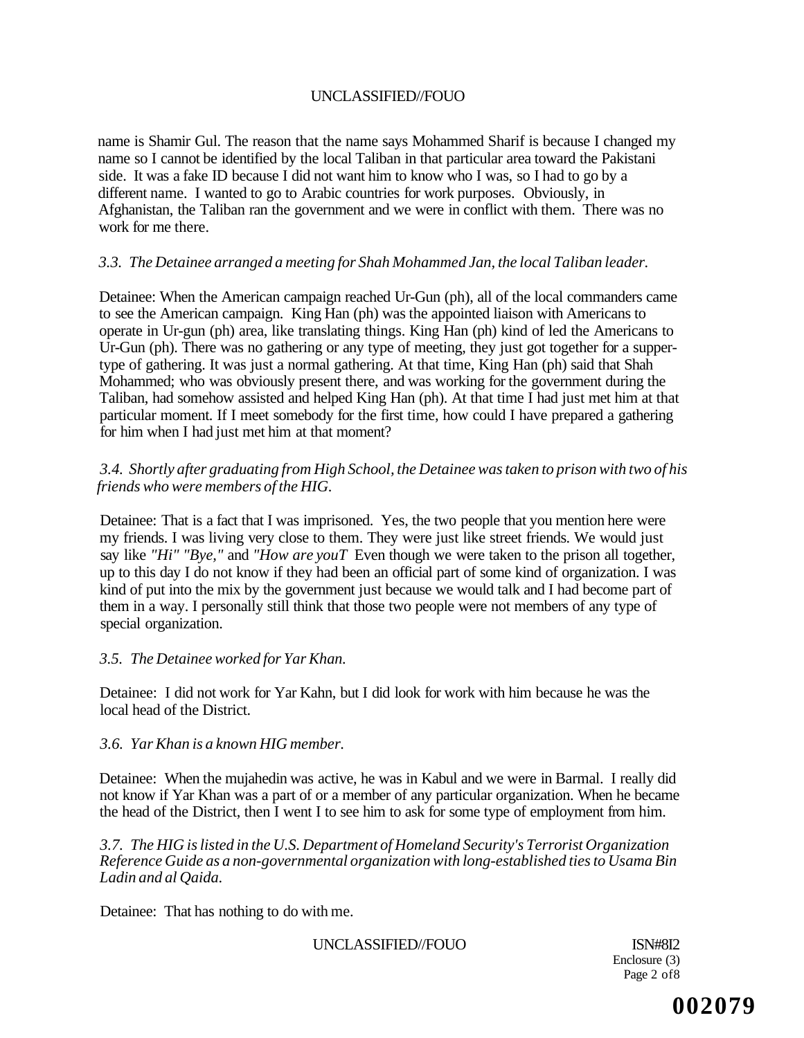name is Shamir Gul. The reason that the name says Mohammed Sharif is because I changed my name so I cannot be identified by the local Taliban in that particular area toward the Pakistani side. It was a fake ID because I did not want him to know who I was, so I had to go by a different name. I wanted to go to Arabic countries for work purposes. Obviously, in Afghanistan, the Taliban ran the government and we were in conflict with them. There was no work for me there.

*3.3. The Detainee arranged a meeting for Shah Mohammed Jan, the local Taliban leader.*

Detainee: When the American campaign reached Ur-Gun (ph), all of the local commanders came to see the American campaign. King Han (ph) was the appointed liaison with Americans to operate in Ur-gun (ph) area, like translating things. King Han (ph) kind of led the Americans to Ur-Gun (ph). There was no gathering or any type of meeting, they just got together for a supper-type of gathering. It was just a normal gathering. At that time, King Han (ph) said that Shah Mohammed; who was obviously present there, and was working for the government during the Taliban, had somehow assisted and helped King Han (ph). At that time I had just met him at that particular moment. If I meet somebody for the first time, how could I have prepared a gathering for him when I had just met him at that moment?

*3.4. Shortly after graduating from High School, the Detainee was taken to prison with two of his friends who were members of the HIG.*

Detainee: That is a fact that I was imprisoned. Yes, the two people that you mention here were my friends. I was living very close to them. They were just like street friends. We would just say like *"Hi" "Bye,"* and *"How are youT* Even though we were taken to the prison all together, up to this day I do not know if they had been an official part of some kind of organization. I was kind of put into the mix by the government just because we would talk and I had become part of them in a way. I personally still think that those two people were not members of any type of special organization.

*3.5. The Detainee worked for Yar Khan.*

Detainee: I did not work for Yar Kahn, but I did look for work with him because he was the local head of the District.

*3.6. Yar Khan is a known HIG member.*

Detainee: When the mujahedin was active, he was in Kabul and we were in Barmal. I really did not know if Yar Khan was a part of or a member of any particular organization. When he became the head of the District, then I went I to see him to ask for some type of employment from him.

*3.7. The HIG is listed in the U.S. Department of Homeland Security's Terrorist Organization Reference Guide as a non-governmental organization with long-established ties to Usama Bin Ladin and al Qaida.*

Detainee: That has nothing to do with me.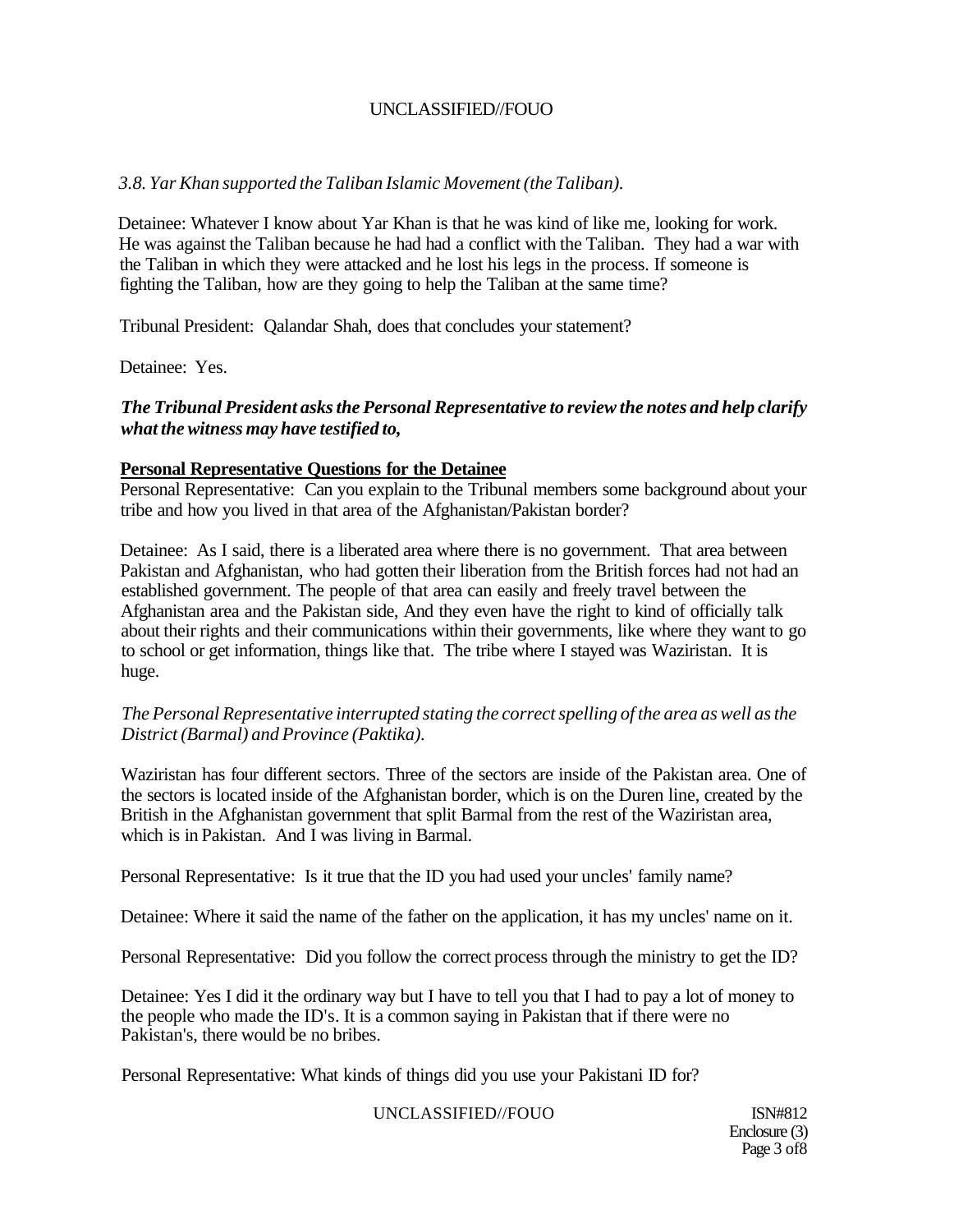*3.8. Yar Khan supported the Taliban Islamic Movement (the Taliban).*

Detainee: Whatever I know about Yar Khan is that he was kind of like me, looking for work. He was against the Taliban because he had had a conflict with the Taliban. They had a war with the Taliban in which they were attacked and he lost his legs in the process. If someone is fighting the Taliban, how are they going to help the Taliban at the same time?

Tribunal President: Qalandar Shah, does that concludes your statement?

Detainee: Yes.

***The Tribunal President asks the Personal Representative to review the notes and help clarify what the witness may have testified to,***

**Personal Representative Questions for the Detainee**

Personal Representative: Can you explain to the Tribunal members some background about your tribe and how you lived in that area of the Afghanistan/Pakistan border?

Detainee: As I said, there is a liberated area where there is no government. That area between Pakistan and Afghanistan, who had gotten their liberation from the British forces had not had an established government. The people of that area can easily and freely travel between the Afghanistan area and the Pakistan side, And they even have the right to kind of officially talk about their rights and their communications within their governments, like where they want to go to school or get information, things like that. The tribe where I stayed was Waziristan. It is huge.

*The Personal Representative interrupted stating the correct spelling of the area as well as the District (Barmal) and Province (Paktika).*

Waziristan has four different sectors. Three of the sectors are inside of the Pakistan area. One of the sectors is located inside of the Afghanistan border, which is on the Duren line, created by the British in the Afghanistan government that split Barmal from the rest of the Waziristan area, which is in Pakistan. And I was living in Barmal.

Personal Representative: Is it true that the ID you had used your uncles' family name?

Detainee: Where it said the name of the father on the application, it has my uncles' name on it.

Personal Representative: Did you follow the correct process through the ministry to get the ID?

Detainee: Yes I did it the ordinary way but I have to tell you that I had to pay a lot of money to the people who made the ID's. It is a common saying in Pakistan that if there were no Pakistan's, there would be no bribes.

Personal Representative: What kinds of things did you use your Pakistani ID for?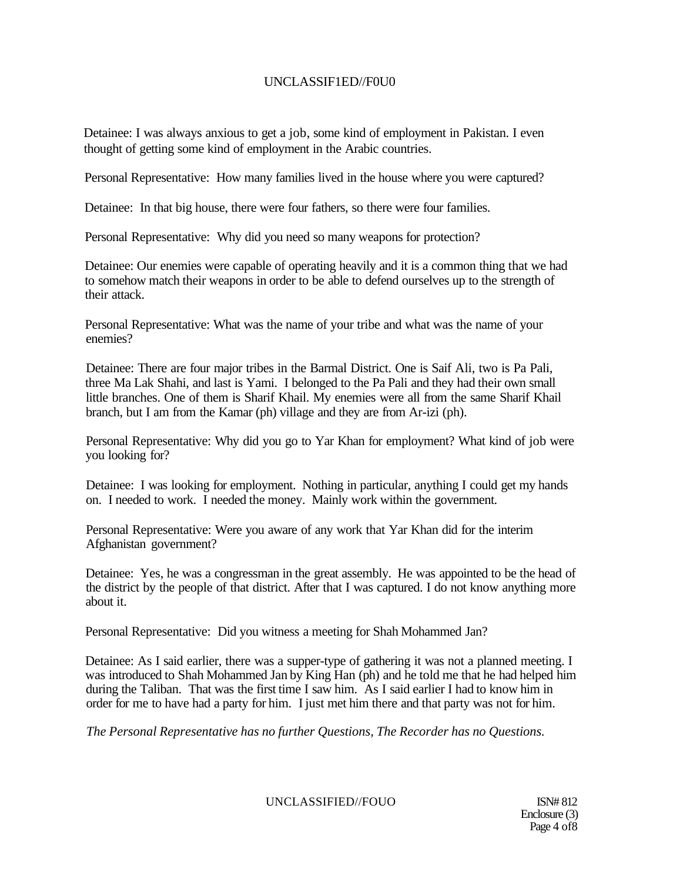Detainee: I was always anxious to get a job, some kind of employment in Pakistan. I even thought of getting some kind of employment in the Arabic countries.

Personal Representative: How many families lived in the house where you were captured?

Detainee: In that big house, there were four fathers, so there were four families.

Personal Representative: Why did you need so many weapons for protection?

Detainee: Our enemies were capable of operating heavily and it is a common thing that we had to somehow match their weapons in order to be able to defend ourselves up to the strength of their attack.

Personal Representative: What was the name of your tribe and what was the name of your enemies?

Detainee: There are four major tribes in the Barmal District. One is Saif Ali, two is Pa Pali, three Ma Lak Shahi, and last is Yami. I belonged to the Pa Pali and they had their own small little branches. One of them is Sharif Khail. My enemies were all from the same Sharif Khail branch, but I am from the Kamar (ph) village and they are from Ar-izi (ph).

Personal Representative: Why did you go to Yar Khan for employment? What kind of job were you looking for?

Detainee: I was looking for employment. Nothing in particular, anything I could get my hands on. I needed to work. I needed the money. Mainly work within the government.

Personal Representative: Were you aware of any work that Yar Khan did for the interim Afghanistan government?

Detainee: Yes, he was a congressman in the great assembly. He was appointed to be the head of the district by the people of that district. After that I was captured. I do not know anything more about it.

Personal Representative: Did you witness a meeting for Shah Mohammed Jan?

Detainee: As I said earlier, there was a supper-type of gathering it was not a planned meeting. I was introduced to Shah Mohammed Jan by King Han (ph) and he told me that he had helped him during the Taliban. That was the first time I saw him. As I said earlier I had to know him in order for me to have had a party for him. I just met him there and that party was not for him.

*The Personal Representative has no further Questions, The Recorder has no Questions.*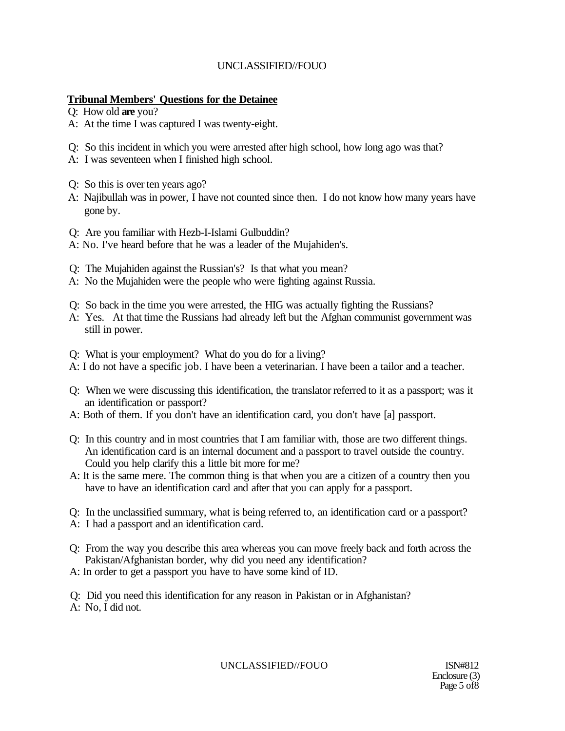**Tribunal Members' Questions for the Detainee**

Q: How old **are** you?

A: At the time I was captured I was twenty-eight.

Q: So this incident in which you were arrested after high school, how long ago was that?

A: I was seventeen when I finished high school.

Q: So this is over ten years ago?

A: Najibullah was in power, I have not counted since then. I do not know how many years have gone by.

Q: Are you familiar with Hezb-I-Islami Gulbuddin?

A: No. I've heard before that he was a leader of the Mujahiden's.

Q: The Mujahiden against the Russian's? Is that what you mean?

A: No the Mujahiden were the people who were fighting against Russia.

Q: So back in the time you were arrested, the HIG was actually fighting the Russians?

A: Yes. At that time the Russians had already left but the Afghan communist government was still in power.

Q: What is your employment? What do you do for a living?

A: I do not have a specific job. I have been a veterinarian. I have been a tailor and a teacher.

Q: When we were discussing this identification, the translator referred to it as a passport; was it an identification or passport?

A: Both of them. If you don't have an identification card, you don't have [a] passport.

Q: In this country and in most countries that I am familiar with, those are two different things. An identification card is an internal document and a passport to travel outside the country. Could you help clarify this a little bit more for me?

A: It is the same mere. The common thing is that when you are a citizen of a country then you have to have an identification card and after that you can apply for a passport.

Q: In the unclassified summary, what is being referred to, an identification card or a passport?

A: I had a passport and an identification card.

Q: From the way you describe this area whereas you can move freely back and forth across the Pakistan/Afghanistan border, why did you need any identification?

A: In order to get a passport you have to have some kind of ID.

Q: Did you need this identification for any reason in Pakistan or in Afghanistan?

A: No, I did not.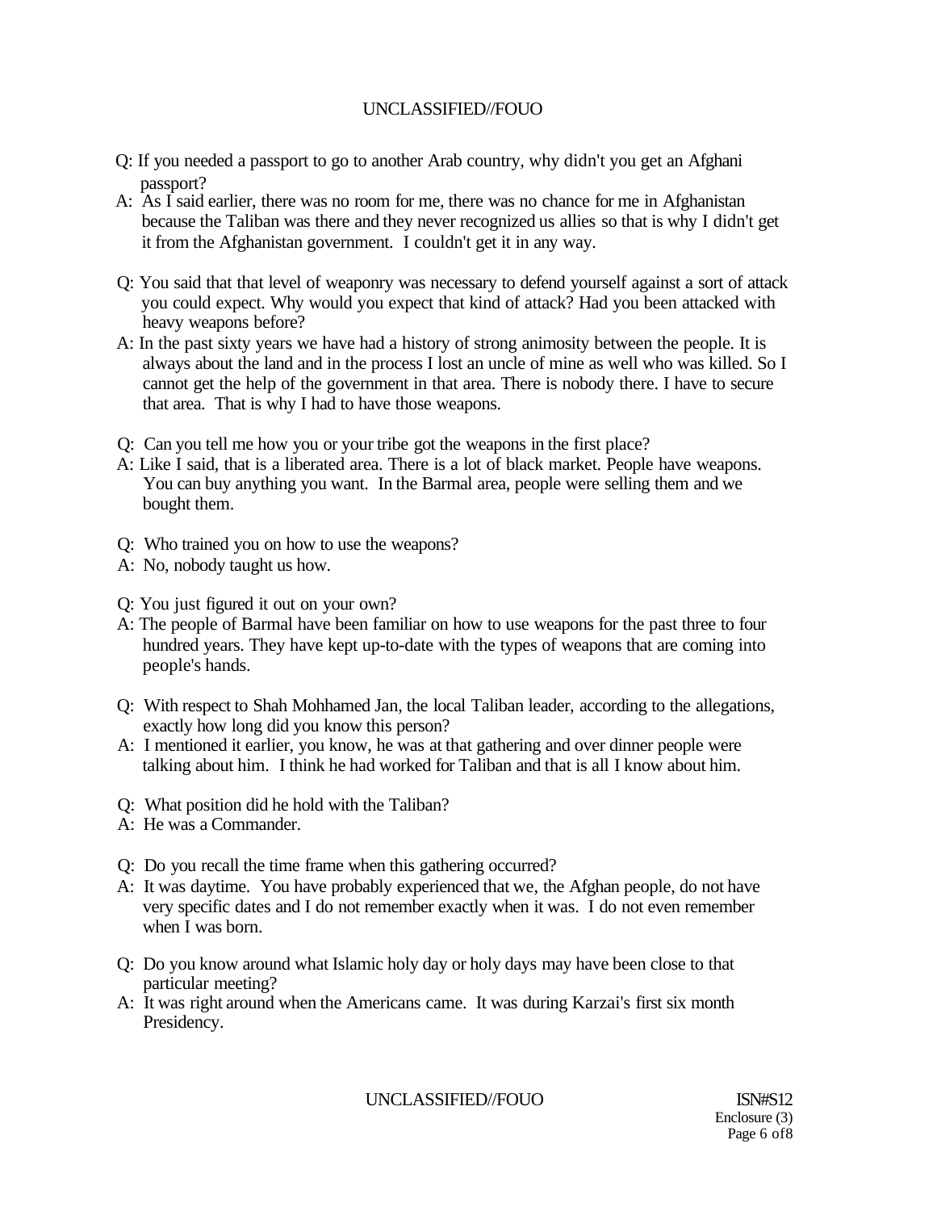Q: If you needed a passport to go to another Arab country, why didn't you get an Afghani passport?

A: As I said earlier, there was no room for me, there was no chance for me in Afghanistan because the Taliban was there and they never recognized us allies so that is why I didn't get it from the Afghanistan government. I couldn't get it in any way.

Q: You said that that level of weaponry was necessary to defend yourself against a sort of attack you could expect. Why would you expect that kind of attack? Had you been attacked with heavy weapons before?

A: In the past sixty years we have had a history of strong animosity between the people. It is always about the land and in the process I lost an uncle of mine as well who was killed. So I cannot get the help of the government in that area. There is nobody there. I have to secure that area. That is why I had to have those weapons.

Q: Can you tell me how you or your tribe got the weapons in the first place?

A: Like I said, that is a liberated area. There is a lot of black market. People have weapons. You can buy anything you want. In the Barmal area, people were selling them and we bought them.

Q: Who trained you on how to use the weapons?

A: No, nobody taught us how.

Q: You just figured it out on your own?

A: The people of Barmal have been familiar on how to use weapons for the past three to four hundred years. They have kept up-to-date with the types of weapons that are coming into people's hands.

Q: With respect to Shah Mohhamed Jan, the local Taliban leader, according to the allegations, exactly how long did you know this person?

A: I mentioned it earlier, you know, he was at that gathering and over dinner people were talking about him. I think he had worked for Taliban and that is all I know about him.

Q: What position did he hold with the Taliban?

A: He was a Commander.

Q: Do you recall the time frame when this gathering occurred?

A: It was daytime. You have probably experienced that we, the Afghan people, do not have very specific dates and I do not remember exactly when it was. I do not even remember when I was born.

Q: Do you know around what Islamic holy day or holy days may have been close to that particular meeting?

A: It was right around when the Americans came. It was during Karzai's first six month Presidency.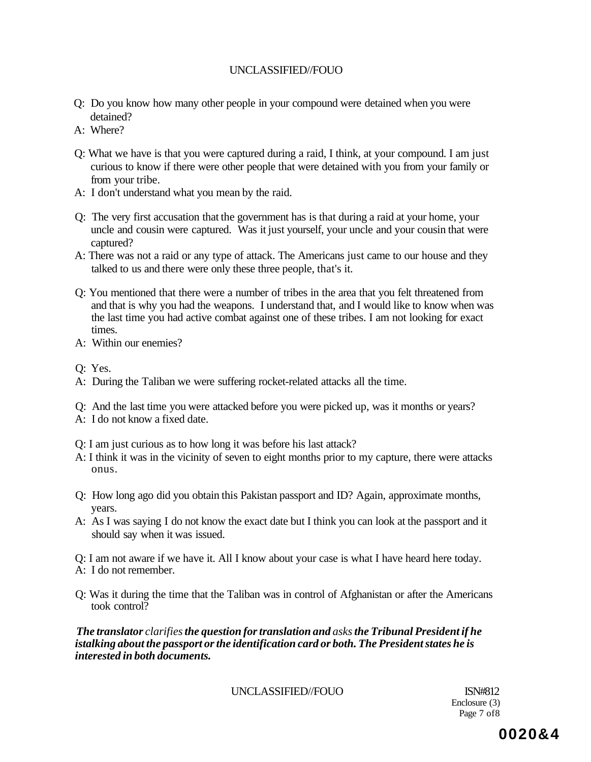Q: Do you know how many other people in your compound were detained when you were detained?

A: Where?

Q: What we have is that you were captured during a raid, I think, at your compound. I am just curious to know if there were other people that were detained with you from your family or from your tribe.

A: I don't understand what you mean by the raid.

Q: The very first accusation that the government has is that during a raid at your home, your uncle and cousin were captured. Was it just yourself, your uncle and your cousin that were captured?

A: There was not a raid or any type of attack. The Americans just came to our house and they talked to us and there were only these three people, that's it.

Q: You mentioned that there were a number of tribes in the area that you felt threatened from and that is why you had the weapons. I understand that, and I would like to know when was the last time you had active combat against one of these tribes. I am not looking for exact times.

A: Within our enemies?

Q: Yes.

A: During the Taliban we were suffering rocket-related attacks all the time.

Q: And the last time you were attacked before you were picked up, was it months or years?

A: I do not know a fixed date.

Q: I am just curious as to how long it was before his last attack?

A: I think it was in the vicinity of seven to eight months prior to my capture, there were attacks onus.

Q: How long ago did you obtain this Pakistan passport and ID? Again, approximate months, years.

A: As I was saying I do not know the exact date but I think you can look at the passport and it should say when it was issued.

Q: I am not aware if we have it. All I know about your case is what I have heard here today.

A: I do not remember.

Q: Was it during the time that the Taliban was in control of Afghanistan or after the Americans took control?

***The translator** clarifies **the question for translation and** asks **the Tribunal President if he istalking about the passport or the identification card or both. The President states he is interested in both documents.***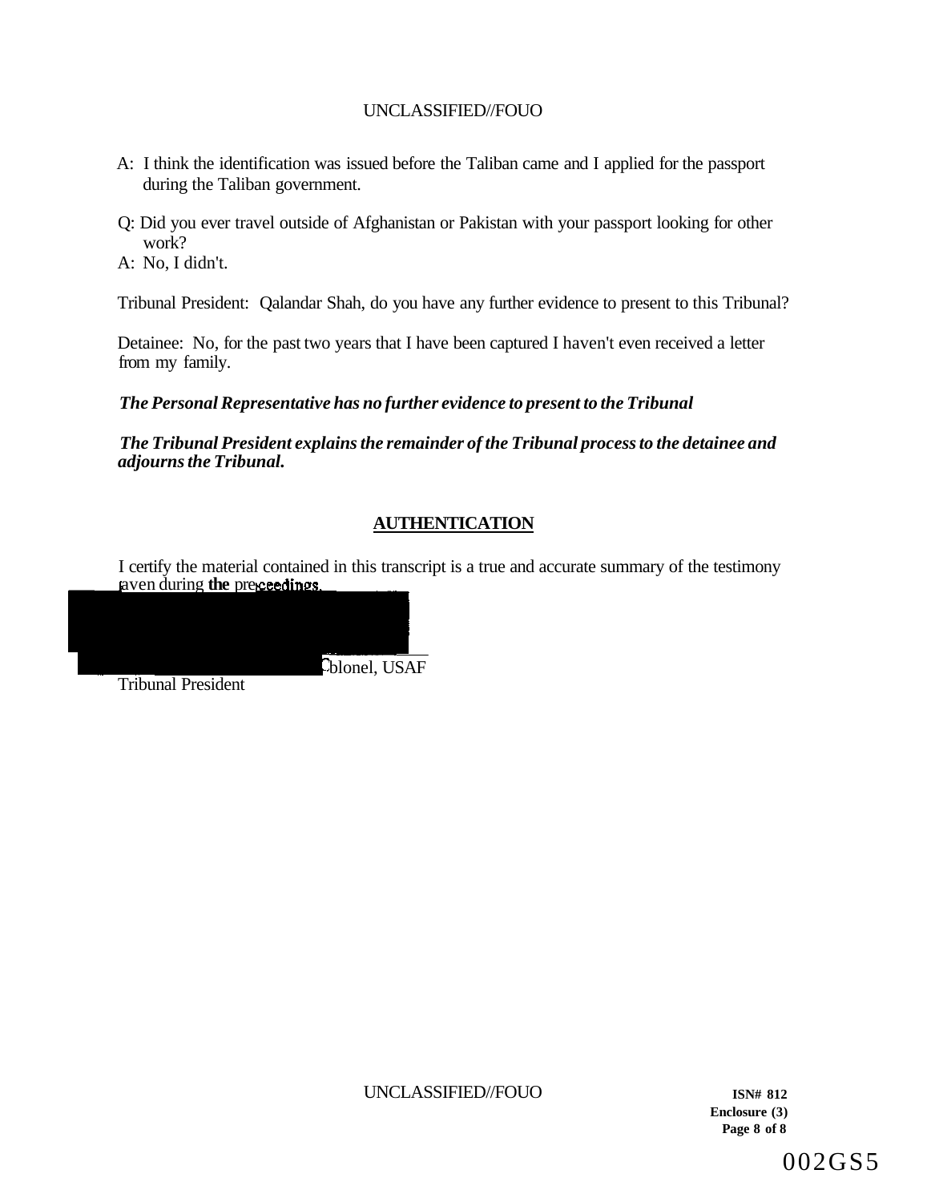A: I think the identification was issued before the Taliban came and I applied for the passport during the Taliban government.

Q: Did you ever travel outside of Afghanistan or Pakistan with your passport looking for other work?

A: No, I didn't.

Tribunal President: Qalandar Shah, do you have any further evidence to present to this Tribunal?

Detainee: No, for the past two years that I have been captured I haven't even received a letter from my family.

***The Personal Representative has no further evidence to present to the Tribunal***

***The Tribunal President explains the remainder of the Tribunal process to the detainee and adjourns the Tribunal.***

## AUTHENTICATION

I certify the material contained in this transcript is a true and accurate summary of the testimony given during **the** proceedings.

Colonel, USAF
Tribunal President

ISN# 812
Enclosure (3)

002GS5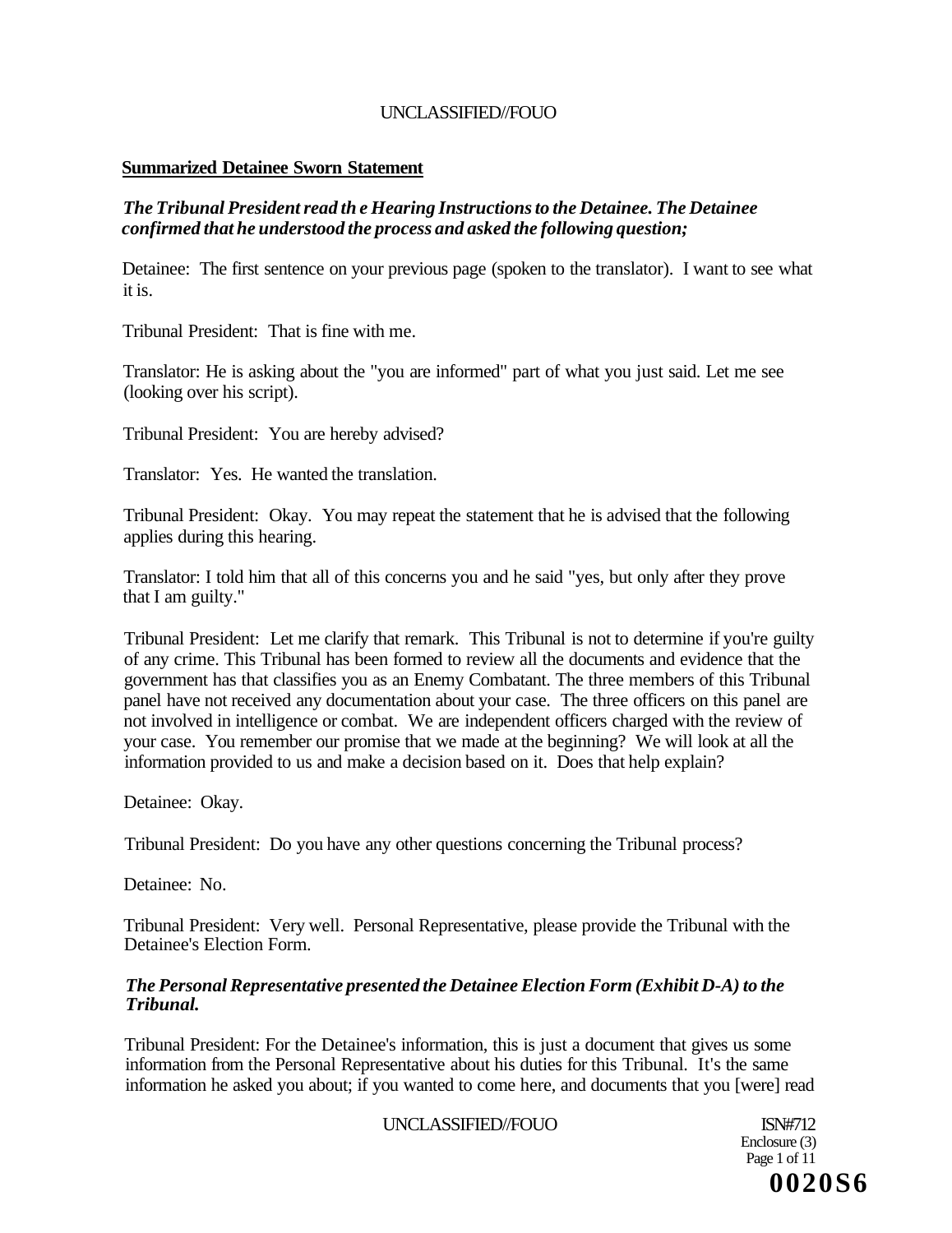**Summarized Detainee Sworn Statement**

*The Tribunal President read th e Hearing Instructions to the Detainee. The Detainee confirmed that he understood the process and asked the following question;*

Detainee: The first sentence on your previous page (spoken to the translator). I want to see what it is.

Tribunal President: That is fine with me.

Translator: He is asking about the "you are informed" part of what you just said. Let me see (looking over his script).

Tribunal President: You are hereby advised?

Translator: Yes. He wanted the translation.

Tribunal President: Okay. You may repeat the statement that he is advised that the following applies during this hearing.

Translator: I told him that all of this concerns you and he said "yes, but only after they prove that I am guilty."

Tribunal President: Let me clarify that remark. This Tribunal is not to determine if you're guilty of any crime. This Tribunal has been formed to review all the documents and evidence that the government has that classifies you as an Enemy Combatant. The three members of this Tribunal panel have not received any documentation about your case. The three officers on this panel are not involved in intelligence or combat. We are independent officers charged with the review of your case. You remember our promise that we made at the beginning? We will look at all the information provided to us and make a decision based on it. Does that help explain?

Detainee: Okay.

Tribunal President: Do you have any other questions concerning the Tribunal process?

Detainee: No.

Tribunal President: Very well. Personal Representative, please provide the Tribunal with the Detainee's Election Form.

***The Personal Representative presented the Detainee Election Form (Exhibit D-A) to the Tribunal.***

Tribunal President: For the Detainee's information, this is just a document that gives us some information from the Personal Representative about his duties for this Tribunal. It's the same information he asked you about; if you wanted to come here, and documents that you [were] read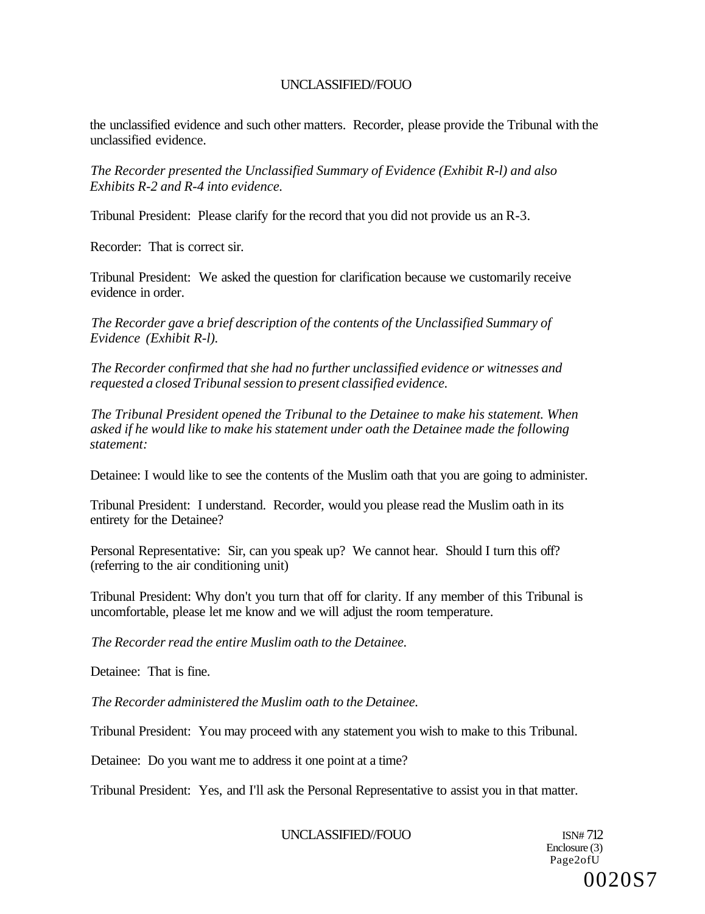the unclassified evidence and such other matters. Recorder, please provide the Tribunal with the unclassified evidence.

*The Recorder presented the Unclassified Summary of Evidence (Exhibit R-l) and also Exhibits R-2 and R-4 into evidence.*

Tribunal President: Please clarify for the record that you did not provide us an R-3.

Recorder: That is correct sir.

Tribunal President: We asked the question for clarification because we customarily receive evidence in order.

*The Recorder gave a brief description of the contents of the Unclassified Summary of Evidence (Exhibit R-l).*

*The Recorder confirmed that she had no further unclassified evidence or witnesses and requested a closed Tribunal session to present classified evidence.*

*The Tribunal President opened the Tribunal to the Detainee to make his statement. When asked if he would like to make his statement under oath the Detainee made the following statement:*

Detainee: I would like to see the contents of the Muslim oath that you are going to administer.

Tribunal President: I understand. Recorder, would you please read the Muslim oath in its entirety for the Detainee?

Personal Representative: Sir, can you speak up? We cannot hear. Should I turn this off? (referring to the air conditioning unit)

Tribunal President: Why don't you turn that off for clarity. If any member of this Tribunal is uncomfortable, please let me know and we will adjust the room temperature.

*The Recorder read the entire Muslim oath to the Detainee.*

Detainee: That is fine.

*The Recorder administered the Muslim oath to the Detainee.*

Tribunal President: You may proceed with any statement you wish to make to this Tribunal.

Detainee: Do you want me to address it one point at a time?

Tribunal President: Yes, and I'll ask the Personal Representative to assist you in that matter.

ISN# 712
Enclosure (3)
Page2ofU

0020S7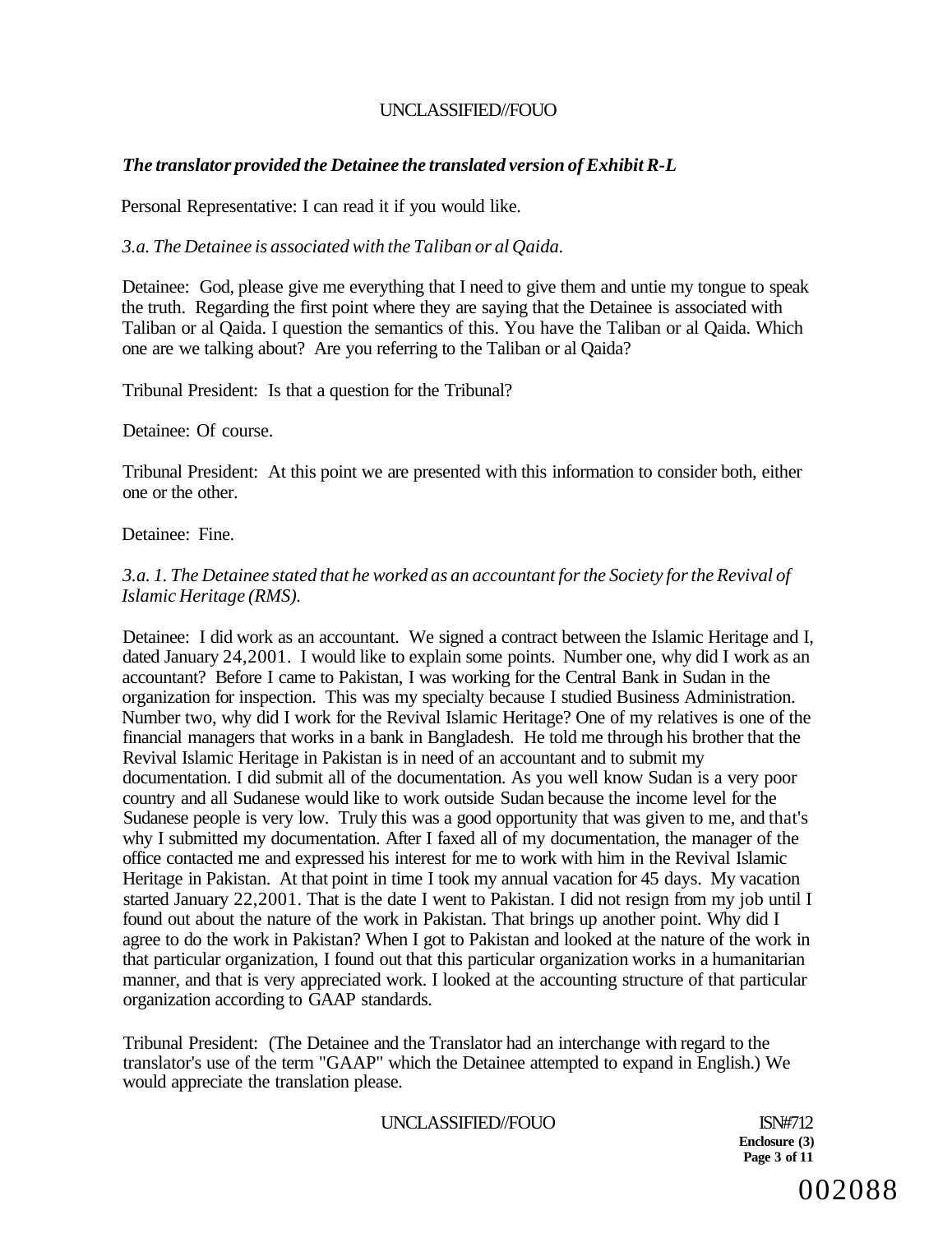*The translator provided the Detainee the translated version of Exhibit R-L*

Personal Representative: I can read it if you would like.

*3.a. The Detainee is associated with the Taliban or al Qaida.*

Detainee: God, please give me everything that I need to give them and untie my tongue to speak the truth. Regarding the first point where they are saying that the Detainee is associated with Taliban or al Qaida. I question the semantics of this. You have the Taliban or al Qaida. Which one are we talking about? Are you referring to the Taliban or al Qaida?

Tribunal President: Is that a question for the Tribunal?

Detainee: Of course.

Tribunal President: At this point we are presented with this information to consider both, either one or the other.

Detainee: Fine.

*3.a. 1. The Detainee stated that he worked as an accountant for the Society for the Revival of Islamic Heritage (RMS).*

Detainee: I did work as an accountant. We signed a contract between the Islamic Heritage and I, dated January 24,2001. I would like to explain some points. Number one, why did I work as an accountant? Before I came to Pakistan, I was working for the Central Bank in Sudan in the organization for inspection. This was my specialty because I studied Business Administration. Number two, why did I work for the Revival Islamic Heritage? One of my relatives is one of the financial managers that works in a bank in Bangladesh. He told me through his brother that the Revival Islamic Heritage in Pakistan is in need of an accountant and to submit my documentation. I did submit all of the documentation. As you well know Sudan is a very poor country and all Sudanese would like to work outside Sudan because the income level for the Sudanese people is very low. Truly this was a good opportunity that was given to me, and that's why I submitted my documentation. After I faxed all of my documentation, the manager of the office contacted me and expressed his interest for me to work with him in the Revival Islamic Heritage in Pakistan. At that point in time I took my annual vacation for 45 days. My vacation started January 22,2001. That is the date I went to Pakistan. I did not resign from my job until I found out about the nature of the work in Pakistan. That brings up another point. Why did I agree to do the work in Pakistan? When I got to Pakistan and looked at the nature of the work in that particular organization, I found out that this particular organization works in a humanitarian manner, and that is very appreciated work. I looked at the accounting structure of that particular organization according to GAAP standards.

Tribunal President: (The Detainee and the Translator had an interchange with regard to the translator's use of the term "GAAP" which the Detainee attempted to expand in English.) We would appreciate the translation please.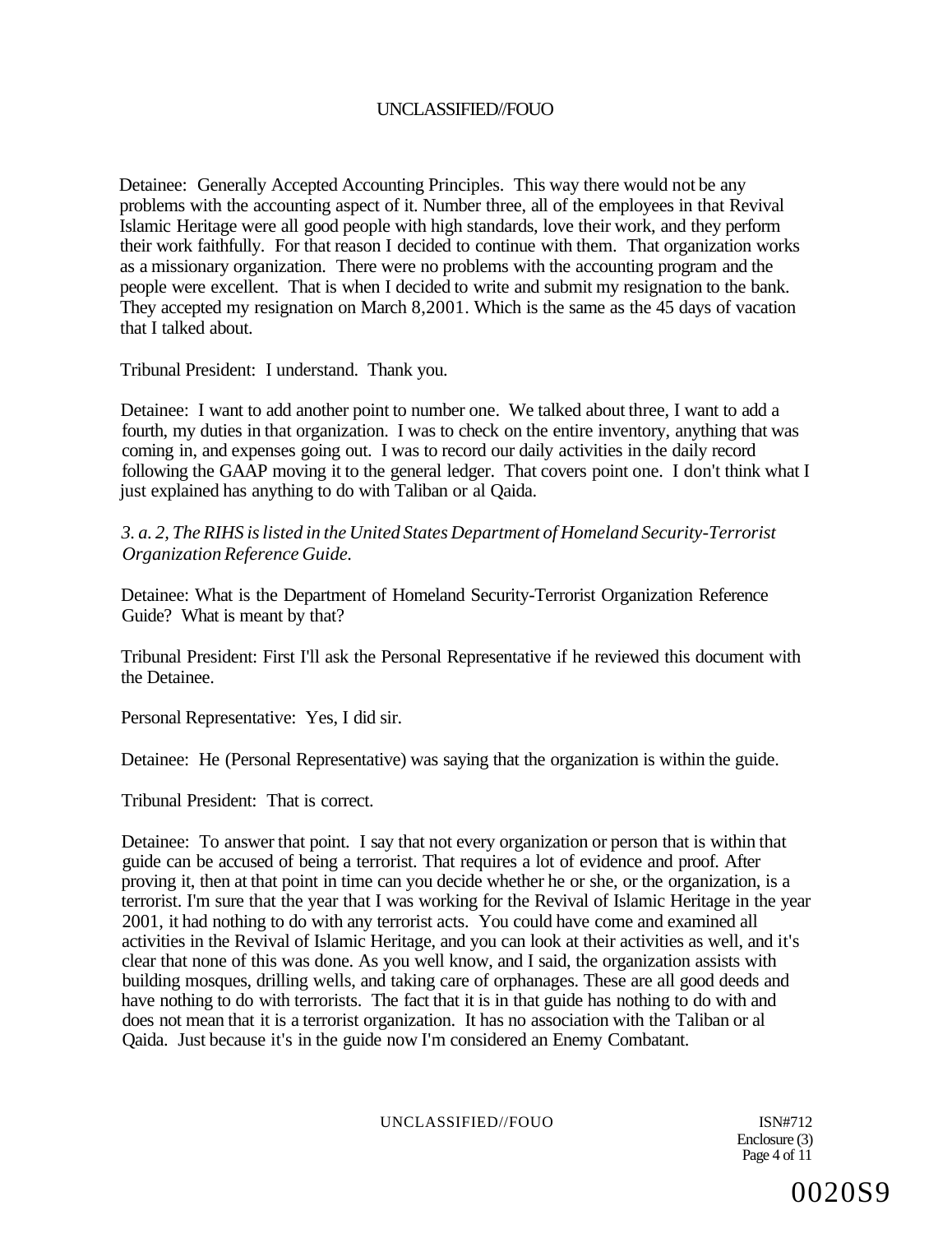Detainee: Generally Accepted Accounting Principles. This way there would not be any problems with the accounting aspect of it. Number three, all of the employees in that Revival Islamic Heritage were all good people with high standards, love their work, and they perform their work faithfully. For that reason I decided to continue with them. That organization works as a missionary organization. There were no problems with the accounting program and the people were excellent. That is when I decided to write and submit my resignation to the bank. They accepted my resignation on March 8,2001. Which is the same as the 45 days of vacation that I talked about.

Tribunal President: I understand. Thank you.

Detainee: I want to add another point to number one. We talked about three, I want to add a fourth, my duties in that organization. I was to check on the entire inventory, anything that was coming in, and expenses going out. I was to record our daily activities in the daily record following the GAAP moving it to the general ledger. That covers point one. I don't think what I just explained has anything to do with Taliban or al Qaida.

*3. a. 2, The RIHS is listed in the United States Department of Homeland Security-Terrorist Organization Reference Guide.*

Detainee: What is the Department of Homeland Security-Terrorist Organization Reference Guide? What is meant by that?

Tribunal President: First I'll ask the Personal Representative if he reviewed this document with the Detainee.

Personal Representative: Yes, I did sir.

Detainee: He (Personal Representative) was saying that the organization is within the guide.

Tribunal President: That is correct.

Detainee: To answer that point. I say that not every organization or person that is within that guide can be accused of being a terrorist. That requires a lot of evidence and proof. After proving it, then at that point in time can you decide whether he or she, or the organization, is a terrorist. I'm sure that the year that I was working for the Revival of Islamic Heritage in the year 2001, it had nothing to do with any terrorist acts. You could have come and examined all activities in the Revival of Islamic Heritage, and you can look at their activities as well, and it's clear that none of this was done. As you well know, and I said, the organization assists with building mosques, drilling wells, and taking care of orphanages. These are all good deeds and have nothing to do with terrorists. The fact that it is in that guide has nothing to do with and does not mean that it is a terrorist organization. It has no association with the Taliban or al Qaida. Just because it's in the guide now I'm considered an Enemy Combatant.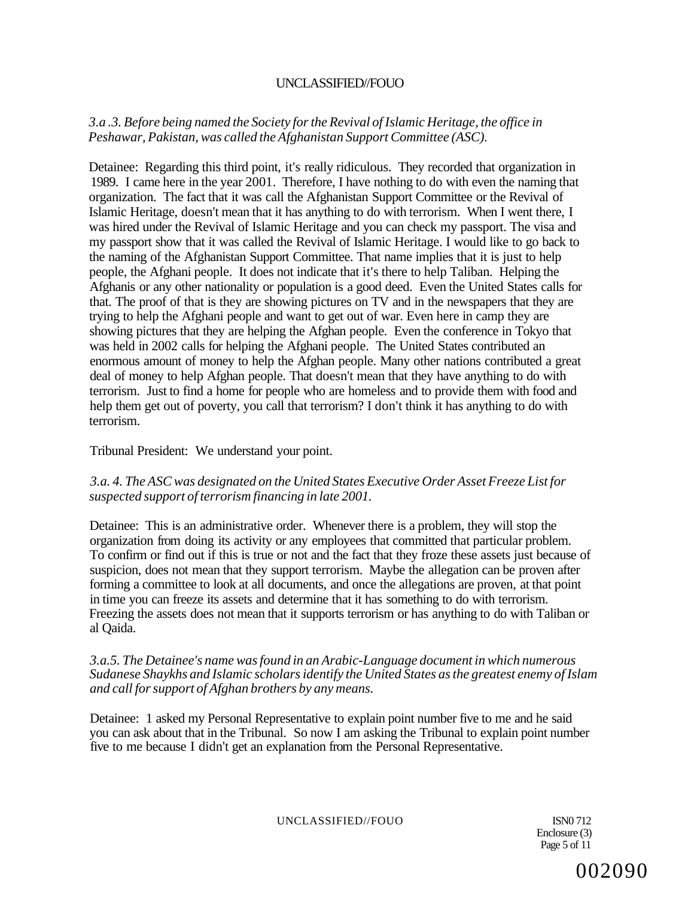*3.a .3. Before being named the Society for the Revival of Islamic Heritage, the office in Peshawar, Pakistan, was called the Afghanistan Support Committee (ASC).*

Detainee: Regarding this third point, it's really ridiculous. They recorded that organization in 1989. I came here in the year 2001. Therefore, I have nothing to do with even the naming that organization. The fact that it was call the Afghanistan Support Committee or the Revival of Islamic Heritage, doesn't mean that it has anything to do with terrorism. When I went there, I was hired under the Revival of Islamic Heritage and you can check my passport. The visa and my passport show that it was called the Revival of Islamic Heritage. I would like to go back to the naming of the Afghanistan Support Committee. That name implies that it is just to help people, the Afghani people. It does not indicate that it's there to help Taliban. Helping the Afghanis or any other nationality or population is a good deed. Even the United States calls for that. The proof of that is they are showing pictures on TV and in the newspapers that they are trying to help the Afghani people and want to get out of war. Even here in camp they are showing pictures that they are helping the Afghan people. Even the conference in Tokyo that was held in 2002 calls for helping the Afghani people. The United States contributed an enormous amount of money to help the Afghan people. Many other nations contributed a great deal of money to help Afghan people. That doesn't mean that they have anything to do with terrorism. Just to find a home for people who are homeless and to provide them with food and help them get out of poverty, you call that terrorism? I don't think it has anything to do with terrorism.

Tribunal President: We understand your point.

*3.a. 4. The ASC was designated on the United States Executive Order Asset Freeze List for suspected support of terrorism financing in late 2001.*

Detainee: This is an administrative order. Whenever there is a problem, they will stop the organization from doing its activity or any employees that committed that particular problem. To confirm or find out if this is true or not and the fact that they froze these assets just because of suspicion, does not mean that they support terrorism. Maybe the allegation can be proven after forming a committee to look at all documents, and once the allegations are proven, at that point in time you can freeze its assets and determine that it has something to do with terrorism. Freezing the assets does not mean that it supports terrorism or has anything to do with Taliban or al Qaida.

*3.a.5. The Detainee's name was found in an Arabic-Language document in which numerous Sudanese Shaykhs and Islamic scholars identify the United States as the greatest enemy of Islam and call for support of Afghan brothers by any means.*

Detainee: 1 asked my Personal Representative to explain point number five to me and he said you can ask about that in the Tribunal. So now I am asking the Tribunal to explain point number five to me because I didn't get an explanation from the Personal Representative.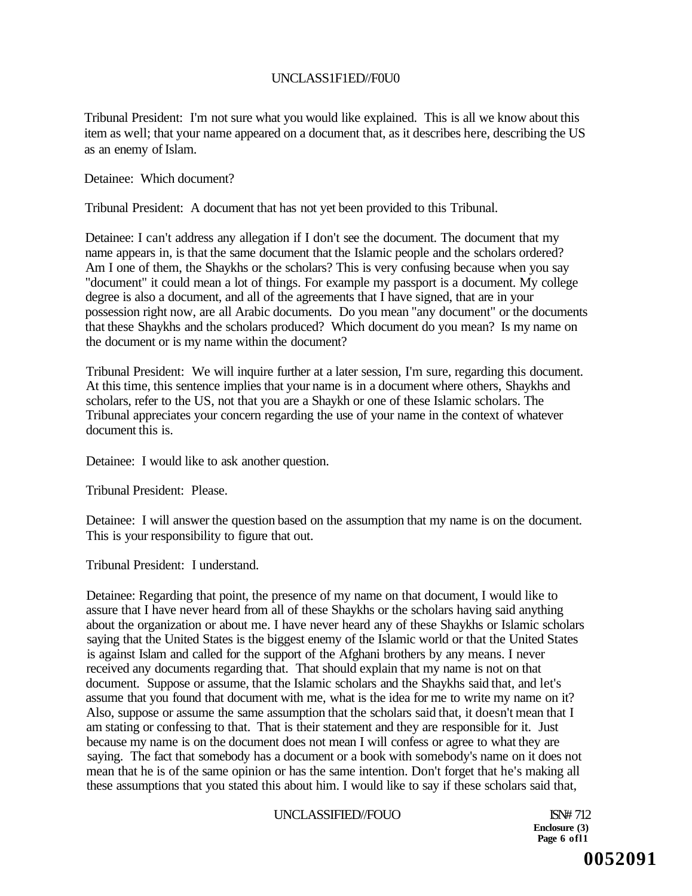Tribunal President: I'm not sure what you would like explained. This is all we know about this item as well; that your name appeared on a document that, as it describes here, describing the US as an enemy of Islam.

Detainee: Which document?

Tribunal President: A document that has not yet been provided to this Tribunal.

Detainee: I can't address any allegation if I don't see the document. The document that my name appears in, is that the same document that the Islamic people and the scholars ordered? Am I one of them, the Shaykhs or the scholars? This is very confusing because when you say "document" it could mean a lot of things. For example my passport is a document. My college degree is also a document, and all of the agreements that I have signed, that are in your possession right now, are all Arabic documents. Do you mean "any document" or the documents that these Shaykhs and the scholars produced? Which document do you mean? Is my name on the document or is my name within the document?

Tribunal President: We will inquire further at a later session, I'm sure, regarding this document. At this time, this sentence implies that your name is in a document where others, Shaykhs and scholars, refer to the US, not that you are a Shaykh or one of these Islamic scholars. The Tribunal appreciates your concern regarding the use of your name in the context of whatever document this is.

Detainee: I would like to ask another question.

Tribunal President: Please.

Detainee: I will answer the question based on the assumption that my name is on the document. This is your responsibility to figure that out.

Tribunal President: I understand.

Detainee: Regarding that point, the presence of my name on that document, I would like to assure that I have never heard from all of these Shaykhs or the scholars having said anything about the organization or about me. I have never heard any of these Shaykhs or Islamic scholars saying that the United States is the biggest enemy of the Islamic world or that the United States is against Islam and called for the support of the Afghani brothers by any means. I never received any documents regarding that. That should explain that my name is not on that document. Suppose or assume, that the Islamic scholars and the Shaykhs said that, and let's assume that you found that document with me, what is the idea for me to write my name on it? Also, suppose or assume the same assumption that the scholars said that, it doesn't mean that I am stating or confessing to that. That is their statement and they are responsible for it. Just because my name is on the document does not mean I will confess or agree to what they are saying. The fact that somebody has a document or a book with somebody's name on it does not mean that he is of the same opinion or has the same intention. Don't forget that he's making all these assumptions that you stated this about him. I would like to say if these scholars said that,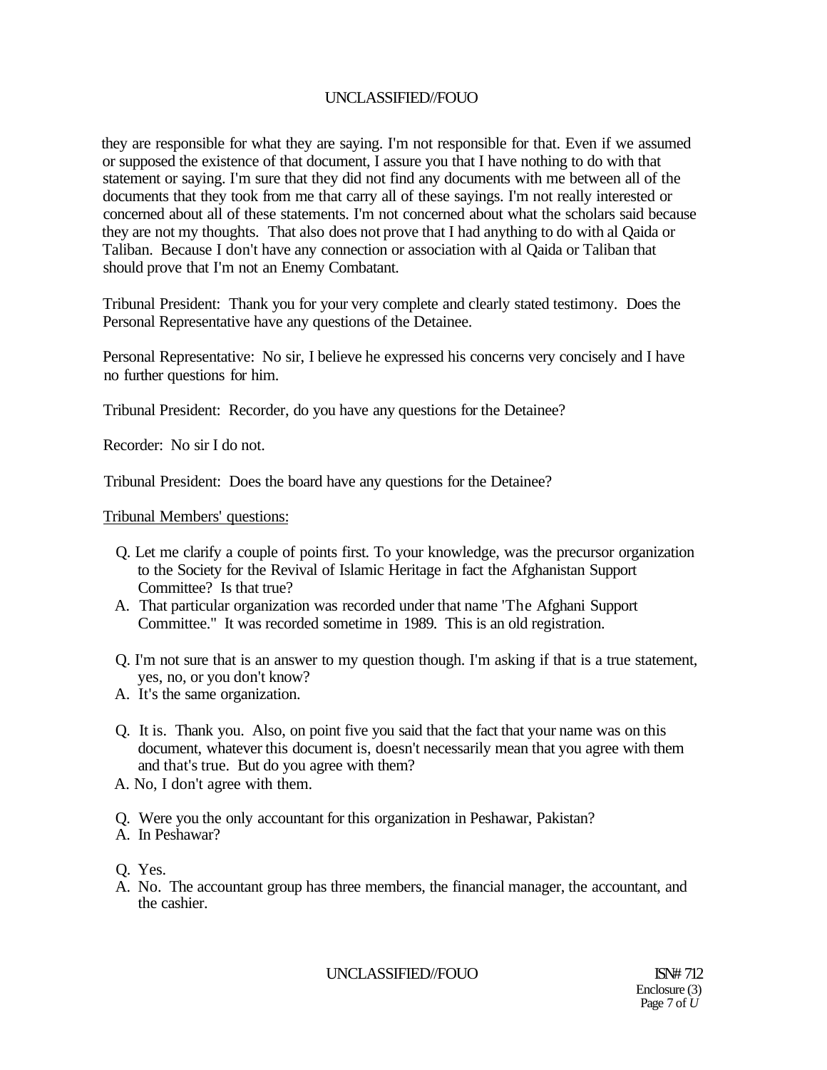they are responsible for what they are saying. I'm not responsible for that. Even if we assumed or supposed the existence of that document, I assure you that I have nothing to do with that statement or saying. I'm sure that they did not find any documents with me between all of the documents that they took from me that carry all of these sayings. I'm not really interested or concerned about all of these statements. I'm not concerned about what the scholars said because they are not my thoughts. That also does not prove that I had anything to do with al Qaida or Taliban. Because I don't have any connection or association with al Qaida or Taliban that should prove that I'm not an Enemy Combatant.

Tribunal President: Thank you for your very complete and clearly stated testimony. Does the Personal Representative have any questions of the Detainee.

Personal Representative: No sir, I believe he expressed his concerns very concisely and I have no further questions for him.

Tribunal President: Recorder, do you have any questions for the Detainee?

Recorder: No sir I do not.

Tribunal President: Does the board have any questions for the Detainee?

Tribunal Members' questions:

Q. Let me clarify a couple of points first. To your knowledge, was the precursor organization to the Society for the Revival of Islamic Heritage in fact the Afghanistan Support Committee? Is that true?

A. That particular organization was recorded under that name 'The Afghani Support Committee." It was recorded sometime in 1989. This is an old registration.

Q. I'm not sure that is an answer to my question though. I'm asking if that is a true statement, yes, no, or you don't know?

A. It's the same organization.

Q. It is. Thank you. Also, on point five you said that the fact that your name was on this document, whatever this document is, doesn't necessarily mean that you agree with them and that's true. But do you agree with them?

A. No, I don't agree with them.

Q. Were you the only accountant for this organization in Peshawar, Pakistan?

A. In Peshawar?

Q. Yes.

A. No. The accountant group has three members, the financial manager, the accountant, and the cashier.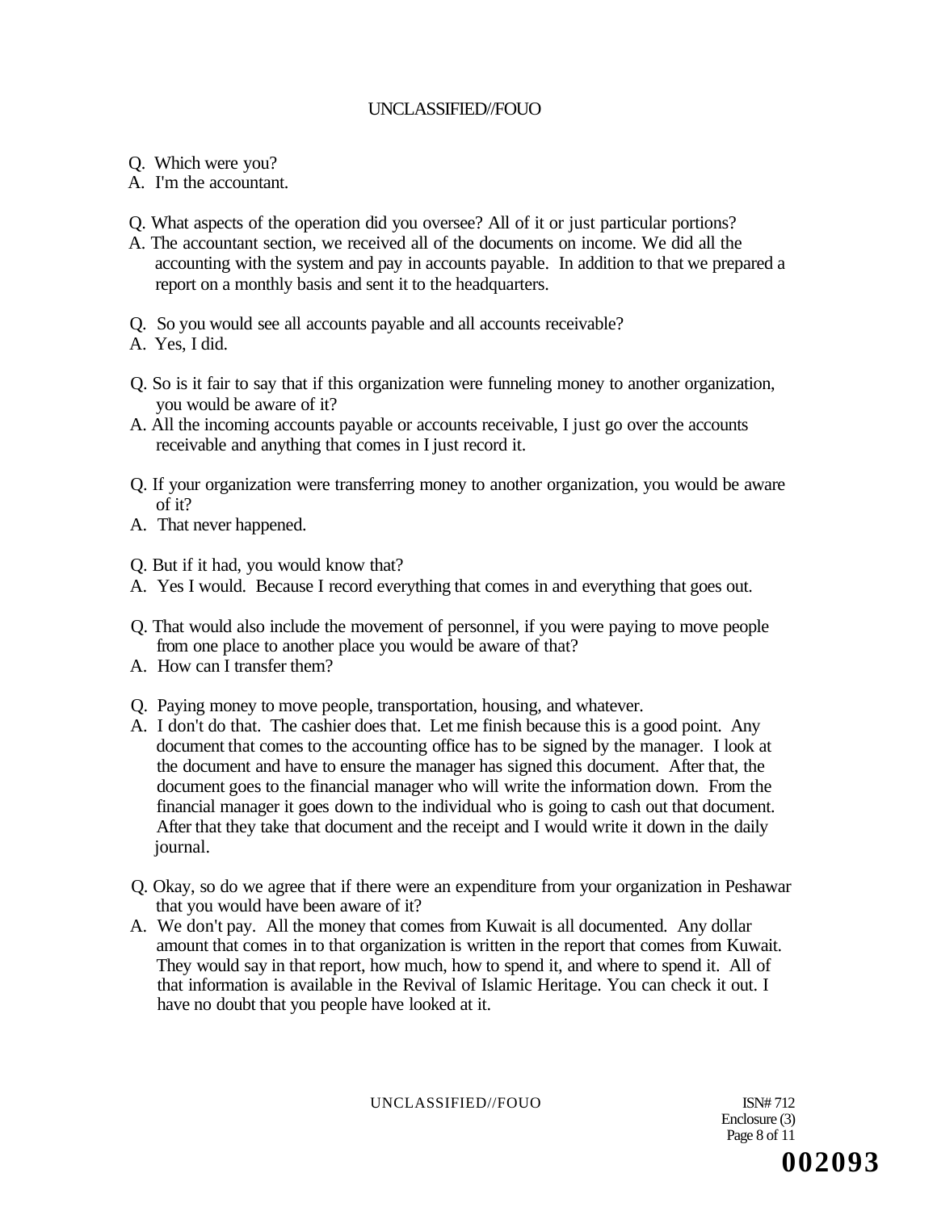Q. Which were you?
A. I'm the accountant.

Q. What aspects of the operation did you oversee? All of it or just particular portions?
A. The accountant section, we received all of the documents on income. We did all the accounting with the system and pay in accounts payable. In addition to that we prepared a report on a monthly basis and sent it to the headquarters.

Q. So you would see all accounts payable and all accounts receivable?
A. Yes, I did.

Q. So is it fair to say that if this organization were funneling money to another organization, you would be aware of it?
A. All the incoming accounts payable or accounts receivable, I just go over the accounts receivable and anything that comes in I just record it.

Q. If your organization were transferring money to another organization, you would be aware of it?
A. That never happened.

Q. But if it had, you would know that?
A. Yes I would. Because I record everything that comes in and everything that goes out.

Q. That would also include the movement of personnel, if you were paying to move people from one place to another place you would be aware of that?
A. How can I transfer them?

Q. Paying money to move people, transportation, housing, and whatever.
A. I don't do that. The cashier does that. Let me finish because this is a good point. Any document that comes to the accounting office has to be signed by the manager. I look at the document and have to ensure the manager has signed this document. After that, the document goes to the financial manager who will write the information down. From the financial manager it goes down to the individual who is going to cash out that document. After that they take that document and the receipt and I would write it down in the daily journal.

Q. Okay, so do we agree that if there were an expenditure from your organization in Peshawar that you would have been aware of it?
A. We don't pay. All the money that comes from Kuwait is all documented. Any dollar amount that comes in to that organization is written in the report that comes from Kuwait. They would say in that report, how much, how to spend it, and where to spend it. All of that information is available in the Revival of Islamic Heritage. You can check it out. I have no doubt that you people have looked at it.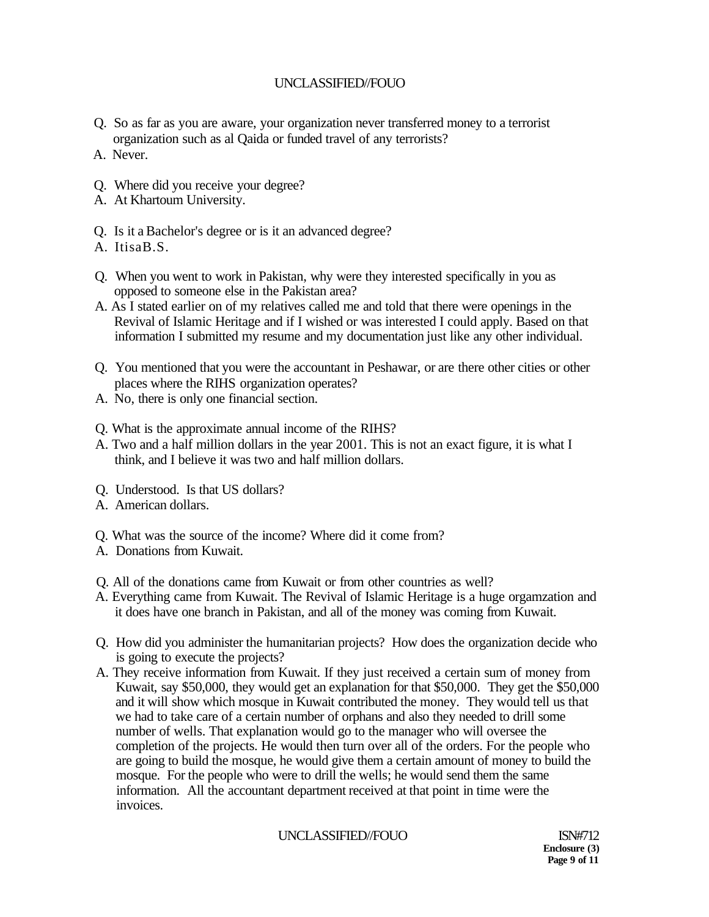Q. So as far as you are aware, your organization never transferred money to a terrorist organization such as al Qaida or funded travel of any terrorists?

A. Never.

Q. Where did you receive your degree?

A. At Khartoum University.

Q. Is it a Bachelor's degree or is it an advanced degree?

A. ItisaB.S.

Q. When you went to work in Pakistan, why were they interested specifically in you as opposed to someone else in the Pakistan area?

A. As I stated earlier on of my relatives called me and told that there were openings in the Revival of Islamic Heritage and if I wished or was interested I could apply. Based on that information I submitted my resume and my documentation just like any other individual.

Q. You mentioned that you were the accountant in Peshawar, or are there other cities or other places where the RIHS organization operates?

A. No, there is only one financial section.

Q. What is the approximate annual income of the RIHS?

A. Two and a half million dollars in the year 2001. This is not an exact figure, it is what I think, and I believe it was two and half million dollars.

Q. Understood. Is that US dollars?

A. American dollars.

Q. What was the source of the income? Where did it come from?

A. Donations from Kuwait.

Q. All of the donations came from Kuwait or from other countries as well?

A. Everything came from Kuwait. The Revival of Islamic Heritage is a huge orgamzation and it does have one branch in Pakistan, and all of the money was coming from Kuwait.

Q. How did you administer the humanitarian projects? How does the organization decide who is going to execute the projects?

A. They receive information from Kuwait. If they just received a certain sum of money from Kuwait, say $50,000, they would get an explanation for that $50,000. They get the $50,000 and it will show which mosque in Kuwait contributed the money. They would tell us that we had to take care of a certain number of orphans and also they needed to drill some number of wells. That explanation would go to the manager who will oversee the completion of the projects. He would then turn over all of the orders. For the people who are going to build the mosque, he would give them a certain amount of money to build the mosque. For the people who were to drill the wells; he would send them the same information. All the accountant department received at that point in time were the invoices.

ISN#712
Enclosure (3)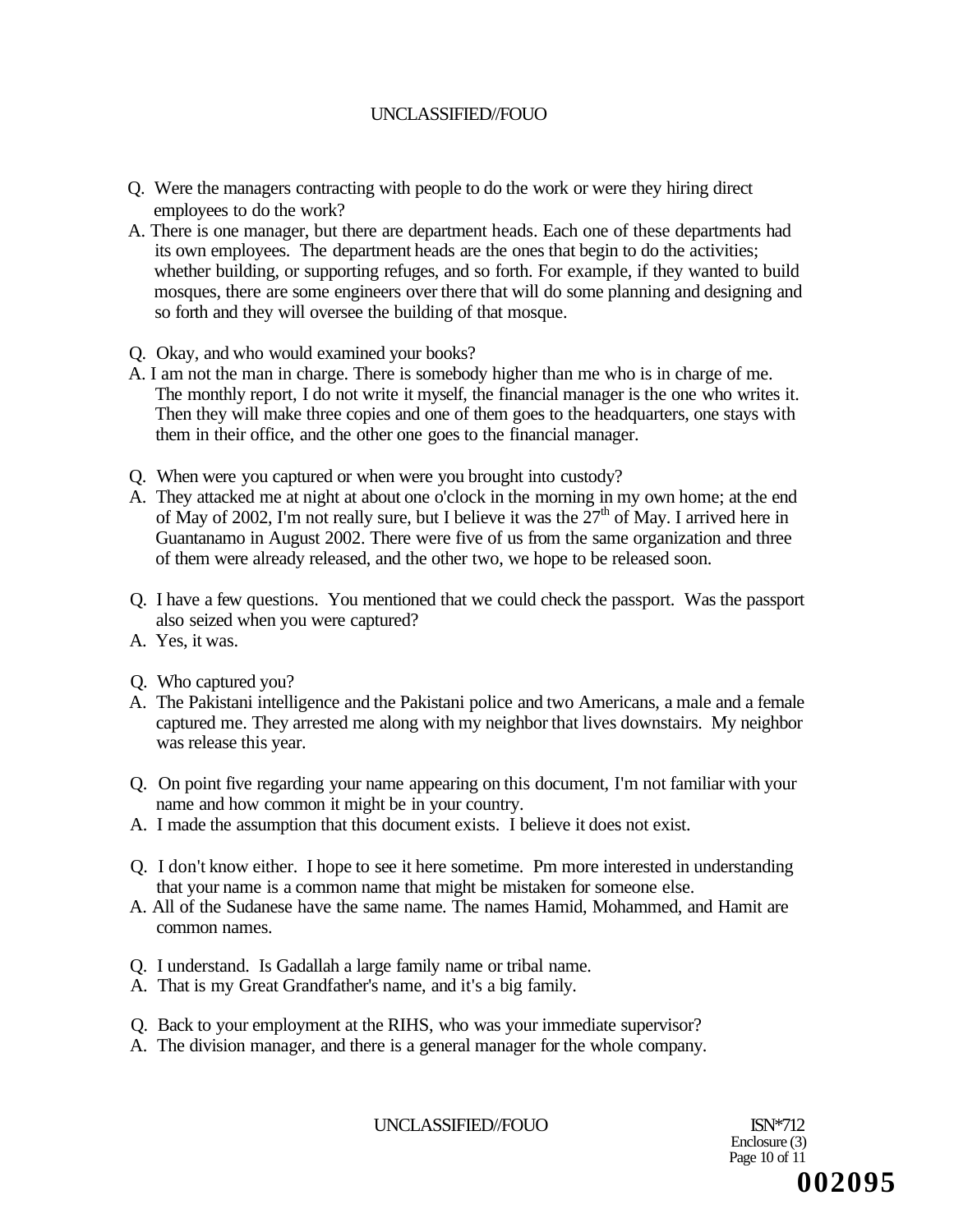Q. Were the managers contracting with people to do the work or were they hiring direct employees to do the work?

A. There is one manager, but there are department heads. Each one of these departments had its own employees. The department heads are the ones that begin to do the activities; whether building, or supporting refuges, and so forth. For example, if they wanted to build mosques, there are some engineers over there that will do some planning and designing and so forth and they will oversee the building of that mosque.

Q. Okay, and who would examined your books?

A. I am not the man in charge. There is somebody higher than me who is in charge of me. The monthly report, I do not write it myself, the financial manager is the one who writes it. Then they will make three copies and one of them goes to the headquarters, one stays with them in their office, and the other one goes to the financial manager.

Q. When were you captured or when were you brought into custody?

A. They attacked me at night at about one o'clock in the morning in my own home; at the end of May of 2002, I'm not really sure, but I believe it was the 27th of May. I arrived here in Guantanamo in August 2002. There were five of us from the same organization and three of them were already released, and the other two, we hope to be released soon.

Q. I have a few questions. You mentioned that we could check the passport. Was the passport also seized when you were captured?

A. Yes, it was.

Q. Who captured you?

A. The Pakistani intelligence and the Pakistani police and two Americans, a male and a female captured me. They arrested me along with my neighbor that lives downstairs. My neighbor was release this year.

Q. On point five regarding your name appearing on this document, I'm not familiar with your name and how common it might be in your country.

A. I made the assumption that this document exists. I believe it does not exist.

Q. I don't know either. I hope to see it here sometime. Pm more interested in understanding that your name is a common name that might be mistaken for someone else.

A. All of the Sudanese have the same name. The names Hamid, Mohammed, and Hamit are common names.

Q. I understand. Is Gadallah a large family name or tribal name.

A. That is my Great Grandfather's name, and it's a big family.

Q. Back to your employment at the RIHS, who was your immediate supervisor?

A. The division manager, and there is a general manager for the whole company.

ISN*712
Enclosure (3)

002095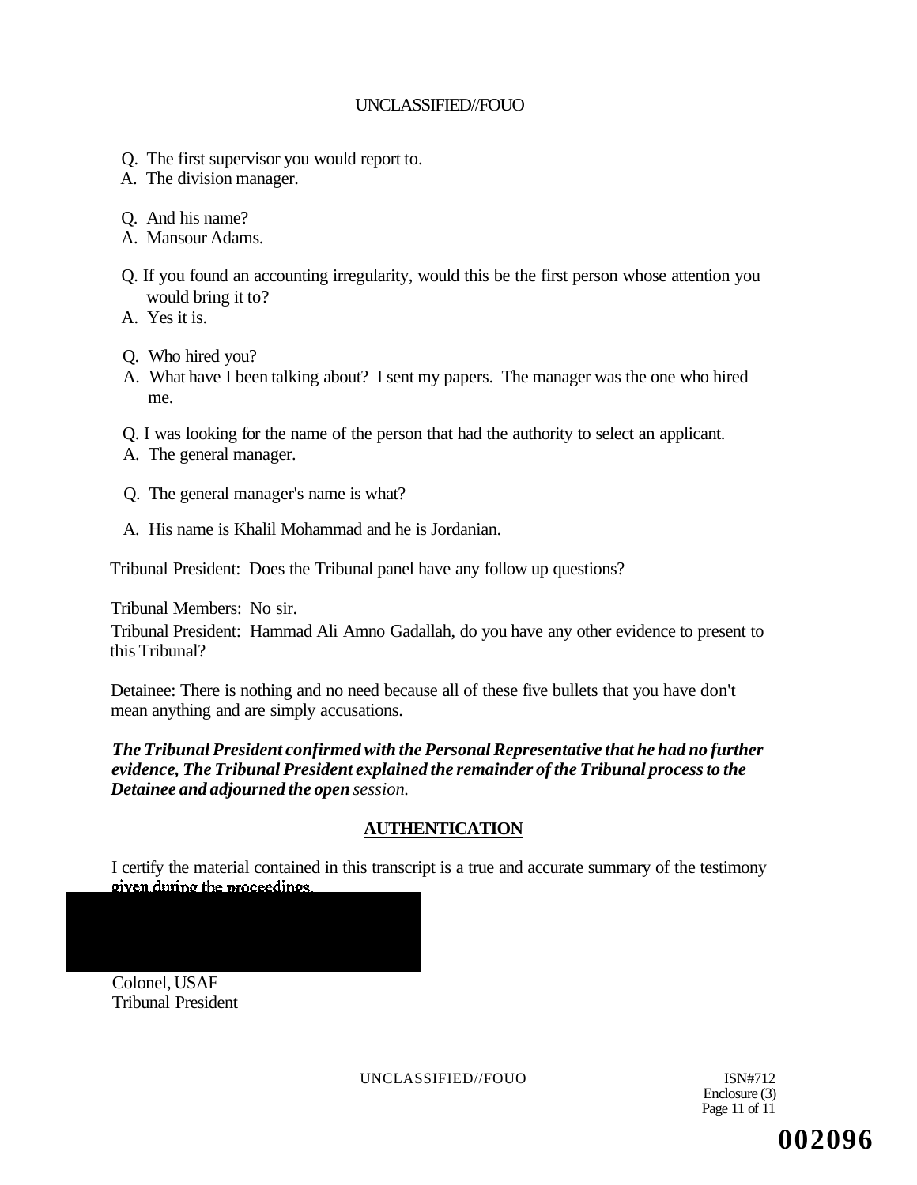Q. The first supervisor you would report to.
A. The division manager.

Q. And his name?
A. Mansour Adams.

Q. If you found an accounting irregularity, would this be the first person whose attention you would bring it to?
A. Yes it is.

Q. Who hired you?
A. What have I been talking about? I sent my papers. The manager was the one who hired me.

Q. I was looking for the name of the person that had the authority to select an applicant.
A. The general manager.

Q. The general manager's name is what?

A. His name is Khalil Mohammad and he is Jordanian.

Tribunal President: Does the Tribunal panel have any follow up questions?

Tribunal Members: No sir.

Tribunal President: Hammad Ali Amno Gadallah, do you have any other evidence to present to this Tribunal?

Detainee: There is nothing and no need because all of these five bullets that you have don't mean anything and are simply accusations.

***The Tribunal President confirmed with the Personal Representative that he had no further evidence, The Tribunal President explained the remainder of the Tribunal process to the Detainee and adjourned the open*** *session.*

## AUTHENTICATION

I certify the material contained in this transcript is a true and accurate summary of the testimony given during the proceedings.

Colonel, USAF
Tribunal President

ISN#712
Enclosure (3)

002096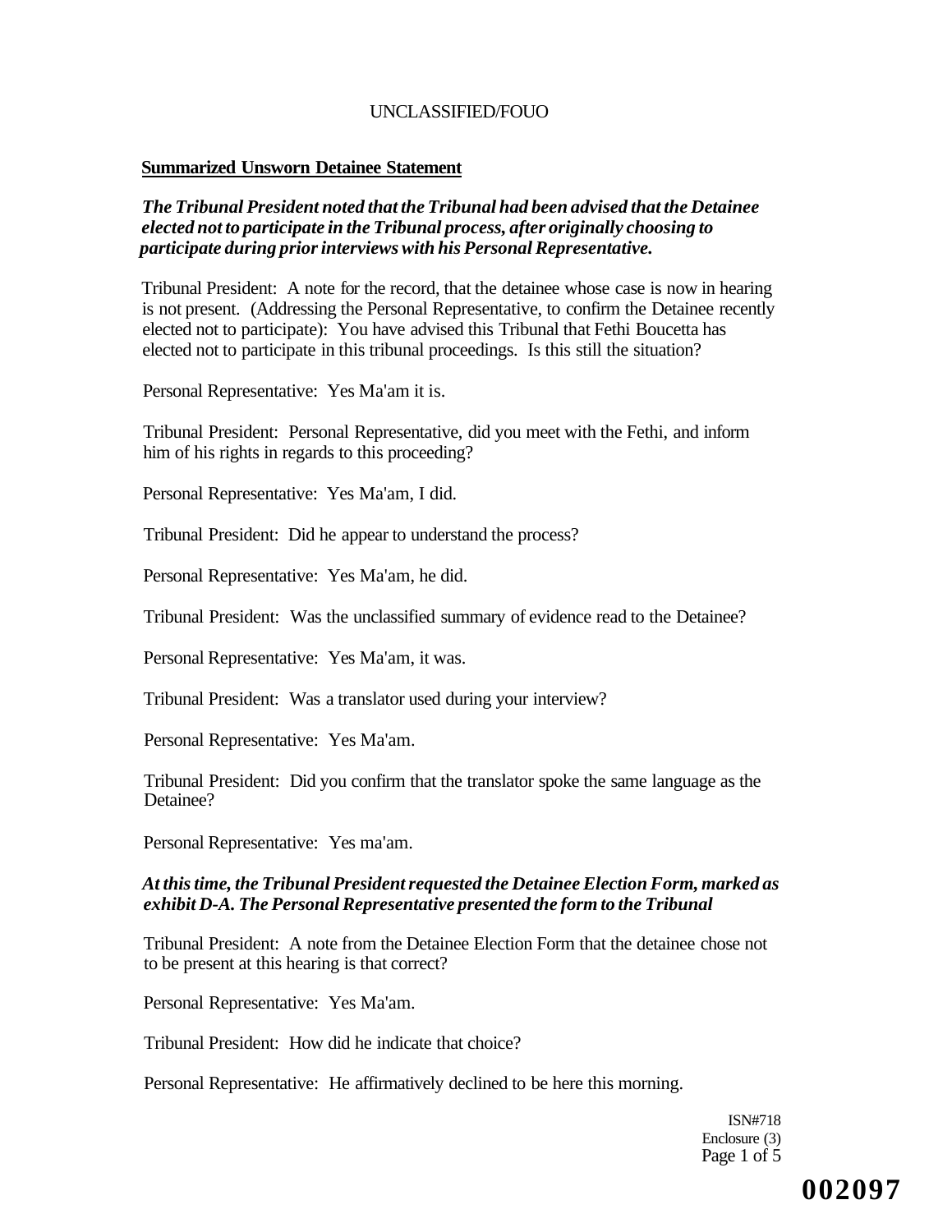**Summarized Unsworn Detainee Statement**

***The Tribunal President noted that the Tribunal had been advised that the Detainee elected not to participate in the Tribunal process, after originally choosing to participate during prior interviews with his Personal Representative.***

Tribunal President: A note for the record, that the detainee whose case is now in hearing is not present. (Addressing the Personal Representative, to confirm the Detainee recently elected not to participate): You have advised this Tribunal that Fethi Boucetta has elected not to participate in this tribunal proceedings. Is this still the situation?

Personal Representative: Yes Ma'am it is.

Tribunal President: Personal Representative, did you meet with the Fethi, and inform him of his rights in regards to this proceeding?

Personal Representative: Yes Ma'am, I did.

Tribunal President: Did he appear to understand the process?

Personal Representative: Yes Ma'am, he did.

Tribunal President: Was the unclassified summary of evidence read to the Detainee?

Personal Representative: Yes Ma'am, it was.

Tribunal President: Was a translator used during your interview?

Personal Representative: Yes Ma'am.

Tribunal President: Did you confirm that the translator spoke the same language as the Detainee?

Personal Representative: Yes ma'am.

***At this time, the Tribunal President requested the Detainee Election Form, marked as exhibit D-A. The Personal Representative presented the form to the Tribunal***

Tribunal President: A note from the Detainee Election Form that the detainee chose not to be present at this hearing is that correct?

Personal Representative: Yes Ma'am.

Tribunal President: How did he indicate that choice?

Personal Representative: He affirmatively declined to be here this morning.

ISN#718
Enclosure (3)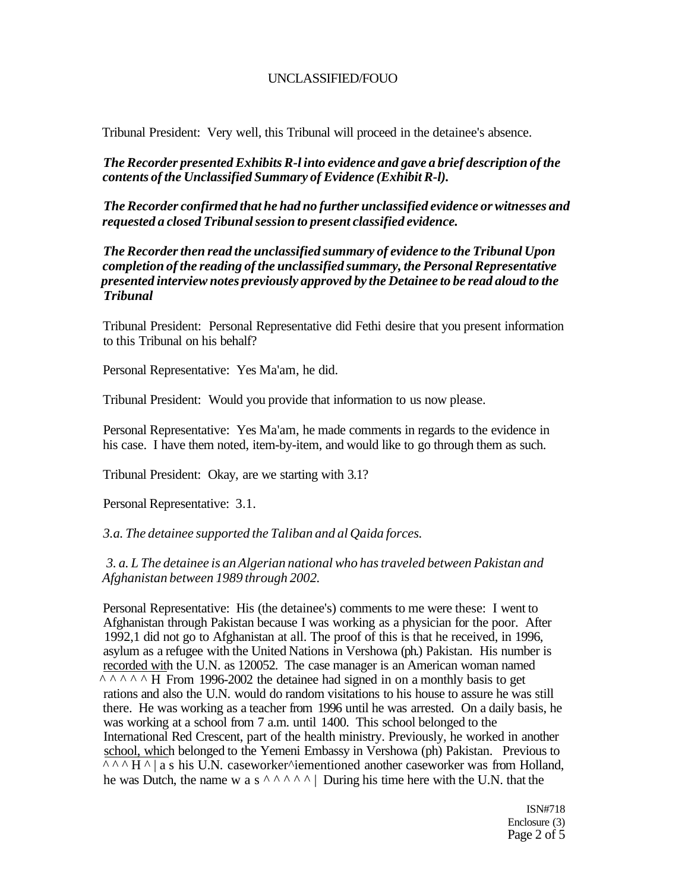Tribunal President: Very well, this Tribunal will proceed in the detainee's absence.

***The Recorder presented Exhibits R-l into evidence and gave a brief description of the contents of the Unclassified Summary of Evidence (Exhibit R-l).***

***The Recorder confirmed that he had no further unclassified evidence or witnesses and requested a closed Tribunal session to present classified evidence.***

***The Recorder then read the unclassified summary of evidence to the Tribunal Upon completion of the reading of the unclassified summary, the Personal Representative presented interview notes previously approved by the Detainee to be read aloud to the Tribunal***

Tribunal President: Personal Representative did Fethi desire that you present information to this Tribunal on his behalf?

Personal Representative: Yes Ma'am, he did.

Tribunal President: Would you provide that information to us now please.

Personal Representative: Yes Ma'am, he made comments in regards to the evidence in his case. I have them noted, item-by-item, and would like to go through them as such.

Tribunal President: Okay, are we starting with 3.1?

Personal Representative: 3.1.

*3.a. The detainee supported the Taliban and al Qaida forces.*

*3. a. L The detainee is an Algerian national who has traveled between Pakistan and Afghanistan between 1989 through 2002.*

Personal Representative: His (the detainee's) comments to me were these: I went to Afghanistan through Pakistan because I was working as a physician for the poor. After 1992,1 did not go to Afghanistan at all. The proof of this is that he received, in 1996, asylum as a refugee with the United Nations in Vershowa (ph.) Pakistan. His number is recorded with the U.N. as 120052. The case manager is an American woman named ^ ^ ^ ^ ^ H From 1996-2002 the detainee had signed in on a monthly basis to get rations and also the U.N. would do random visitations to his house to assure he was still there. He was working as a teacher from 1996 until he was arrested. On a daily basis, he was working at a school from 7 a.m. until 1400. This school belonged to the International Red Crescent, part of the health ministry. Previously, he worked in another school, which belonged to the Yemeni Embassy in Vershowa (ph) Pakistan. Previous to ^ ^ ^ H ^ | a s his U.N. caseworker^iementioned another caseworker was from Holland, he was Dutch, the name w a s ^ ^ ^ ^ ^ | During his time here with the U.N. that the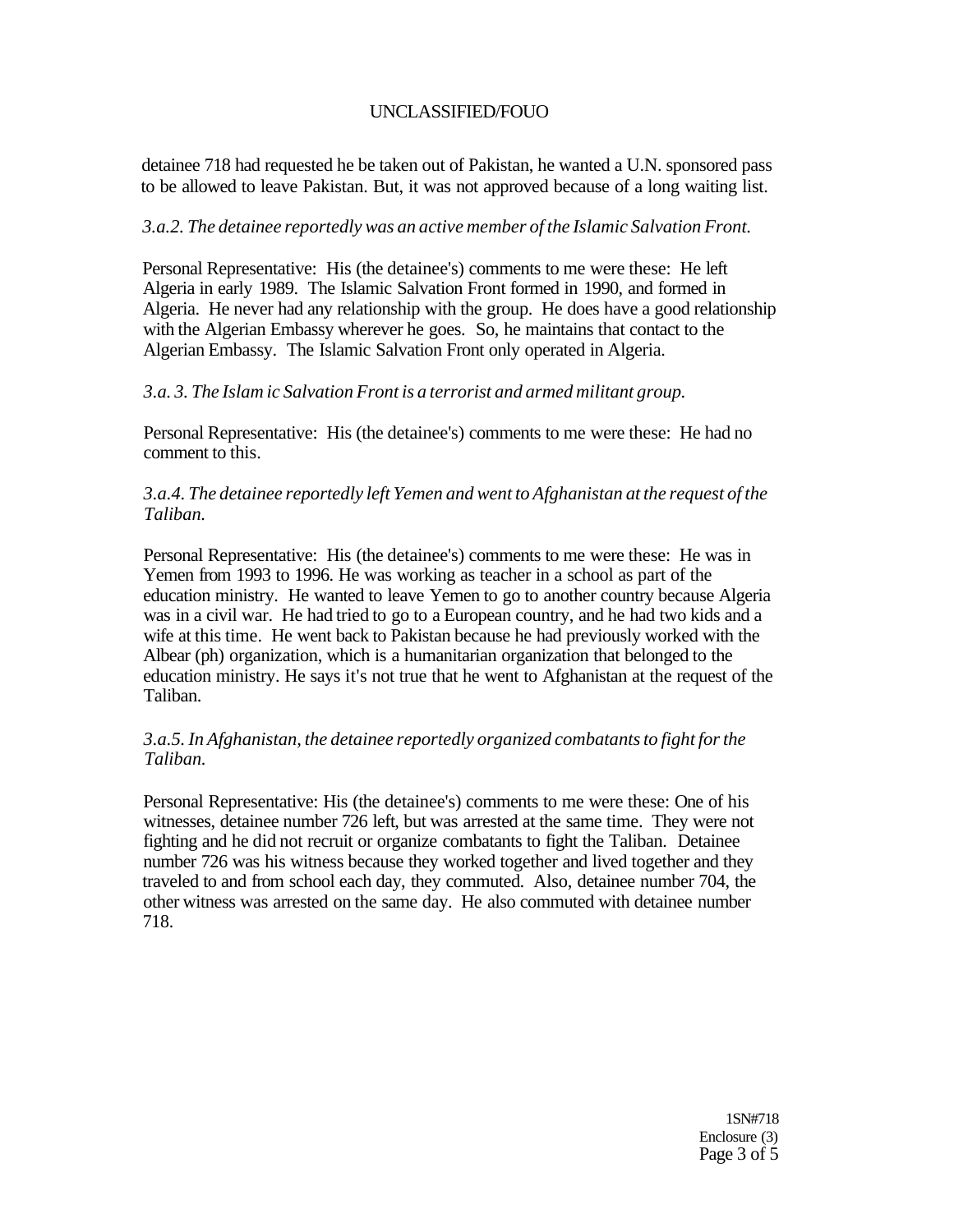detainee 718 had requested he be taken out of Pakistan, he wanted a U.N. sponsored pass to be allowed to leave Pakistan. But, it was not approved because of a long waiting list.

*3.a.2. The detainee reportedly was an active member of the Islamic Salvation Front.*

Personal Representative: His (the detainee's) comments to me were these: He left Algeria in early 1989. The Islamic Salvation Front formed in 1990, and formed in Algeria. He never had any relationship with the group. He does have a good relationship with the Algerian Embassy wherever he goes. So, he maintains that contact to the Algerian Embassy. The Islamic Salvation Front only operated in Algeria.

*3.a. 3. The Islam ic Salvation Front is a terrorist and armed militant group.*

Personal Representative: His (the detainee's) comments to me were these: He had no comment to this.

*3.a.4. The detainee reportedly left Yemen and went to Afghanistan at the request of the Taliban.*

Personal Representative: His (the detainee's) comments to me were these: He was in Yemen from 1993 to 1996. He was working as teacher in a school as part of the education ministry. He wanted to leave Yemen to go to another country because Algeria was in a civil war. He had tried to go to a European country, and he had two kids and a wife at this time. He went back to Pakistan because he had previously worked with the Albear (ph) organization, which is a humanitarian organization that belonged to the education ministry. He says it's not true that he went to Afghanistan at the request of the Taliban.

*3.a.5. In Afghanistan, the detainee reportedly organized combatants to fight for the Taliban.*

Personal Representative: His (the detainee's) comments to me were these: One of his witnesses, detainee number 726 left, but was arrested at the same time. They were not fighting and he did not recruit or organize combatants to fight the Taliban. Detainee number 726 was his witness because they worked together and lived together and they traveled to and from school each day, they commuted. Also, detainee number 704, the other witness was arrested on the same day. He also commuted with detainee number 718.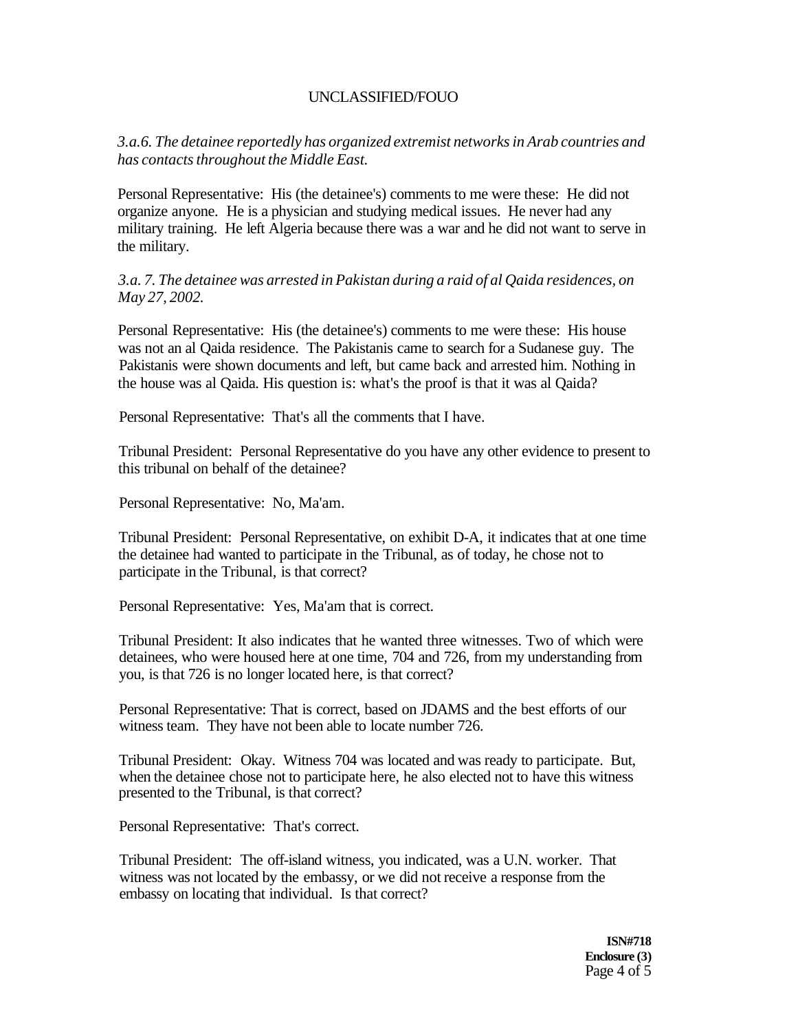*3.a.6. The detainee reportedly has organized extremist networks in Arab countries and has contacts throughout the Middle East.*

Personal Representative: His (the detainee's) comments to me were these: He did not organize anyone. He is a physician and studying medical issues. He never had any military training. He left Algeria because there was a war and he did not want to serve in the military.

*3.a. 7. The detainee was arrested in Pakistan during a raid of al Qaida residences, on May 27, 2002.*

Personal Representative: His (the detainee's) comments to me were these: His house was not an al Qaida residence. The Pakistanis came to search for a Sudanese guy. The Pakistanis were shown documents and left, but came back and arrested him. Nothing in the house was al Qaida. His question is: what's the proof is that it was al Qaida?

Personal Representative: That's all the comments that I have.

Tribunal President: Personal Representative do you have any other evidence to present to this tribunal on behalf of the detainee?

Personal Representative: No, Ma'am.

Tribunal President: Personal Representative, on exhibit D-A, it indicates that at one time the detainee had wanted to participate in the Tribunal, as of today, he chose not to participate in the Tribunal, is that correct?

Personal Representative: Yes, Ma'am that is correct.

Tribunal President: It also indicates that he wanted three witnesses. Two of which were detainees, who were housed here at one time, 704 and 726, from my understanding from you, is that 726 is no longer located here, is that correct?

Personal Representative: That is correct, based on JDAMS and the best efforts of our witness team. They have not been able to locate number 726.

Tribunal President: Okay. Witness 704 was located and was ready to participate. But, when the detainee chose not to participate here, he also elected not to have this witness presented to the Tribunal, is that correct?

Personal Representative: That's correct.

Tribunal President: The off-island witness, you indicated, was a U.N. worker. That witness was not located by the embassy, or we did not receive a response from the embassy on locating that individual. Is that correct?

**ISN#718**
**Enclosure (3)**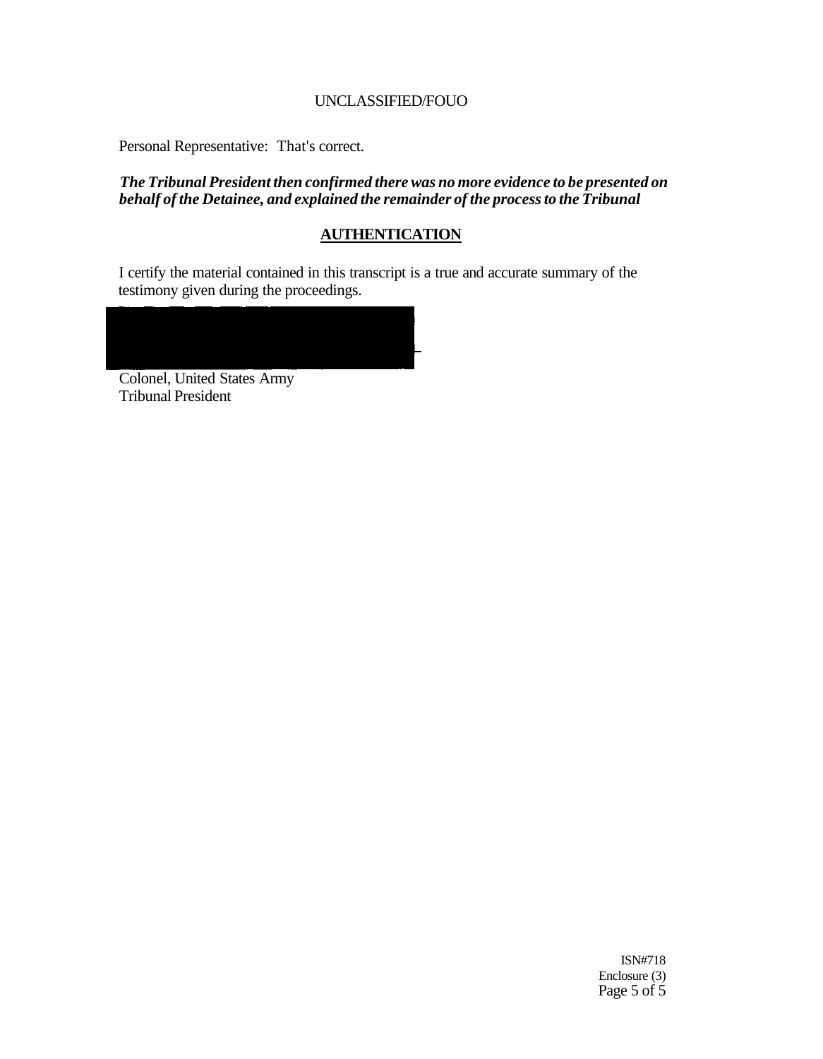UNCLASSIFIED/FOUO

Personal Representative: That's correct.

***The Tribunal President then confirmed there was no more evidence to be presented on behalf of the Detainee, and explained the remainder of the process to the Tribunal***

## AUTHENTICATION

I certify the material contained in this transcript is a true and accurate summary of the testimony given during the proceedings.

Colonel, United States Army
Tribunal President

ISN#718
Enclosure (3)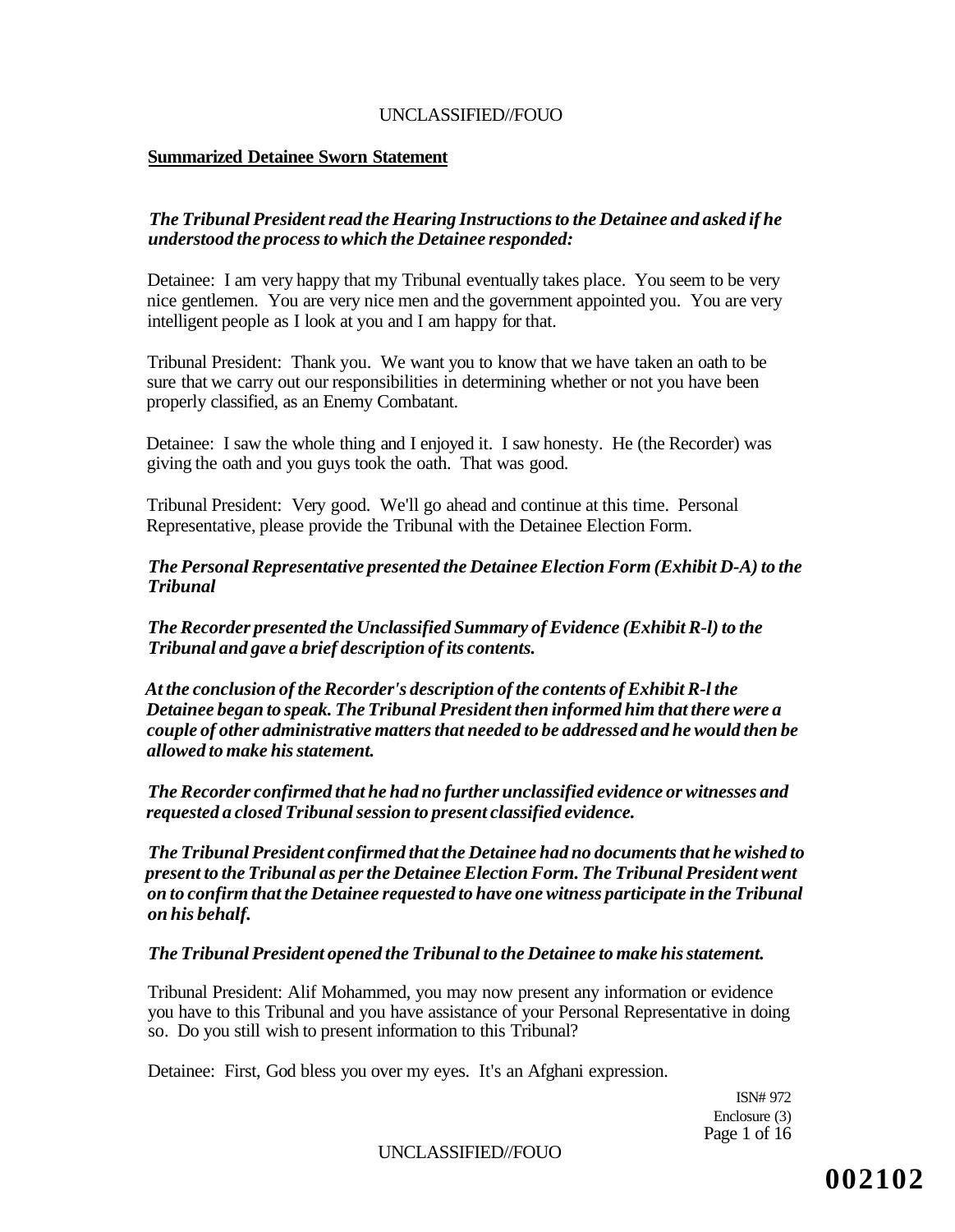**Summarized Detainee Sworn Statement**

***The Tribunal President read the Hearing Instructions to the Detainee and asked if he understood the process to which the Detainee responded:***

Detainee: I am very happy that my Tribunal eventually takes place. You seem to be very nice gentlemen. You are very nice men and the government appointed you. You are very intelligent people as I look at you and I am happy for that.

Tribunal President: Thank you. We want you to know that we have taken an oath to be sure that we carry out our responsibilities in determining whether or not you have been properly classified, as an Enemy Combatant.

Detainee: I saw the whole thing and I enjoyed it. I saw honesty. He (the Recorder) was giving the oath and you guys took the oath. That was good.

Tribunal President: Very good. We'll go ahead and continue at this time. Personal Representative, please provide the Tribunal with the Detainee Election Form.

***The Personal Representative presented the Detainee Election Form (Exhibit D-A) to the Tribunal***

***The Recorder presented the Unclassified Summary of Evidence (Exhibit R-l) to the Tribunal and gave a brief description of its contents.***

***At the conclusion of the Recorder's description of the contents of Exhibit R-l the Detainee began to speak. The Tribunal President then informed him that there were a couple of other administrative matters that needed to be addressed and he would then be allowed to make his statement.***

***The Recorder confirmed that he had no further unclassified evidence or witnesses and requested a closed Tribunal session to present classified evidence.***

***The Tribunal President confirmed that the Detainee had no documents that he wished to present to the Tribunal as per the Detainee Election Form. The Tribunal President went on to confirm that the Detainee requested to have one witness participate in the Tribunal on his behalf.***

***The Tribunal President opened the Tribunal to the Detainee to make his statement.***

Tribunal President: Alif Mohammed, you may now present any information or evidence you have to this Tribunal and you have assistance of your Personal Representative in doing so. Do you still wish to present information to this Tribunal?

Detainee: First, God bless you over my eyes. It's an Afghani expression.

ISN# 972
Enclosure (3)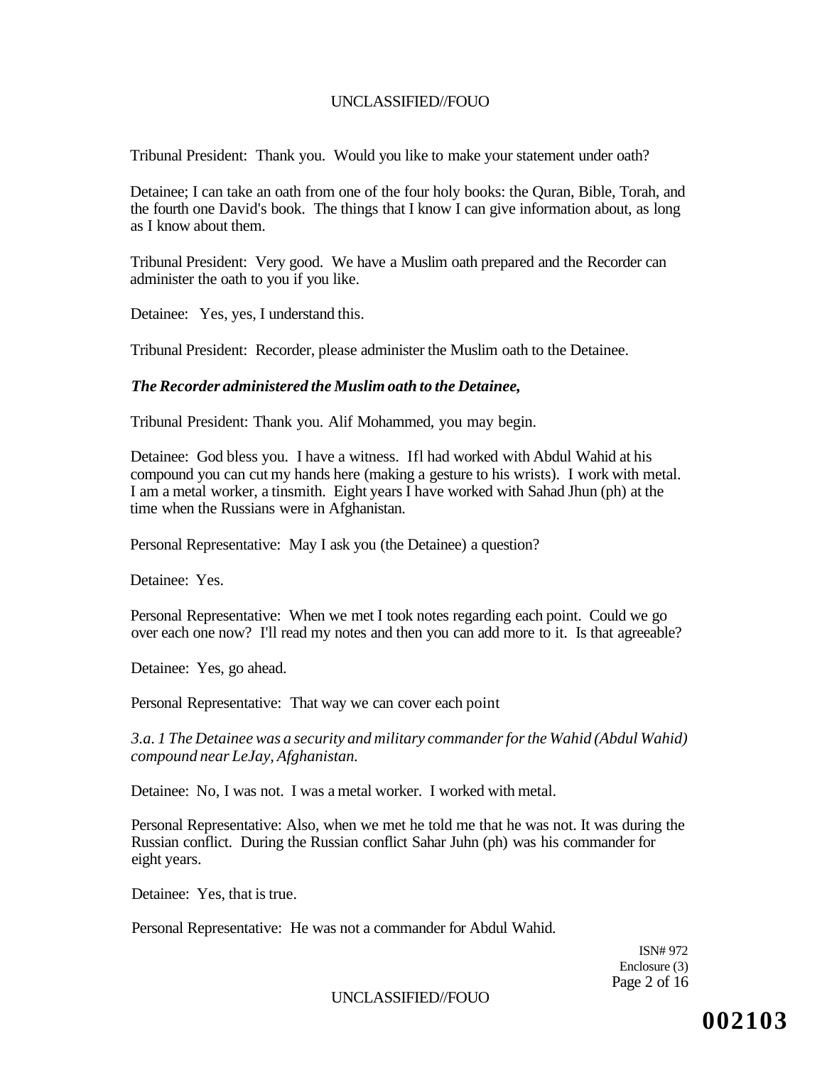Tribunal President: Thank you. Would you like to make your statement under oath?

Detainee; I can take an oath from one of the four holy books: the Quran, Bible, Torah, and the fourth one David's book. The things that I know I can give information about, as long as I know about them.

Tribunal President: Very good. We have a Muslim oath prepared and the Recorder can administer the oath to you if you like.

Detainee: Yes, yes, I understand this.

Tribunal President: Recorder, please administer the Muslim oath to the Detainee.

***The Recorder administered the Muslim oath to the Detainee,***

Tribunal President: Thank you. Alif Mohammed, you may begin.

Detainee: God bless you. I have a witness. Ifl had worked with Abdul Wahid at his compound you can cut my hands here (making a gesture to his wrists). I work with metal. I am a metal worker, a tinsmith. Eight years I have worked with Sahad Jhun (ph) at the time when the Russians were in Afghanistan.

Personal Representative: May I ask you (the Detainee) a question?

Detainee: Yes.

Personal Representative: When we met I took notes regarding each point. Could we go over each one now? I'll read my notes and then you can add more to it. Is that agreeable?

Detainee: Yes, go ahead.

Personal Representative: That way we can cover each point

*3.a. 1 The Detainee was a security and military commander for the Wahid (Abdul Wahid) compound near LeJay, Afghanistan.*

Detainee: No, I was not. I was a metal worker. I worked with metal.

Personal Representative: Also, when we met he told me that he was not. It was during the Russian conflict. During the Russian conflict Sahar Juhn (ph) was his commander for eight years.

Detainee: Yes, that is true.

Personal Representative: He was not a commander for Abdul Wahid.

ISN# 972
Enclosure (3)

002103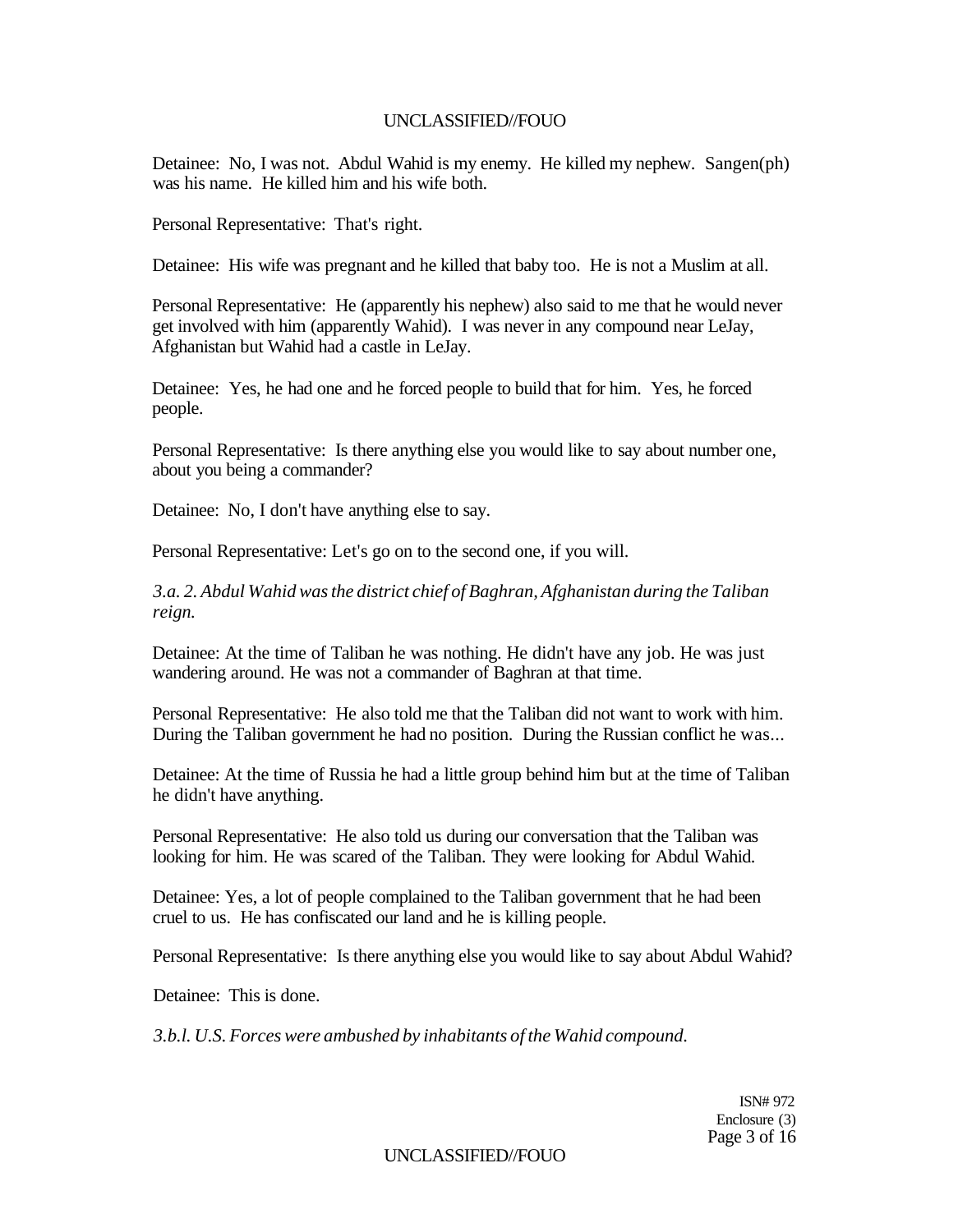Detainee: No, I was not. Abdul Wahid is my enemy. He killed my nephew. Sangen(ph) was his name. He killed him and his wife both.

Personal Representative: That's right.

Detainee: His wife was pregnant and he killed that baby too. He is not a Muslim at all.

Personal Representative: He (apparently his nephew) also said to me that he would never get involved with him (apparently Wahid). I was never in any compound near LeJay, Afghanistan but Wahid had a castle in LeJay.

Detainee: Yes, he had one and he forced people to build that for him. Yes, he forced people.

Personal Representative: Is there anything else you would like to say about number one, about you being a commander?

Detainee: No, I don't have anything else to say.

Personal Representative: Let's go on to the second one, if you will.

*3.a. 2. Abdul Wahid was the district chief of Baghran, Afghanistan during the Taliban reign.*

Detainee: At the time of Taliban he was nothing. He didn't have any job. He was just wandering around. He was not a commander of Baghran at that time.

Personal Representative: He also told me that the Taliban did not want to work with him. During the Taliban government he had no position. During the Russian conflict he was...

Detainee: At the time of Russia he had a little group behind him but at the time of Taliban he didn't have anything.

Personal Representative: He also told us during our conversation that the Taliban was looking for him. He was scared of the Taliban. They were looking for Abdul Wahid.

Detainee: Yes, a lot of people complained to the Taliban government that he had been cruel to us. He has confiscated our land and he is killing people.

Personal Representative: Is there anything else you would like to say about Abdul Wahid?

Detainee: This is done.

*3.b.l. U.S. Forces were ambushed by inhabitants of the Wahid compound.*

ISN# 972
Enclosure (3)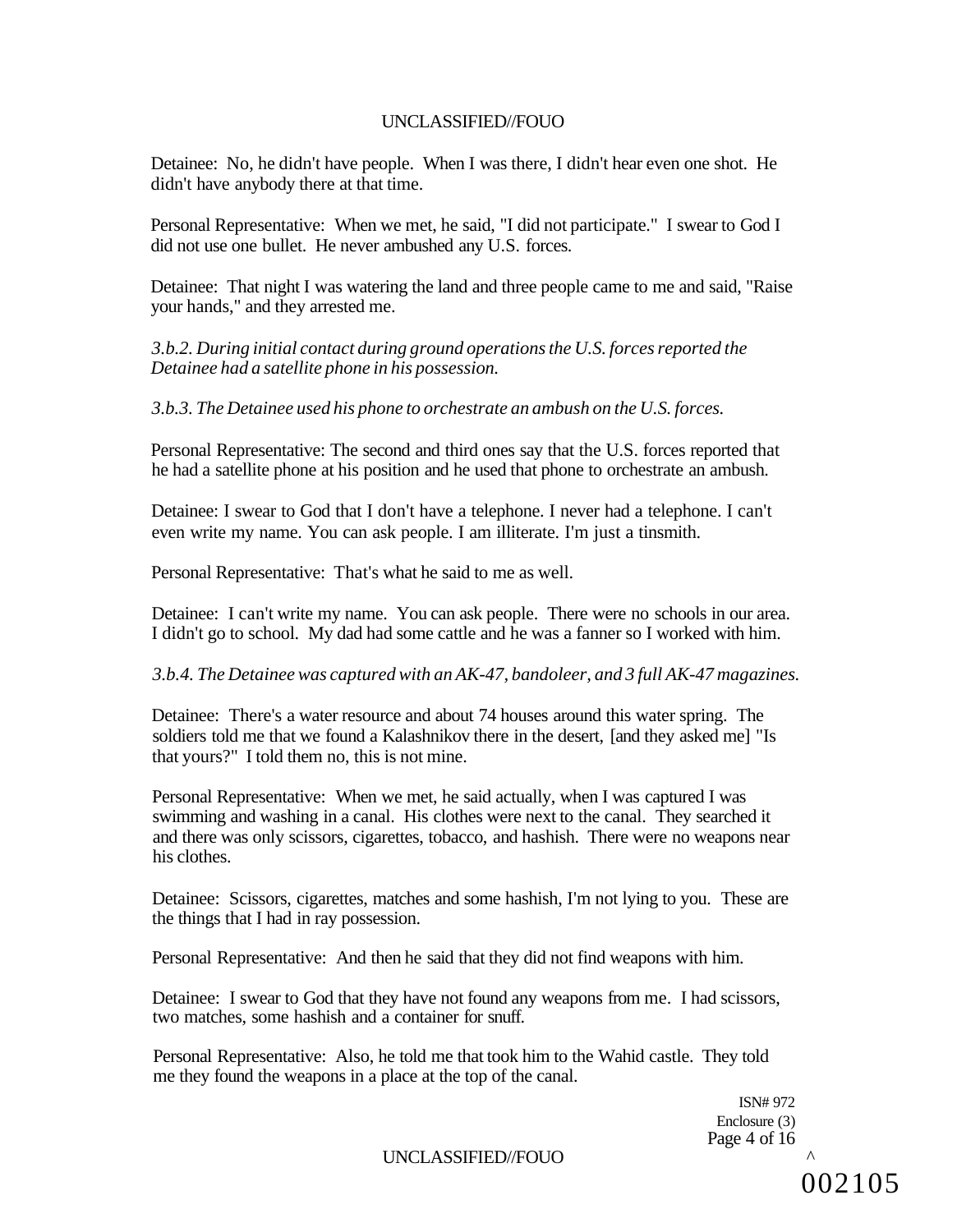Detainee: No, he didn't have people. When I was there, I didn't hear even one shot. He didn't have anybody there at that time.

Personal Representative: When we met, he said, "I did not participate." I swear to God I did not use one bullet. He never ambushed any U.S. forces.

Detainee: That night I was watering the land and three people came to me and said, "Raise your hands," and they arrested me.

*3.b.2. During initial contact during ground operations the U.S. forces reported the Detainee had a satellite phone in his possession.*

*3.b.3. The Detainee used his phone to orchestrate an ambush on the U.S. forces.*

Personal Representative: The second and third ones say that the U.S. forces reported that he had a satellite phone at his position and he used that phone to orchestrate an ambush.

Detainee: I swear to God that I don't have a telephone. I never had a telephone. I can't even write my name. You can ask people. I am illiterate. I'm just a tinsmith.

Personal Representative: That's what he said to me as well.

Detainee: I can't write my name. You can ask people. There were no schools in our area. I didn't go to school. My dad had some cattle and he was a fanner so I worked with him.

*3.b.4. The Detainee was captured with an AK-47, bandoleer, and 3 full AK-47 magazines.*

Detainee: There's a water resource and about 74 houses around this water spring. The soldiers told me that we found a Kalashnikov there in the desert, [and they asked me] "Is that yours?" I told them no, this is not mine.

Personal Representative: When we met, he said actually, when I was captured I was swimming and washing in a canal. His clothes were next to the canal. They searched it and there was only scissors, cigarettes, tobacco, and hashish. There were no weapons near his clothes.

Detainee: Scissors, cigarettes, matches and some hashish, I'm not lying to you. These are the things that I had in ray possession.

Personal Representative: And then he said that they did not find weapons with him.

Detainee: I swear to God that they have not found any weapons from me. I had scissors, two matches, some hashish and a container for snuff.

Personal Representative: Also, he told me that took him to the Wahid castle. They told me they found the weapons in a place at the top of the canal.

ISN# 972
Enclosure (3)

002105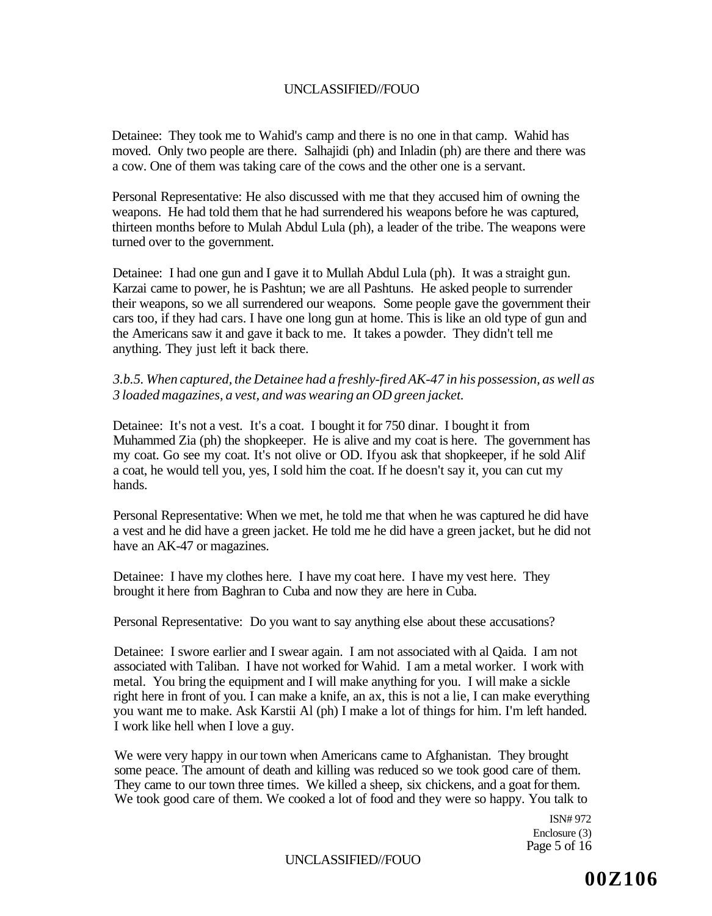Detainee: They took me to Wahid's camp and there is no one in that camp. Wahid has moved. Only two people are there. Salhajidi (ph) and Inladin (ph) are there and there was a cow. One of them was taking care of the cows and the other one is a servant.

Personal Representative: He also discussed with me that they accused him of owning the weapons. He had told them that he had surrendered his weapons before he was captured, thirteen months before to Mulah Abdul Lula (ph), a leader of the tribe. The weapons were turned over to the government.

Detainee: I had one gun and I gave it to Mullah Abdul Lula (ph). It was a straight gun. Karzai came to power, he is Pashtun; we are all Pashtuns. He asked people to surrender their weapons, so we all surrendered our weapons. Some people gave the government their cars too, if they had cars. I have one long gun at home. This is like an old type of gun and the Americans saw it and gave it back to me. It takes a powder. They didn't tell me anything. They just left it back there.

*3.b.5. When captured, the Detainee had a freshly-fired AK-47 in his possession, as well as 3 loaded magazines, a vest, and was wearing an OD green jacket.*

Detainee: It's not a vest. It's a coat. I bought it for 750 dinar. I bought it from Muhammed Zia (ph) the shopkeeper. He is alive and my coat is here. The government has my coat. Go see my coat. It's not olive or OD. Ifyou ask that shopkeeper, if he sold Alif a coat, he would tell you, yes, I sold him the coat. If he doesn't say it, you can cut my hands.

Personal Representative: When we met, he told me that when he was captured he did have a vest and he did have a green jacket. He told me he did have a green jacket, but he did not have an AK-47 or magazines.

Detainee: I have my clothes here. I have my coat here. I have my vest here. They brought it here from Baghran to Cuba and now they are here in Cuba.

Personal Representative: Do you want to say anything else about these accusations?

Detainee: I swore earlier and I swear again. I am not associated with al Qaida. I am not associated with Taliban. I have not worked for Wahid. I am a metal worker. I work with metal. You bring the equipment and I will make anything for you. I will make a sickle right here in front of you. I can make a knife, an ax, this is not a lie, I can make everything you want me to make. Ask Karstii Al (ph) I make a lot of things for him. I'm left handed. I work like hell when I love a guy.

We were very happy in our town when Americans came to Afghanistan. They brought some peace. The amount of death and killing was reduced so we took good care of them. They came to our town three times. We killed a sheep, six chickens, and a goat for them. We took good care of them. We cooked a lot of food and they were so happy. You talk to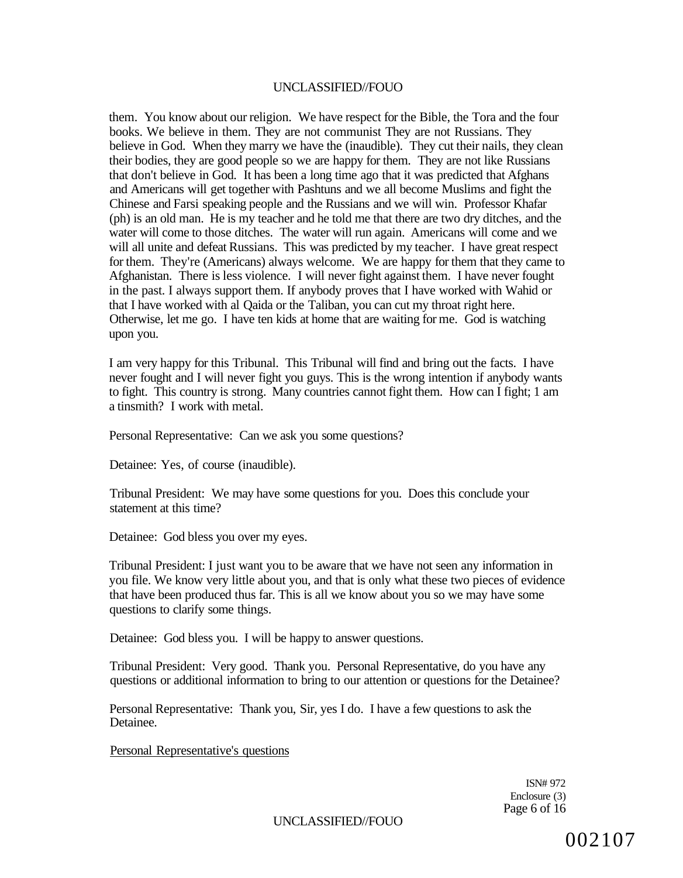them. You know about our religion. We have respect for the Bible, the Tora and the four books. We believe in them. They are not communist They are not Russians. They believe in God. When they marry we have the (inaudible). They cut their nails, they clean their bodies, they are good people so we are happy for them. They are not like Russians that don't believe in God. It has been a long time ago that it was predicted that Afghans and Americans will get together with Pashtuns and we all become Muslims and fight the Chinese and Farsi speaking people and the Russians and we will win. Professor Khafar (ph) is an old man. He is my teacher and he told me that there are two dry ditches, and the water will come to those ditches. The water will run again. Americans will come and we will all unite and defeat Russians. This was predicted by my teacher. I have great respect for them. They're (Americans) always welcome. We are happy for them that they came to Afghanistan. There is less violence. I will never fight against them. I have never fought in the past. I always support them. If anybody proves that I have worked with Wahid or that I have worked with al Qaida or the Taliban, you can cut my throat right here. Otherwise, let me go. I have ten kids at home that are waiting for me. God is watching upon you.

I am very happy for this Tribunal. This Tribunal will find and bring out the facts. I have never fought and I will never fight you guys. This is the wrong intention if anybody wants to fight. This country is strong. Many countries cannot fight them. How can I fight; 1 am a tinsmith? I work with metal.

Personal Representative: Can we ask you some questions?

Detainee: Yes, of course (inaudible).

Tribunal President: We may have some questions for you. Does this conclude your statement at this time?

Detainee: God bless you over my eyes.

Tribunal President: I just want you to be aware that we have not seen any information in you file. We know very little about you, and that is only what these two pieces of evidence that have been produced thus far. This is all we know about you so we may have some questions to clarify some things.

Detainee: God bless you. I will be happy to answer questions.

Tribunal President: Very good. Thank you. Personal Representative, do you have any questions or additional information to bring to our attention or questions for the Detainee?

Personal Representative: Thank you, Sir, yes I do. I have a few questions to ask the Detainee.

Personal Representative's questions

ISN# 972
Enclosure (3)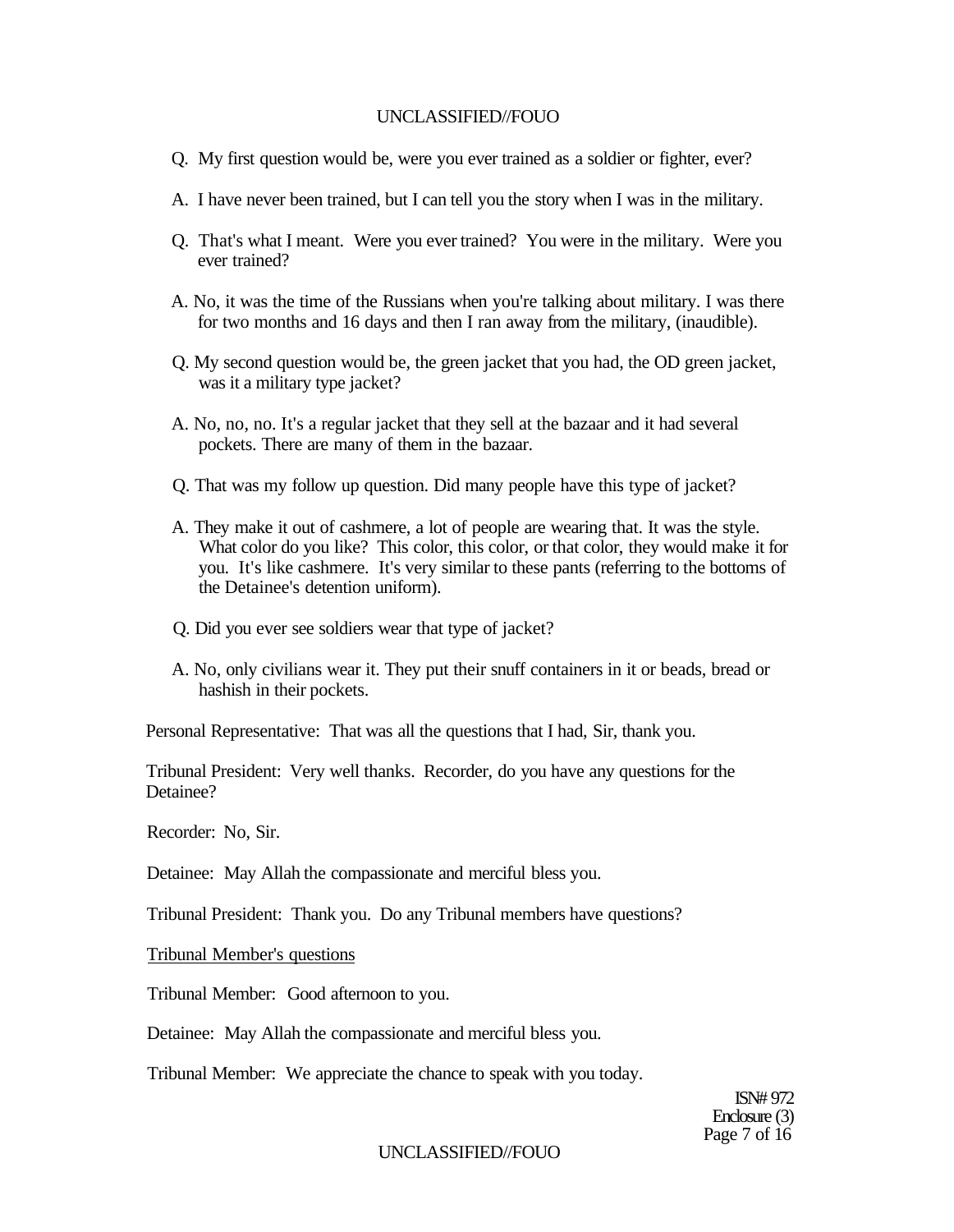Q. My first question would be, were you ever trained as a soldier or fighter, ever?

A. I have never been trained, but I can tell you the story when I was in the military.

Q. That's what I meant. Were you ever trained? You were in the military. Were you ever trained?

A. No, it was the time of the Russians when you're talking about military. I was there for two months and 16 days and then I ran away from the military, (inaudible).

Q. My second question would be, the green jacket that you had, the OD green jacket, was it a military type jacket?

A. No, no, no. It's a regular jacket that they sell at the bazaar and it had several pockets. There are many of them in the bazaar.

Q. That was my follow up question. Did many people have this type of jacket?

A. They make it out of cashmere, a lot of people are wearing that. It was the style. What color do you like? This color, this color, or that color, they would make it for you. It's like cashmere. It's very similar to these pants (referring to the bottoms of the Detainee's detention uniform).

Q. Did you ever see soldiers wear that type of jacket?

A. No, only civilians wear it. They put their snuff containers in it or beads, bread or hashish in their pockets.

Personal Representative: That was all the questions that I had, Sir, thank you.

Tribunal President: Very well thanks. Recorder, do you have any questions for the Detainee?

Recorder: No, Sir.

Detainee: May Allah the compassionate and merciful bless you.

Tribunal President: Thank you. Do any Tribunal members have questions?

<u>Tribunal Member's questions</u>

Tribunal Member: Good afternoon to you.

Detainee: May Allah the compassionate and merciful bless you.

Tribunal Member: We appreciate the chance to speak with you today.

ISN# 972
Enclosure (3)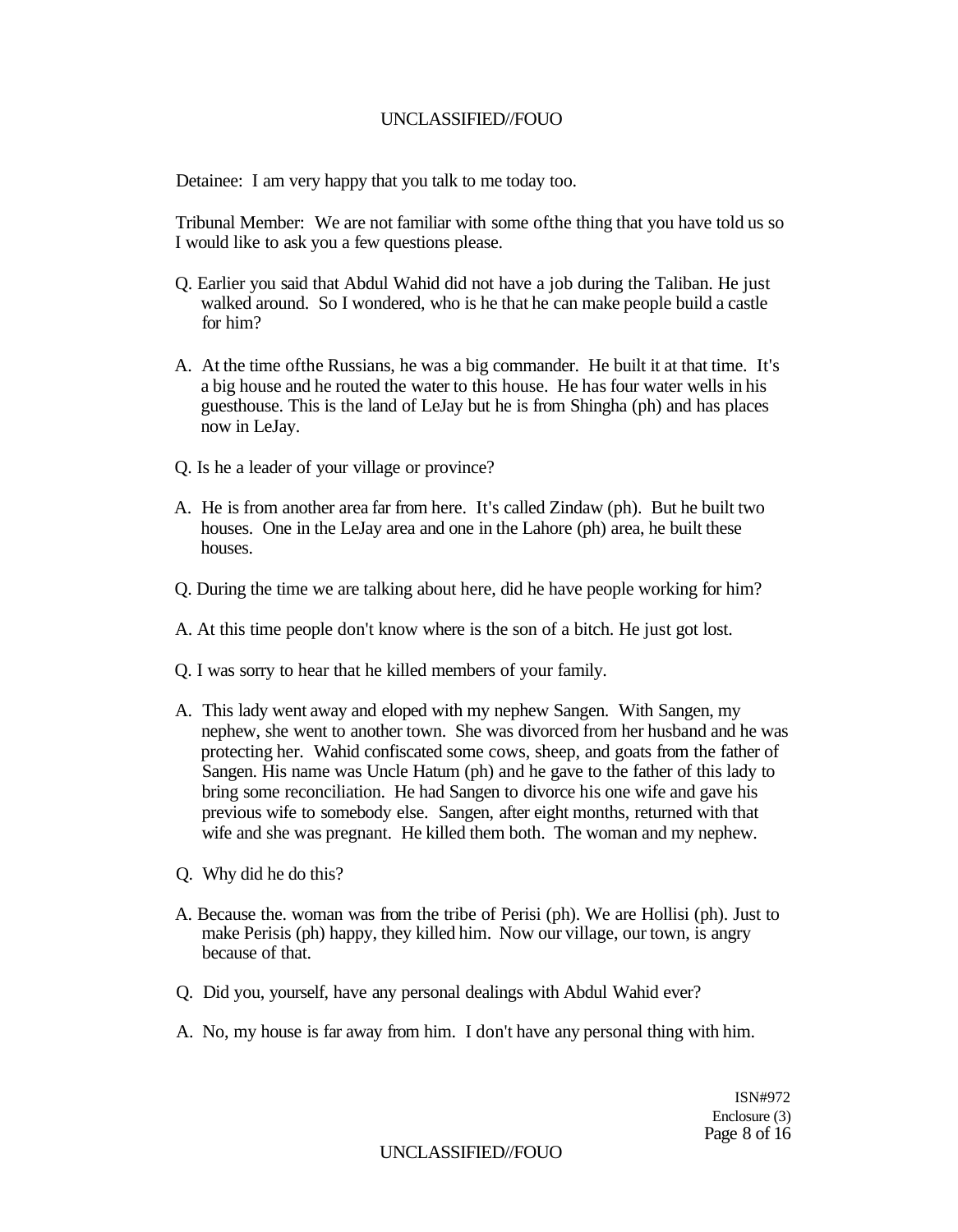Detainee: I am very happy that you talk to me today too.

Tribunal Member: We are not familiar with some ofthe thing that you have told us so I would like to ask you a few questions please.

Q. Earlier you said that Abdul Wahid did not have a job during the Taliban. He just walked around. So I wondered, who is he that he can make people build a castle for him?

A. At the time ofthe Russians, he was a big commander. He built it at that time. It's a big house and he routed the water to this house. He has four water wells in his guesthouse. This is the land of LeJay but he is from Shingha (ph) and has places now in LeJay.

Q. Is he a leader of your village or province?

A. He is from another area far from here. It's called Zindaw (ph). But he built two houses. One in the LeJay area and one in the Lahore (ph) area, he built these houses.

Q. During the time we are talking about here, did he have people working for him?

A. At this time people don't know where is the son of a bitch. He just got lost.

Q. I was sorry to hear that he killed members of your family.

A. This lady went away and eloped with my nephew Sangen. With Sangen, my nephew, she went to another town. She was divorced from her husband and he was protecting her. Wahid confiscated some cows, sheep, and goats from the father of Sangen. His name was Uncle Hatum (ph) and he gave to the father of this lady to bring some reconciliation. He had Sangen to divorce his one wife and gave his previous wife to somebody else. Sangen, after eight months, returned with that wife and she was pregnant. He killed them both. The woman and my nephew.

Q. Why did he do this?

A. Because the. woman was from the tribe of Perisi (ph). We are Hollisi (ph). Just to make Perisis (ph) happy, they killed him. Now our village, our town, is angry because of that.

Q. Did you, yourself, have any personal dealings with Abdul Wahid ever?

A. No, my house is far away from him. I don't have any personal thing with him.

ISN#972
Enclosure (3)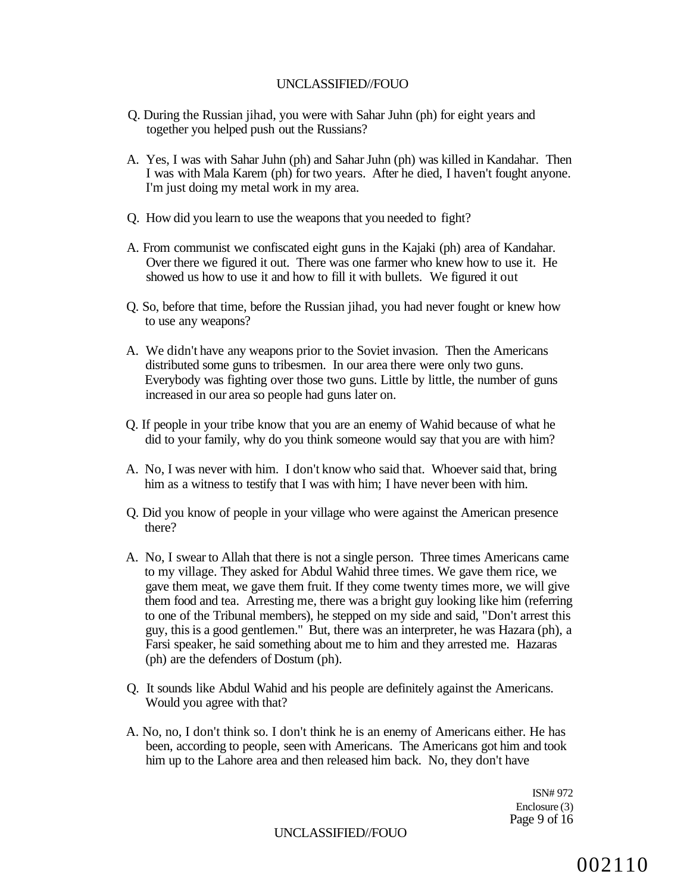Q. During the Russian jihad, you were with Sahar Juhn (ph) for eight years and together you helped push out the Russians?

A. Yes, I was with Sahar Juhn (ph) and Sahar Juhn (ph) was killed in Kandahar. Then I was with Mala Karem (ph) for two years. After he died, I haven't fought anyone. I'm just doing my metal work in my area.

Q. How did you learn to use the weapons that you needed to fight?

A. From communist we confiscated eight guns in the Kajaki (ph) area of Kandahar. Over there we figured it out. There was one farmer who knew how to use it. He showed us how to use it and how to fill it with bullets. We figured it out

Q. So, before that time, before the Russian jihad, you had never fought or knew how to use any weapons?

A. We didn't have any weapons prior to the Soviet invasion. Then the Americans distributed some guns to tribesmen. In our area there were only two guns. Everybody was fighting over those two guns. Little by little, the number of guns increased in our area so people had guns later on.

Q. If people in your tribe know that you are an enemy of Wahid because of what he did to your family, why do you think someone would say that you are with him?

A. No, I was never with him. I don't know who said that. Whoever said that, bring him as a witness to testify that I was with him; I have never been with him.

Q. Did you know of people in your village who were against the American presence there?

A. No, I swear to Allah that there is not a single person. Three times Americans came to my village. They asked for Abdul Wahid three times. We gave them rice, we gave them meat, we gave them fruit. If they come twenty times more, we will give them food and tea. Arresting me, there was a bright guy looking like him (referring to one of the Tribunal members), he stepped on my side and said, "Don't arrest this guy, this is a good gentlemen." But, there was an interpreter, he was Hazara (ph), a Farsi speaker, he said something about me to him and they arrested me. Hazaras (ph) are the defenders of Dostum (ph).

Q. It sounds like Abdul Wahid and his people are definitely against the Americans. Would you agree with that?

A. No, no, I don't think so. I don't think he is an enemy of Americans either. He has been, according to people, seen with Americans. The Americans got him and took him up to the Lahore area and then released him back. No, they don't have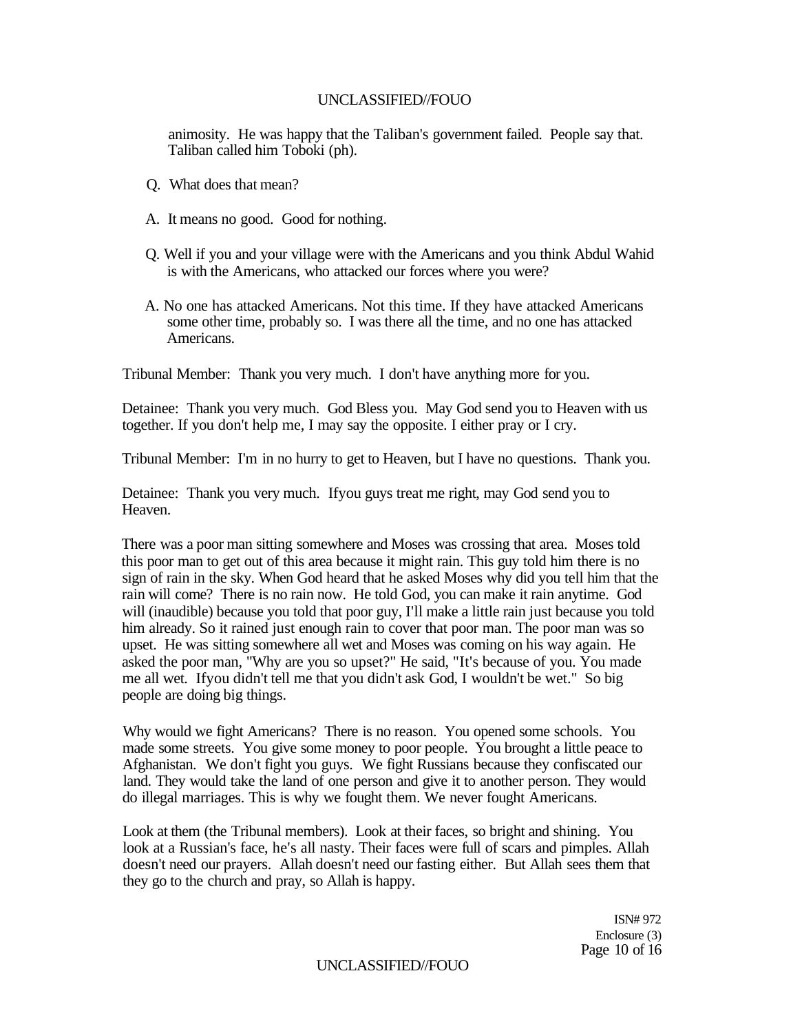animosity. He was happy that the Taliban's government failed. People say that. Taliban called him Toboki (ph).

Q. What does that mean?

A. It means no good. Good for nothing.

Q. Well if you and your village were with the Americans and you think Abdul Wahid is with the Americans, who attacked our forces where you were?

A. No one has attacked Americans. Not this time. If they have attacked Americans some other time, probably so. I was there all the time, and no one has attacked Americans.

Tribunal Member: Thank you very much. I don't have anything more for you.

Detainee: Thank you very much. God Bless you. May God send you to Heaven with us together. If you don't help me, I may say the opposite. I either pray or I cry.

Tribunal Member: I'm in no hurry to get to Heaven, but I have no questions. Thank you.

Detainee: Thank you very much. Ifyou guys treat me right, may God send you to Heaven.

There was a poor man sitting somewhere and Moses was crossing that area. Moses told this poor man to get out of this area because it might rain. This guy told him there is no sign of rain in the sky. When God heard that he asked Moses why did you tell him that the rain will come? There is no rain now. He told God, you can make it rain anytime. God will (inaudible) because you told that poor guy, I'll make a little rain just because you told him already. So it rained just enough rain to cover that poor man. The poor man was so upset. He was sitting somewhere all wet and Moses was coming on his way again. He asked the poor man, "Why are you so upset?" He said, "It's because of you. You made me all wet. Ifyou didn't tell me that you didn't ask God, I wouldn't be wet." So big people are doing big things.

Why would we fight Americans? There is no reason. You opened some schools. You made some streets. You give some money to poor people. You brought a little peace to Afghanistan. We don't fight you guys. We fight Russians because they confiscated our land. They would take the land of one person and give it to another person. They would do illegal marriages. This is why we fought them. We never fought Americans.

Look at them (the Tribunal members). Look at their faces, so bright and shining. You look at a Russian's face, he's all nasty. Their faces were full of scars and pimples. Allah doesn't need our prayers. Allah doesn't need our fasting either. But Allah sees them that they go to the church and pray, so Allah is happy.

ISN# 972
Enclosure (3)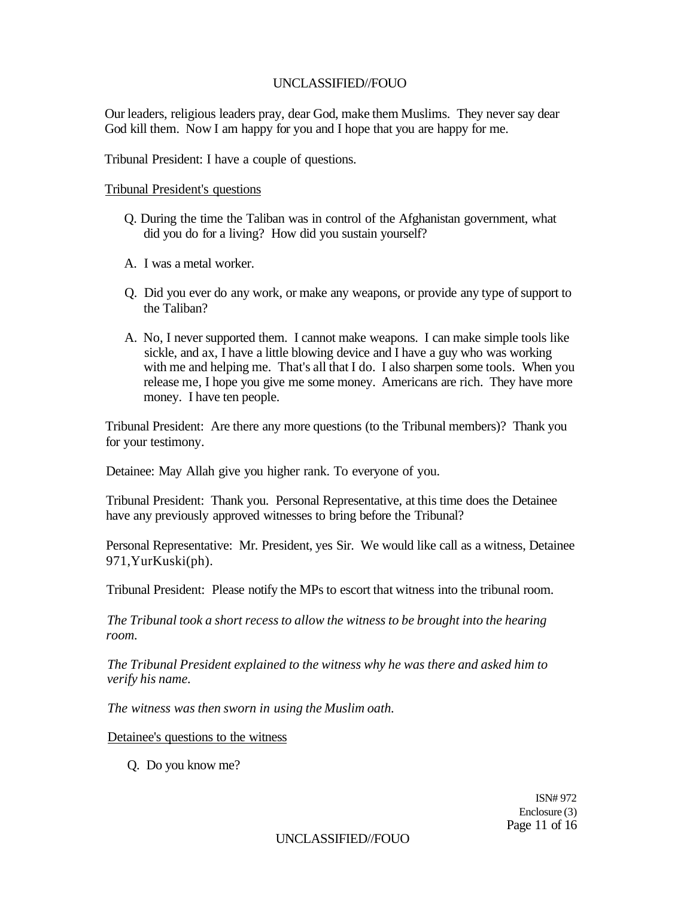Our leaders, religious leaders pray, dear God, make them Muslims. They never say dear God kill them. Now I am happy for you and I hope that you are happy for me.

Tribunal President: I have a couple of questions.

Tribunal President's questions

Q. During the time the Taliban was in control of the Afghanistan government, what did you do for a living? How did you sustain yourself?

A. I was a metal worker.

Q. Did you ever do any work, or make any weapons, or provide any type of support to the Taliban?

A. No, I never supported them. I cannot make weapons. I can make simple tools like sickle, and ax, I have a little blowing device and I have a guy who was working with me and helping me. That's all that I do. I also sharpen some tools. When you release me, I hope you give me some money. Americans are rich. They have more money. I have ten people.

Tribunal President: Are there any more questions (to the Tribunal members)? Thank you for your testimony.

Detainee: May Allah give you higher rank. To everyone of you.

Tribunal President: Thank you. Personal Representative, at this time does the Detainee have any previously approved witnesses to bring before the Tribunal?

Personal Representative: Mr. President, yes Sir. We would like call as a witness, Detainee 971,YurKuski(ph).

Tribunal President: Please notify the MPs to escort that witness into the tribunal room.

*The Tribunal took a short recess to allow the witness to be brought into the hearing room.*

*The Tribunal President explained to the witness why he was there and asked him to verify his name.*

*The witness was then sworn in using the Muslim oath.*

Detainee's questions to the witness

Q. Do you know me?

ISN# 972
Enclosure (3)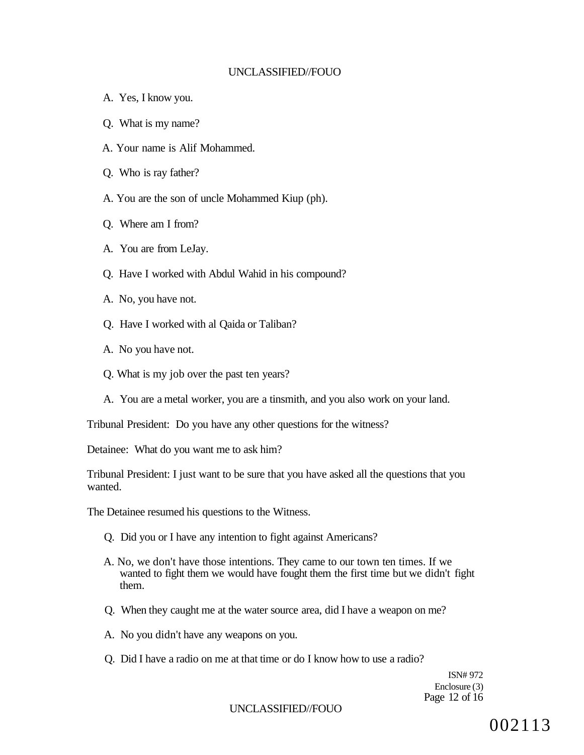A. Yes, I know you.

Q. What is my name?

A. Your name is Alif Mohammed.

Q. Who is ray father?

A. You are the son of uncle Mohammed Kiup (ph).

Q. Where am I from?

A. You are from LeJay.

Q. Have I worked with Abdul Wahid in his compound?

A. No, you have not.

Q. Have I worked with al Qaida or Taliban?

A. No you have not.

Q. What is my job over the past ten years?

A. You are a metal worker, you are a tinsmith, and you also work on your land.

Tribunal President: Do you have any other questions for the witness?

Detainee: What do you want me to ask him?

Tribunal President: I just want to be sure that you have asked all the questions that you wanted.

The Detainee resumed his questions to the Witness.

Q. Did you or I have any intention to fight against Americans?

A. No, we don't have those intentions. They came to our town ten times. If we wanted to fight them we would have fought them the first time but we didn't fight them.

Q. When they caught me at the water source area, did I have a weapon on me?

A. No you didn't have any weapons on you.

Q. Did I have a radio on me at that time or do I know how to use a radio?

ISN# 972
Enclosure (3)

002113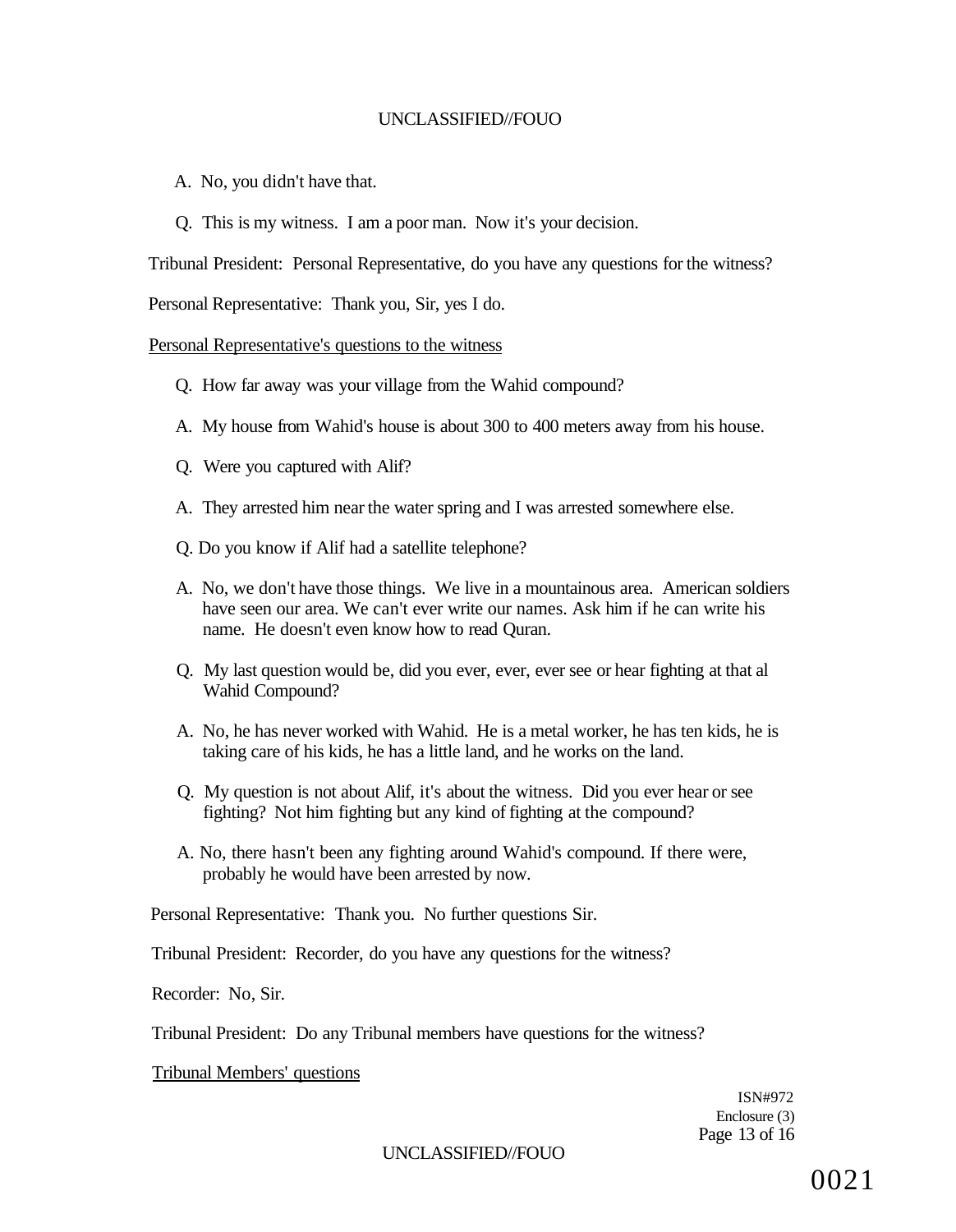A. No, you didn't have that.

Q. This is my witness. I am a poor man. Now it's your decision.

Tribunal President: Personal Representative, do you have any questions for the witness?

Personal Representative: Thank you, Sir, yes I do.

<u>Personal Representative's questions to the witness</u>

Q. How far away was your village from the Wahid compound?

A. My house from Wahid's house is about 300 to 400 meters away from his house.

Q. Were you captured with Alif?

A. They arrested him near the water spring and I was arrested somewhere else.

Q. Do you know if Alif had a satellite telephone?

A. No, we don't have those things. We live in a mountainous area. American soldiers have seen our area. We can't ever write our names. Ask him if he can write his name. He doesn't even know how to read Quran.

Q. My last question would be, did you ever, ever, ever see or hear fighting at that al Wahid Compound?

A. No, he has never worked with Wahid. He is a metal worker, he has ten kids, he is taking care of his kids, he has a little land, and he works on the land.

Q. My question is not about Alif, it's about the witness. Did you ever hear or see fighting? Not him fighting but any kind of fighting at the compound?

A. No, there hasn't been any fighting around Wahid's compound. If there were, probably he would have been arrested by now.

Personal Representative: Thank you. No further questions Sir.

Tribunal President: Recorder, do you have any questions for the witness?

Recorder: No, Sir.

Tribunal President: Do any Tribunal members have questions for the witness?

<u>Tribunal Members' questions</u>

ISN#972
Enclosure (3)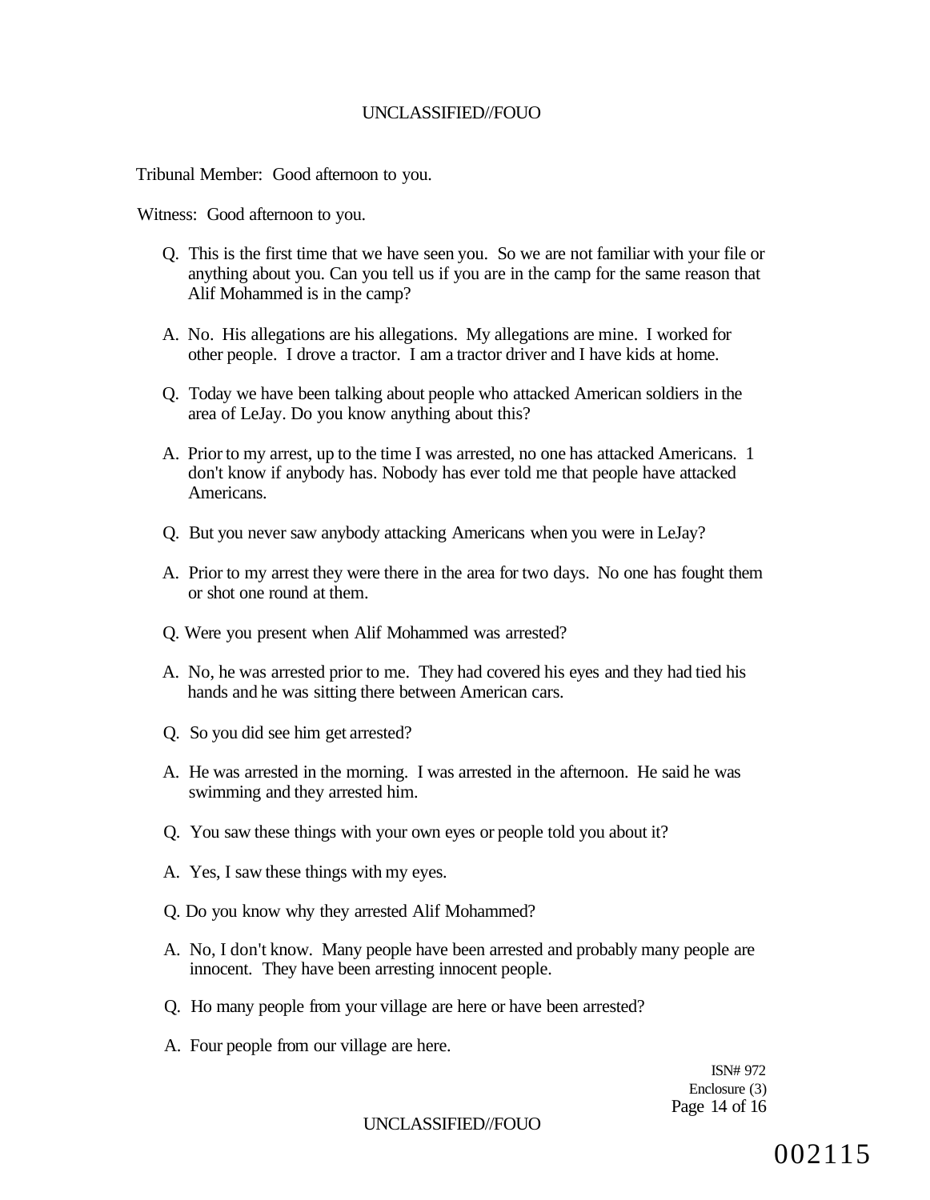Tribunal Member: Good afternoon to you.

Witness: Good afternoon to you.

Q. This is the first time that we have seen you. So we are not familiar with your file or anything about you. Can you tell us if you are in the camp for the same reason that Alif Mohammed is in the camp?

A. No. His allegations are his allegations. My allegations are mine. I worked for other people. I drove a tractor. I am a tractor driver and I have kids at home.

Q. Today we have been talking about people who attacked American soldiers in the area of LeJay. Do you know anything about this?

A. Prior to my arrest, up to the time I was arrested, no one has attacked Americans. 1 don't know if anybody has. Nobody has ever told me that people have attacked Americans.

Q. But you never saw anybody attacking Americans when you were in LeJay?

A. Prior to my arrest they were there in the area for two days. No one has fought them or shot one round at them.

Q. Were you present when Alif Mohammed was arrested?

A. No, he was arrested prior to me. They had covered his eyes and they had tied his hands and he was sitting there between American cars.

Q. So you did see him get arrested?

A. He was arrested in the morning. I was arrested in the afternoon. He said he was swimming and they arrested him.

Q. You saw these things with your own eyes or people told you about it?

A. Yes, I saw these things with my eyes.

Q. Do you know why they arrested Alif Mohammed?

A. No, I don't know. Many people have been arrested and probably many people are innocent. They have been arresting innocent people.

Q. Ho many people from your village are here or have been arrested?

A. Four people from our village are here.

ISN# 972
Enclosure (3)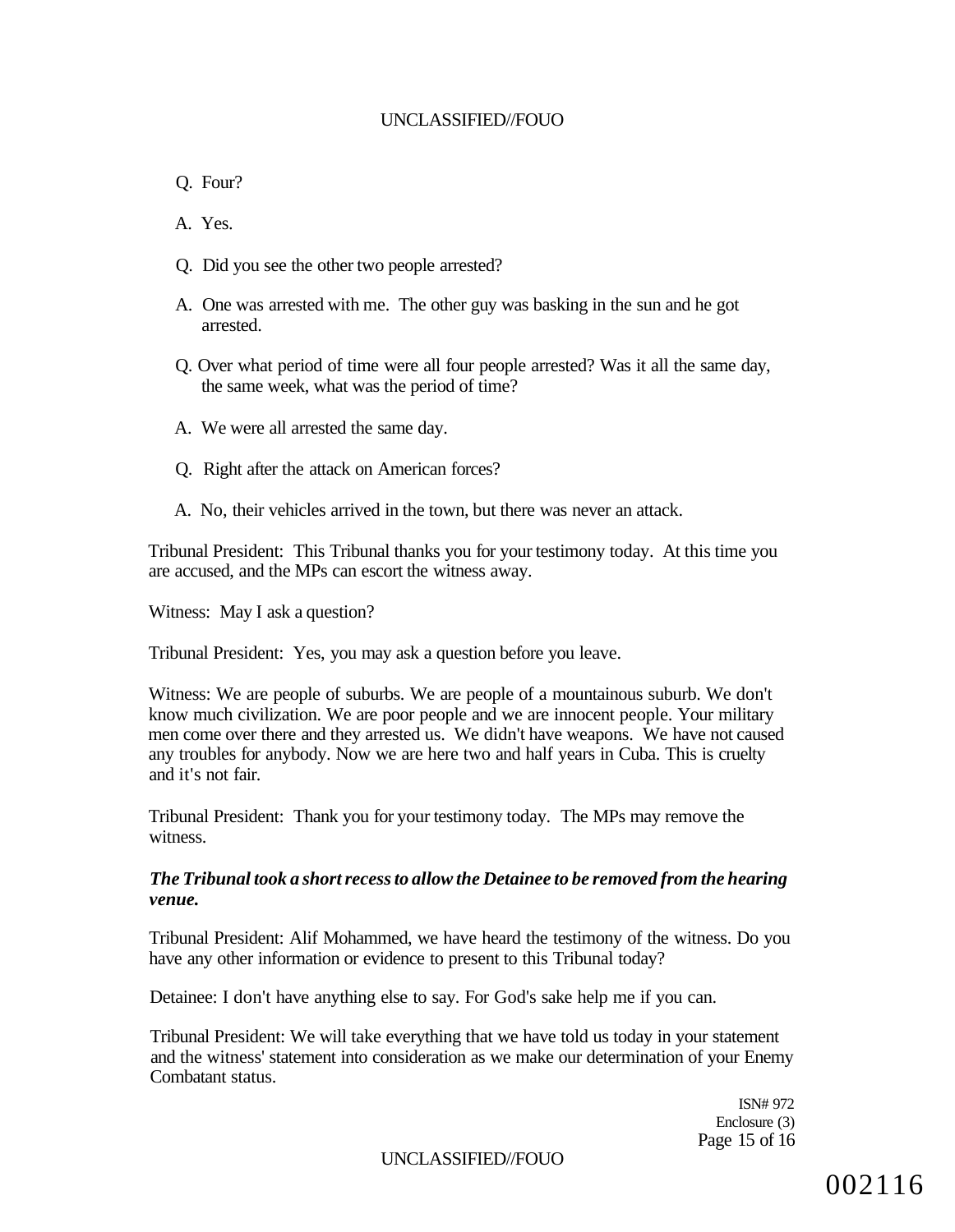Q. Four?

A. Yes.

Q. Did you see the other two people arrested?

A. One was arrested with me. The other guy was basking in the sun and he got arrested.

Q. Over what period of time were all four people arrested? Was it all the same day, the same week, what was the period of time?

A. We were all arrested the same day.

Q. Right after the attack on American forces?

A. No, their vehicles arrived in the town, but there was never an attack.

Tribunal President: This Tribunal thanks you for your testimony today. At this time you are accused, and the MPs can escort the witness away.

Witness: May I ask a question?

Tribunal President: Yes, you may ask a question before you leave.

Witness: We are people of suburbs. We are people of a mountainous suburb. We don't know much civilization. We are poor people and we are innocent people. Your military men come over there and they arrested us. We didn't have weapons. We have not caused any troubles for anybody. Now we are here two and half years in Cuba. This is cruelty and it's not fair.

Tribunal President: Thank you for your testimony today. The MPs may remove the witness.

***The Tribunal took a short recess to allow the Detainee to be removed from the hearing venue.***

Tribunal President: Alif Mohammed, we have heard the testimony of the witness. Do you have any other information or evidence to present to this Tribunal today?

Detainee: I don't have anything else to say. For God's sake help me if you can.

Tribunal President: We will take everything that we have told us today in your statement and the witness' statement into consideration as we make our determination of your Enemy Combatant status.

ISN# 972
Enclosure (3)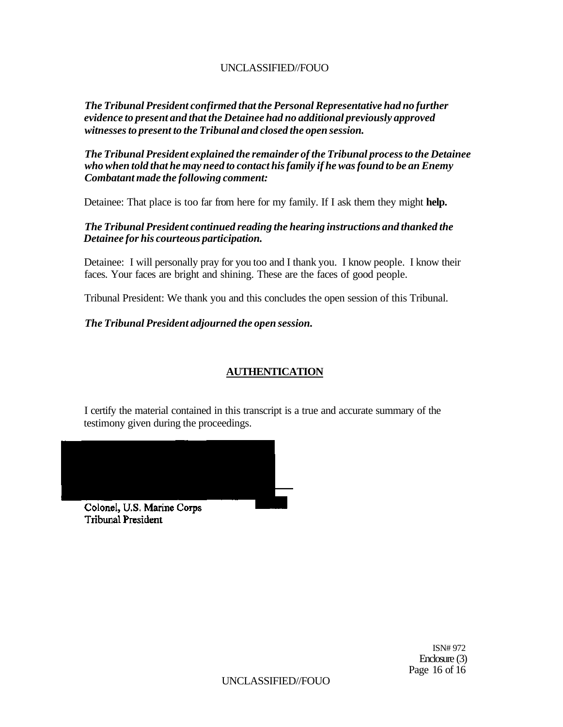*The Tribunal President confirmed that the Personal Representative had no further evidence to present and that the Detainee had no additional previously approved witnesses to present to the Tribunal and closed the open session.*

*The Tribunal President explained the remainder of the Tribunal process to the Detainee who when told that he may need to contact his family if he was found to be an Enemy Combatant made the following comment:*

Detainee: That place is too far from here for my family. If I ask them they might **help.**

*The Tribunal President continued reading the hearing instructions and thanked the Detainee for his courteous participation.*

Detainee: I will personally pray for you too and I thank you. I know people. I know their faces. Your faces are bright and shining. These are the faces of good people.

Tribunal President: We thank you and this concludes the open session of this Tribunal.

*The Tribunal President adjourned the open session.*

## AUTHENTICATION

I certify the material contained in this transcript is a true and accurate summary of the testimony given during the proceedings.

Colonel, U.S. Marine Corps
Tribunal President

ISN# 972
Enclosure (3)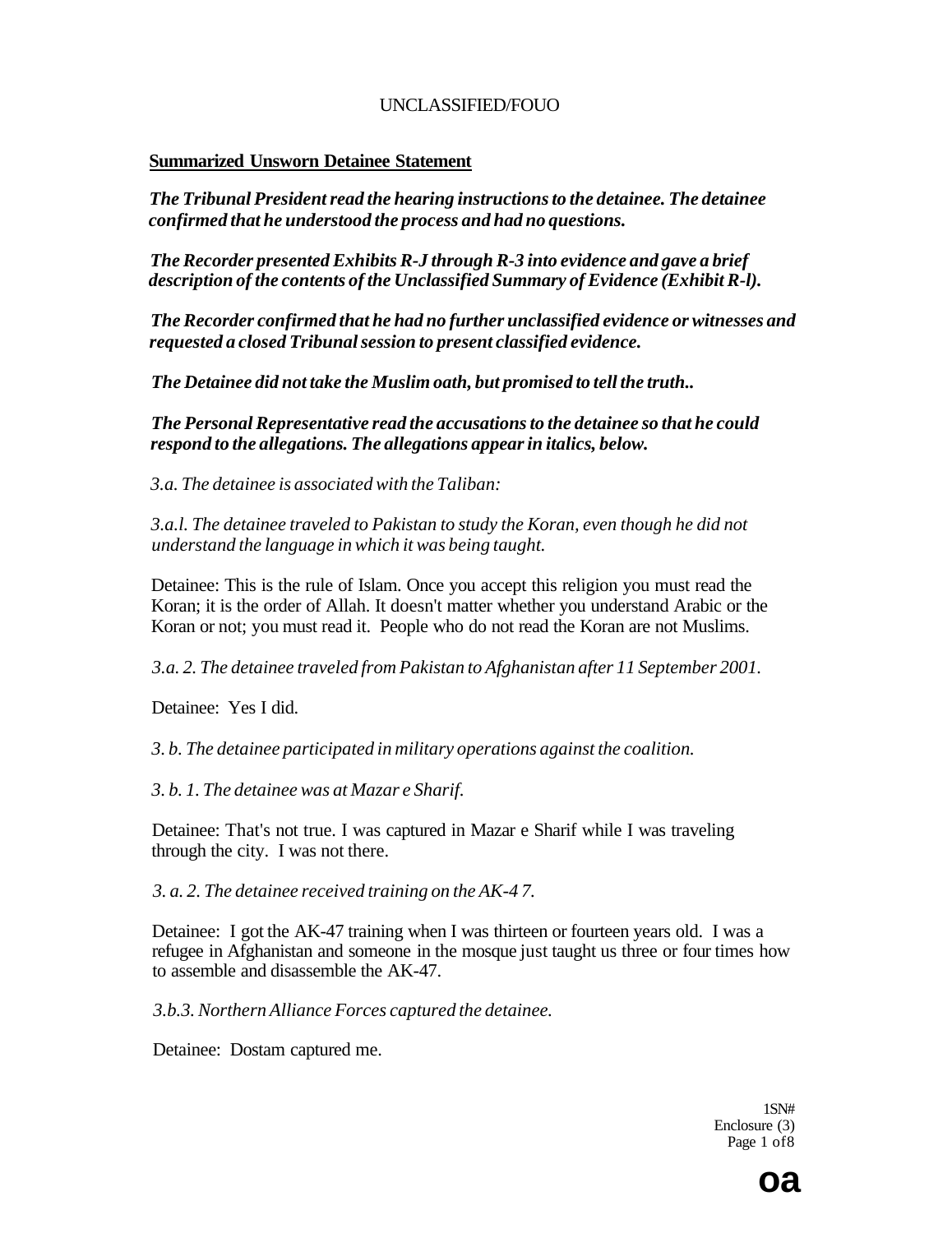**Summarized Unsworn Detainee Statement**

***The Tribunal President read the hearing instructions to the detainee. The detainee confirmed that he understood the process and had no questions.***

***The Recorder presented Exhibits R-J through R-3 into evidence and gave a brief description of the contents of the Unclassified Summary of Evidence (Exhibit R-l).***

***The Recorder confirmed that he had no further unclassified evidence or witnesses and requested a closed Tribunal session to present classified evidence.***

***The Detainee did not take the Muslim oath, but promised to tell the truth..***

***The Personal Representative read the accusations to the detainee so that he could respond to the allegations. The allegations appear in italics, below.***

*3.a. The detainee is associated with the Taliban:*

*3.a.l. The detainee traveled to Pakistan to study the Koran, even though he did not understand the language in which it was being taught.*

Detainee: This is the rule of Islam. Once you accept this religion you must read the Koran; it is the order of Allah. It doesn't matter whether you understand Arabic or the Koran or not; you must read it. People who do not read the Koran are not Muslims.

*3.a. 2. The detainee traveled from Pakistan to Afghanistan after 11 September 2001.*

Detainee: Yes I did.

*3. b. The detainee participated in military operations against the coalition.*

*3. b. 1. The detainee was at Mazar e Sharif.*

Detainee: That's not true. I was captured in Mazar e Sharif while I was traveling through the city. I was not there.

*3. a. 2. The detainee received training on the AK-4 7.*

Detainee: I got the AK-47 training when I was thirteen or fourteen years old. I was a refugee in Afghanistan and someone in the mosque just taught us three or four times how to assemble and disassemble the AK-47.

*3.b.3. Northern Alliance Forces captured the detainee.*

Detainee: Dostam captured me.

1SN#
Enclosure (3)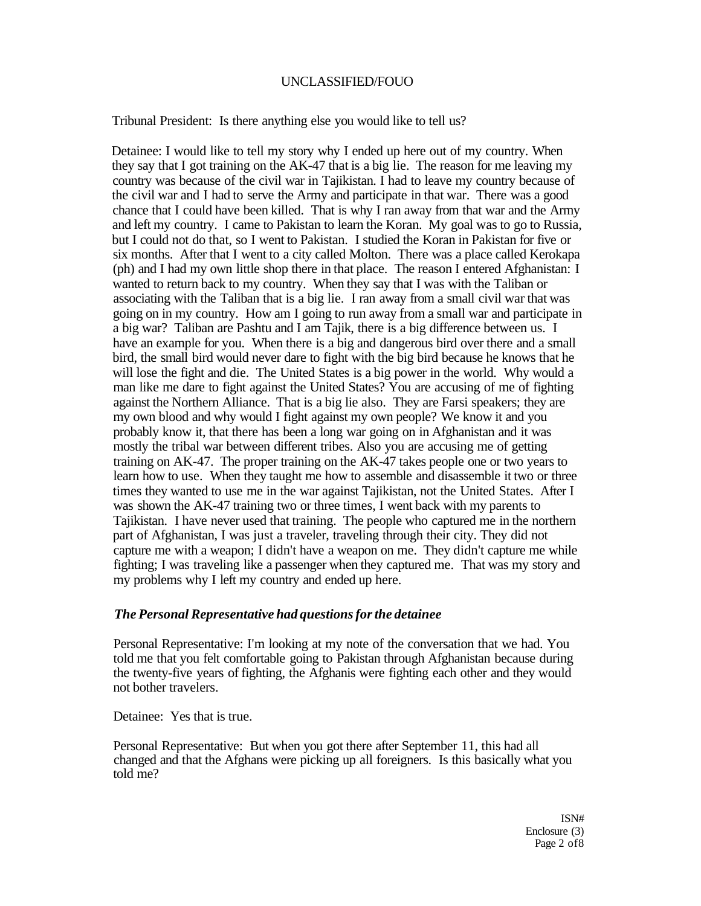Tribunal President: Is there anything else you would like to tell us?

Detainee: I would like to tell my story why I ended up here out of my country. When they say that I got training on the AK-47 that is a big lie. The reason for me leaving my country was because of the civil war in Tajikistan. I had to leave my country because of the civil war and I had to serve the Army and participate in that war. There was a good chance that I could have been killed. That is why I ran away from that war and the Army and left my country. I came to Pakistan to learn the Koran. My goal was to go to Russia, but I could not do that, so I went to Pakistan. I studied the Koran in Pakistan for five or six months. After that I went to a city called Molton. There was a place called Kerokapa (ph) and I had my own little shop there in that place. The reason I entered Afghanistan: I wanted to return back to my country. When they say that I was with the Taliban or associating with the Taliban that is a big lie. I ran away from a small civil war that was going on in my country. How am I going to run away from a small war and participate in a big war? Taliban are Pashtu and I am Tajik, there is a big difference between us. I have an example for you. When there is a big and dangerous bird over there and a small bird, the small bird would never dare to fight with the big bird because he knows that he will lose the fight and die. The United States is a big power in the world. Why would a man like me dare to fight against the United States? You are accusing of me of fighting against the Northern Alliance. That is a big lie also. They are Farsi speakers; they are my own blood and why would I fight against my own people? We know it and you probably know it, that there has been a long war going on in Afghanistan and it was mostly the tribal war between different tribes. Also you are accusing me of getting training on AK-47. The proper training on the AK-47 takes people one or two years to learn how to use. When they taught me how to assemble and disassemble it two or three times they wanted to use me in the war against Tajikistan, not the United States. After I was shown the AK-47 training two or three times, I went back with my parents to Tajikistan. I have never used that training. The people who captured me in the northern part of Afghanistan, I was just a traveler, traveling through their city. They did not capture me with a weapon; I didn't have a weapon on me. They didn't capture me while fighting; I was traveling like a passenger when they captured me. That was my story and my problems why I left my country and ended up here.

***The Personal Representative had questions for the detainee***

Personal Representative: I'm looking at my note of the conversation that we had. You told me that you felt comfortable going to Pakistan through Afghanistan because during the twenty-five years of fighting, the Afghanis were fighting each other and they would not bother travelers.

Detainee: Yes that is true.

Personal Representative: But when you got there after September 11, this had all changed and that the Afghans were picking up all foreigners. Is this basically what you told me?

ISN#
Enclosure (3)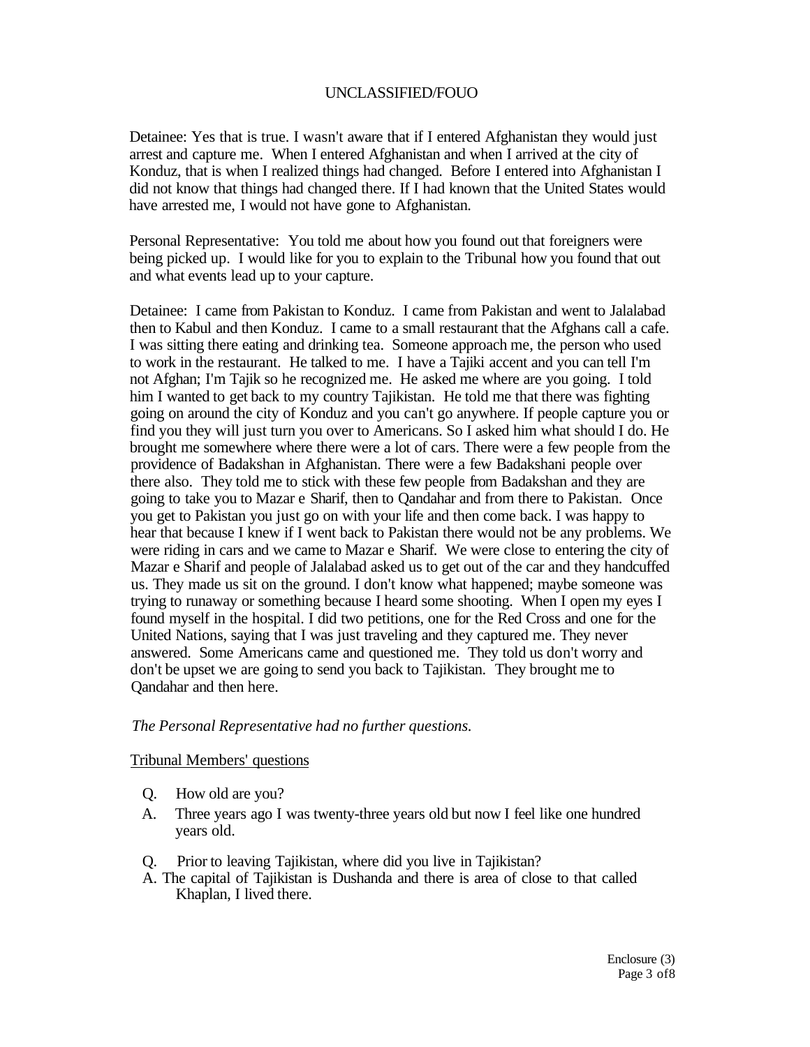Detainee: Yes that is true. I wasn't aware that if I entered Afghanistan they would just arrest and capture me. When I entered Afghanistan and when I arrived at the city of Konduz, that is when I realized things had changed. Before I entered into Afghanistan I did not know that things had changed there. If I had known that the United States would have arrested me, I would not have gone to Afghanistan.

Personal Representative: You told me about how you found out that foreigners were being picked up. I would like for you to explain to the Tribunal how you found that out and what events lead up to your capture.

Detainee: I came from Pakistan to Konduz. I came from Pakistan and went to Jalalabad then to Kabul and then Konduz. I came to a small restaurant that the Afghans call a cafe. I was sitting there eating and drinking tea. Someone approach me, the person who used to work in the restaurant. He talked to me. I have a Tajiki accent and you can tell I'm not Afghan; I'm Tajik so he recognized me. He asked me where are you going. I told him I wanted to get back to my country Tajikistan. He told me that there was fighting going on around the city of Konduz and you can't go anywhere. If people capture you or find you they will just turn you over to Americans. So I asked him what should I do. He brought me somewhere where there were a lot of cars. There were a few people from the providence of Badakshan in Afghanistan. There were a few Badakshani people over there also. They told me to stick with these few people from Badakshan and they are going to take you to Mazar e Sharif, then to Qandahar and from there to Pakistan. Once you get to Pakistan you just go on with your life and then come back. I was happy to hear that because I knew if I went back to Pakistan there would not be any problems. We were riding in cars and we came to Mazar e Sharif. We were close to entering the city of Mazar e Sharif and people of Jalalabad asked us to get out of the car and they handcuffed us. They made us sit on the ground. I don't know what happened; maybe someone was trying to runaway or something because I heard some shooting. When I open my eyes I found myself in the hospital. I did two petitions, one for the Red Cross and one for the United Nations, saying that I was just traveling and they captured me. They never answered. Some Americans came and questioned me. They told us don't worry and don't be upset we are going to send you back to Tajikistan. They brought me to Qandahar and then here.

*The Personal Representative had no further questions.*

Tribunal Members' questions

Q. How old are you?

A. Three years ago I was twenty-three years old but now I feel like one hundred years old.

Q. Prior to leaving Tajikistan, where did you live in Tajikistan?

A. The capital of Tajikistan is Dushanda and there is area of close to that called Khaplan, I lived there.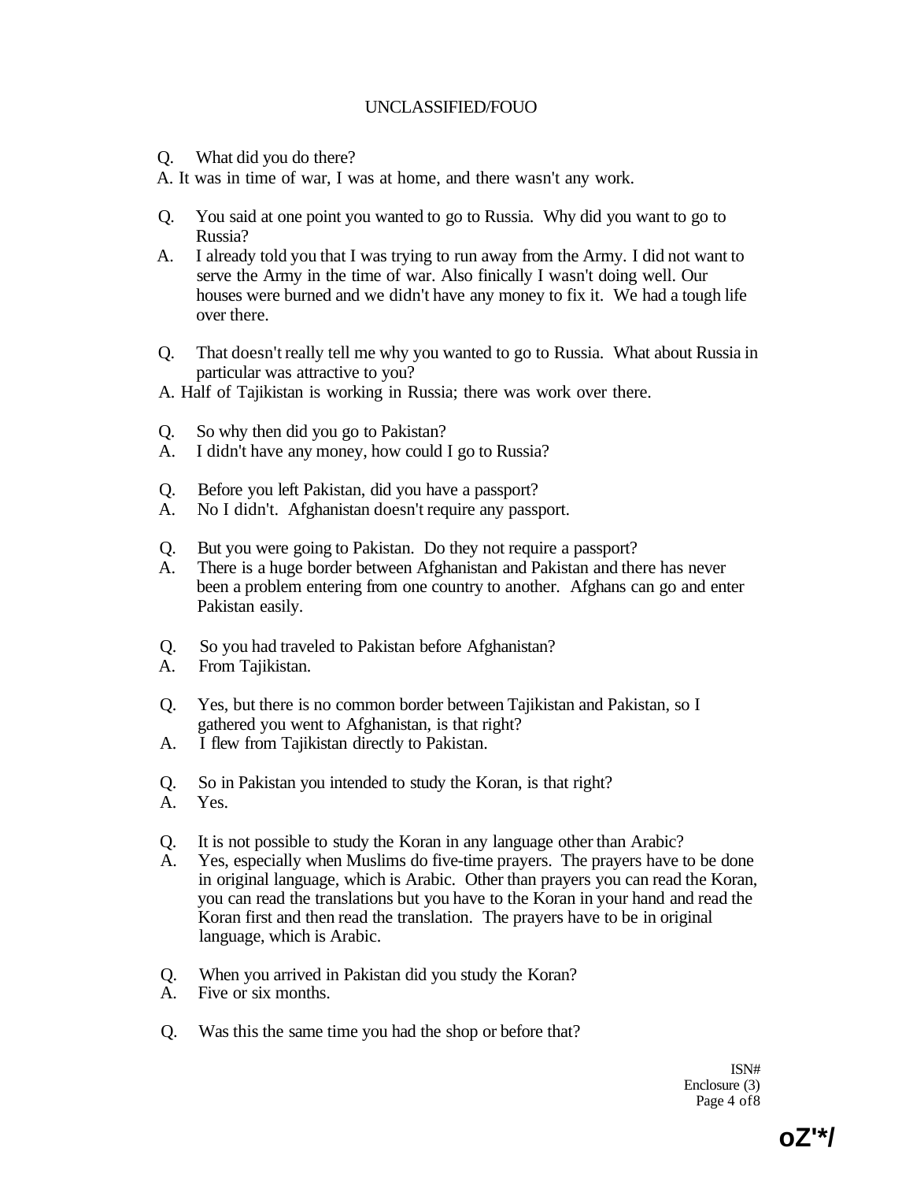Q. What did you do there?

A. It was in time of war, I was at home, and there wasn't any work.

Q. You said at one point you wanted to go to Russia. Why did you want to go to Russia?

A. I already told you that I was trying to run away from the Army. I did not want to serve the Army in the time of war. Also finically I wasn't doing well. Our houses were burned and we didn't have any money to fix it. We had a tough life over there.

Q. That doesn't really tell me why you wanted to go to Russia. What about Russia in particular was attractive to you?

A. Half of Tajikistan is working in Russia; there was work over there.

Q. So why then did you go to Pakistan?

A. I didn't have any money, how could I go to Russia?

Q. Before you left Pakistan, did you have a passport?

A. No I didn't. Afghanistan doesn't require any passport.

Q. But you were going to Pakistan. Do they not require a passport?

A. There is a huge border between Afghanistan and Pakistan and there has never been a problem entering from one country to another. Afghans can go and enter Pakistan easily.

Q. So you had traveled to Pakistan before Afghanistan?

A. From Tajikistan.

Q. Yes, but there is no common border between Tajikistan and Pakistan, so I gathered you went to Afghanistan, is that right?

A. I flew from Tajikistan directly to Pakistan.

Q. So in Pakistan you intended to study the Koran, is that right?

A. Yes.

Q. It is not possible to study the Koran in any language other than Arabic?

A. Yes, especially when Muslims do five-time prayers. The prayers have to be done in original language, which is Arabic. Other than prayers you can read the Koran, you can read the translations but you have to the Koran in your hand and read the Koran first and then read the translation. The prayers have to be in original language, which is Arabic.

Q. When you arrived in Pakistan did you study the Koran?

A. Five or six months.

Q. Was this the same time you had the shop or before that?

ISN#
Enclosure (3)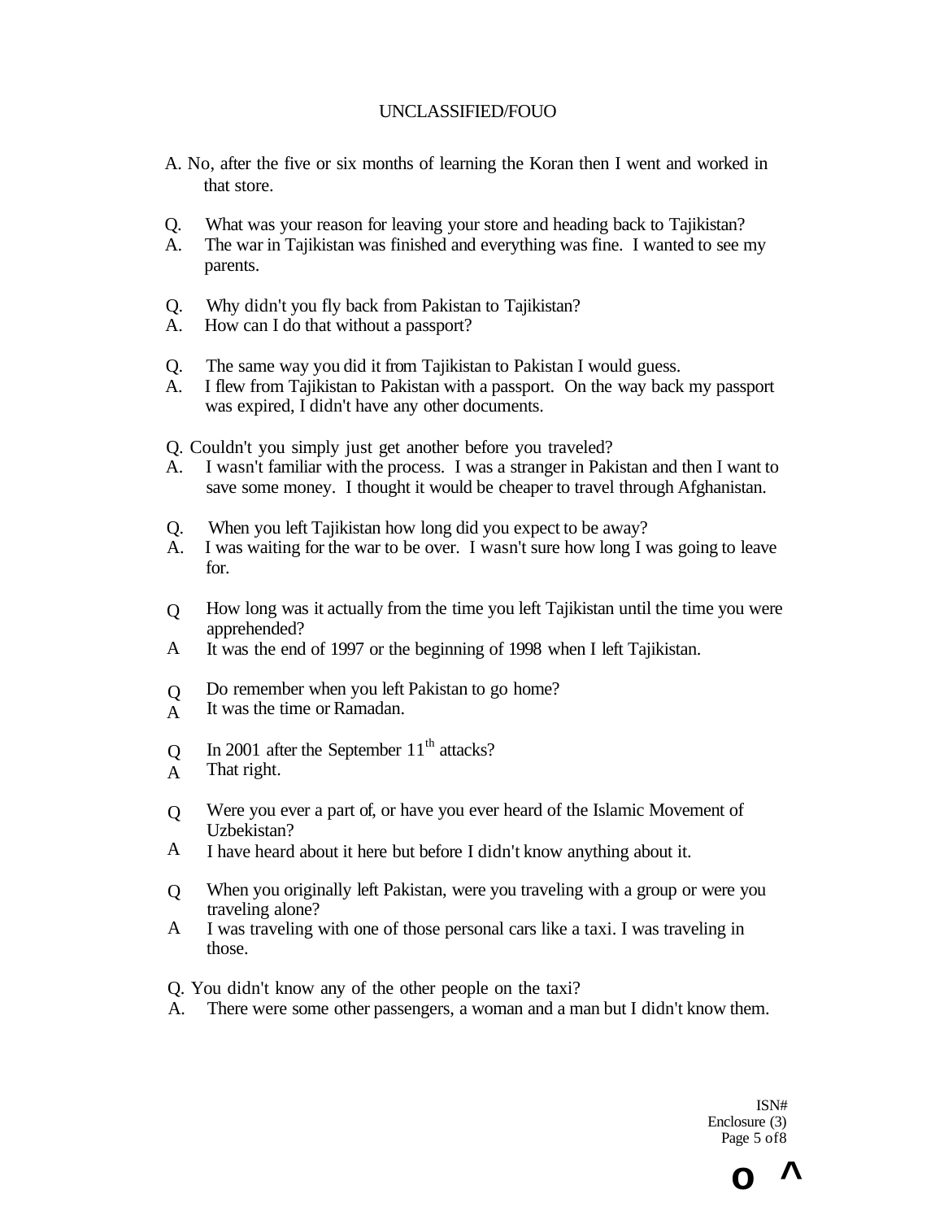A. No, after the five or six months of learning the Koran then I went and worked in that store.

Q. What was your reason for leaving your store and heading back to Tajikistan?
A. The war in Tajikistan was finished and everything was fine. I wanted to see my parents.

Q. Why didn't you fly back from Pakistan to Tajikistan?
A. How can I do that without a passport?

Q. The same way you did it from Tajikistan to Pakistan I would guess.
A. I flew from Tajikistan to Pakistan with a passport. On the way back my passport was expired, I didn't have any other documents.

Q. Couldn't you simply just get another before you traveled?
A. I wasn't familiar with the process. I was a stranger in Pakistan and then I want to save some money. I thought it would be cheaper to travel through Afghanistan.

Q. When you left Tajikistan how long did you expect to be away?
A. I was waiting for the war to be over. I wasn't sure how long I was going to leave for.

Q How long was it actually from the time you left Tajikistan until the time you were apprehended?
A It was the end of 1997 or the beginning of 1998 when I left Tajikistan.

Q Do remember when you left Pakistan to go home?
A It was the time or Ramadan.

Q In 2001 after the September 11th attacks?
A That right.

Q Were you ever a part of, or have you ever heard of the Islamic Movement of Uzbekistan?
A I have heard about it here but before I didn't know anything about it.

Q When you originally left Pakistan, were you traveling with a group or were you traveling alone?
A I was traveling with one of those personal cars like a taxi. I was traveling in those.

Q. You didn't know any of the other people on the taxi?
A. There were some other passengers, a woman and a man but I didn't know them.

ISN#
Enclosure (3)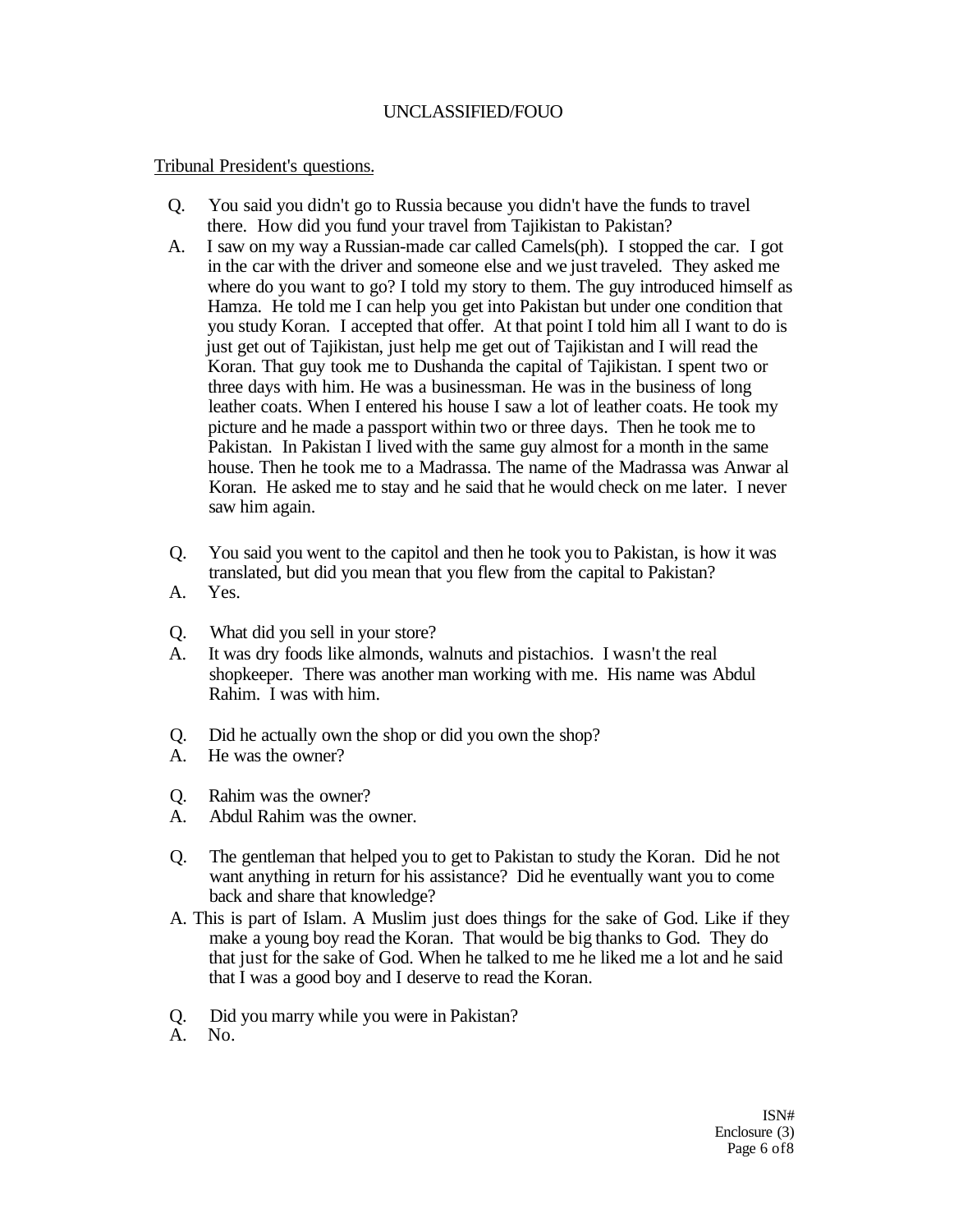Tribunal President's questions.

Q. You said you didn't go to Russia because you didn't have the funds to travel there. How did you fund your travel from Tajikistan to Pakistan?

A. I saw on my way a Russian-made car called Camels(ph). I stopped the car. I got in the car with the driver and someone else and we just traveled. They asked me where do you want to go? I told my story to them. The guy introduced himself as Hamza. He told me I can help you get into Pakistan but under one condition that you study Koran. I accepted that offer. At that point I told him all I want to do is just get out of Tajikistan, just help me get out of Tajikistan and I will read the Koran. That guy took me to Dushanda the capital of Tajikistan. I spent two or three days with him. He was a businessman. He was in the business of long leather coats. When I entered his house I saw a lot of leather coats. He took my picture and he made a passport within two or three days. Then he took me to Pakistan. In Pakistan I lived with the same guy almost for a month in the same house. Then he took me to a Madrassa. The name of the Madrassa was Anwar al Koran. He asked me to stay and he said that he would check on me later. I never saw him again.

Q. You said you went to the capitol and then he took you to Pakistan, is how it was translated, but did you mean that you flew from the capital to Pakistan?

A. Yes.

Q. What did you sell in your store?

A. It was dry foods like almonds, walnuts and pistachios. I wasn't the real shopkeeper. There was another man working with me. His name was Abdul Rahim. I was with him.

Q. Did he actually own the shop or did you own the shop?

A. He was the owner?

Q. Rahim was the owner?

A. Abdul Rahim was the owner.

Q. The gentleman that helped you to get to Pakistan to study the Koran. Did he not want anything in return for his assistance? Did he eventually want you to come back and share that knowledge?

A. This is part of Islam. A Muslim just does things for the sake of God. Like if they make a young boy read the Koran. That would be big thanks to God. They do that just for the sake of God. When he talked to me he liked me a lot and he said that I was a good boy and I deserve to read the Koran.

Q. Did you marry while you were in Pakistan?

A. No.

ISN#
Enclosure (3)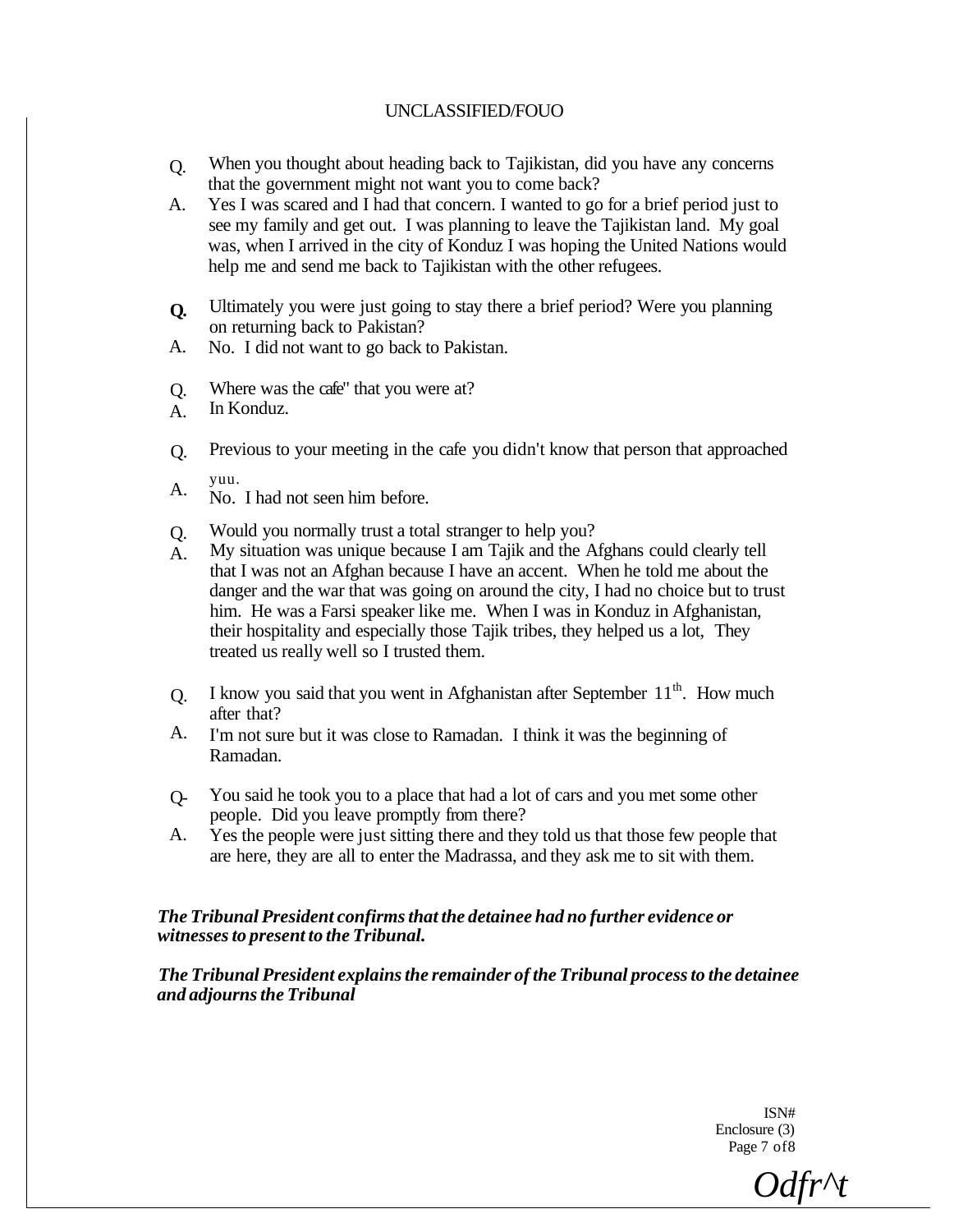Q. When you thought about heading back to Tajikistan, did you have any concerns that the government might not want you to come back?

A. Yes I was scared and I had that concern. I wanted to go for a brief period just to see my family and get out. I was planning to leave the Tajikistan land. My goal was, when I arrived in the city of Konduz I was hoping the United Nations would help me and send me back to Tajikistan with the other refugees.

**Q.** Ultimately you were just going to stay there a brief period? Were you planning on returning back to Pakistan?

A. No. I did not want to go back to Pakistan.

Q. Where was the cafe" that you were at?

A. In Konduz.

Q. Previous to your meeting in the cafe you didn't know that person that approached yuu.

A. No. I had not seen him before.

Q. Would you normally trust a total stranger to help you?

A. My situation was unique because I am Tajik and the Afghans could clearly tell that I was not an Afghan because I have an accent. When he told me about the danger and the war that was going on around the city, I had no choice but to trust him. He was a Farsi speaker like me. When I was in Konduz in Afghanistan, their hospitality and especially those Tajik tribes, they helped us a lot, They treated us really well so I trusted them.

Q. I know you said that you went in Afghanistan after September 11th. How much after that?

A. I'm not sure but it was close to Ramadan. I think it was the beginning of Ramadan.

Q- You said he took you to a place that had a lot of cars and you met some other people. Did you leave promptly from there?

A. Yes the people were just sitting there and they told us that those few people that are here, they are all to enter the Madrassa, and they ask me to sit with them.

***The Tribunal President confirms that the detainee had no further evidence or witnesses to present to the Tribunal.***

***The Tribunal President explains the remainder of the Tribunal process to the detainee and adjourns the Tribunal***

ISN#
Enclosure (3)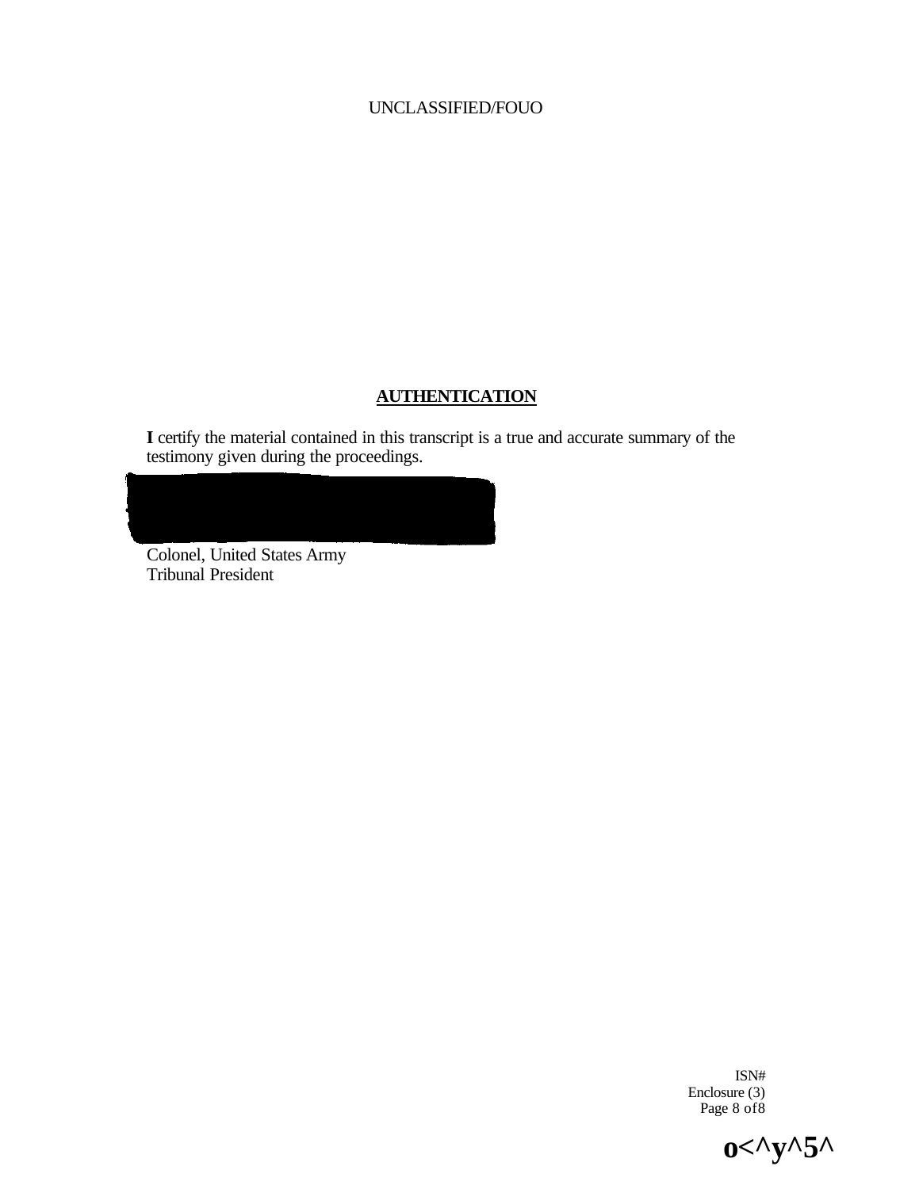## AUTHENTICATION

**I** certify the material contained in this transcript is a true and accurate summary of the testimony given during the proceedings.

Colonel, United States Army
Tribunal President

ISN#
Enclosure (3)
Page 8 of 8

o<^y^5^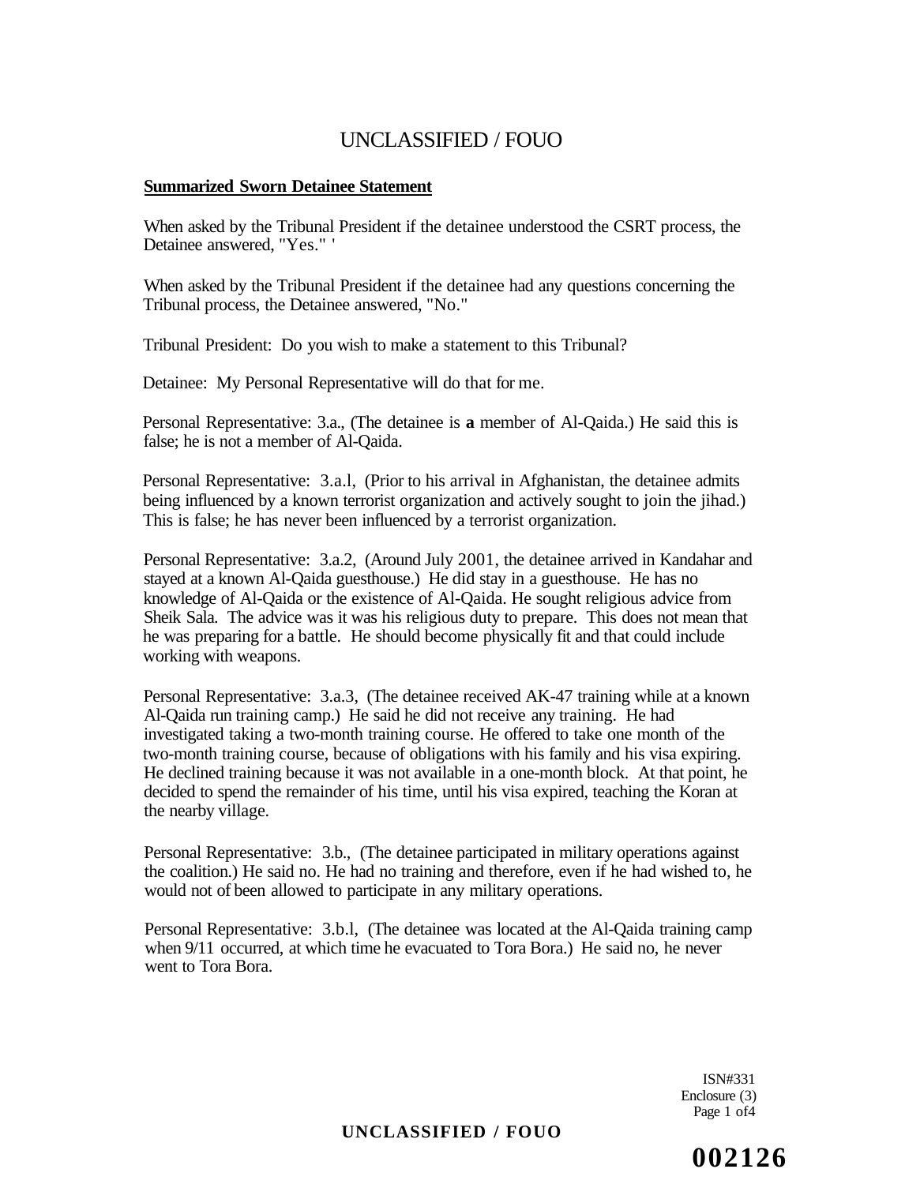UNCLASSIFIED / FOUO

**Summarized Sworn Detainee Statement**

When asked by the Tribunal President if the detainee understood the CSRT process, the Detainee answered, "Yes." '

When asked by the Tribunal President if the detainee had any questions concerning the Tribunal process, the Detainee answered, "No."

Tribunal President: Do you wish to make a statement to this Tribunal?

Detainee: My Personal Representative will do that for me.

Personal Representative: 3.a., (The detainee is **a** member of Al-Qaida.) He said this is false; he is not a member of Al-Qaida.

Personal Representative: 3.a.l, (Prior to his arrival in Afghanistan, the detainee admits being influenced by a known terrorist organization and actively sought to join the jihad.) This is false; he has never been influenced by a terrorist organization.

Personal Representative: 3.a.2, (Around July 2001, the detainee arrived in Kandahar and stayed at a known Al-Qaida guesthouse.) He did stay in a guesthouse. He has no knowledge of Al-Qaida or the existence of Al-Qaida. He sought religious advice from Sheik Sala. The advice was it was his religious duty to prepare. This does not mean that he was preparing for a battle. He should become physically fit and that could include working with weapons.

Personal Representative: 3.a.3, (The detainee received AK-47 training while at a known Al-Qaida run training camp.) He said he did not receive any training. He had investigated taking a two-month training course. He offered to take one month of the two-month training course, because of obligations with his family and his visa expiring. He declined training because it was not available in a one-month block. At that point, he decided to spend the remainder of his time, until his visa expired, teaching the Koran at the nearby village.

Personal Representative: 3.b., (The detainee participated in military operations against the coalition.) He said no. He had no training and therefore, even if he had wished to, he would not of been allowed to participate in any military operations.

Personal Representative: 3.b.l, (The detainee was located at the Al-Qaida training camp when 9/11 occurred, at which time he evacuated to Tora Bora.) He said no, he never went to Tora Bora.

ISN#331
Enclosure (3)
Page 1 of4

UNCLASSIFIED / FOUO

002126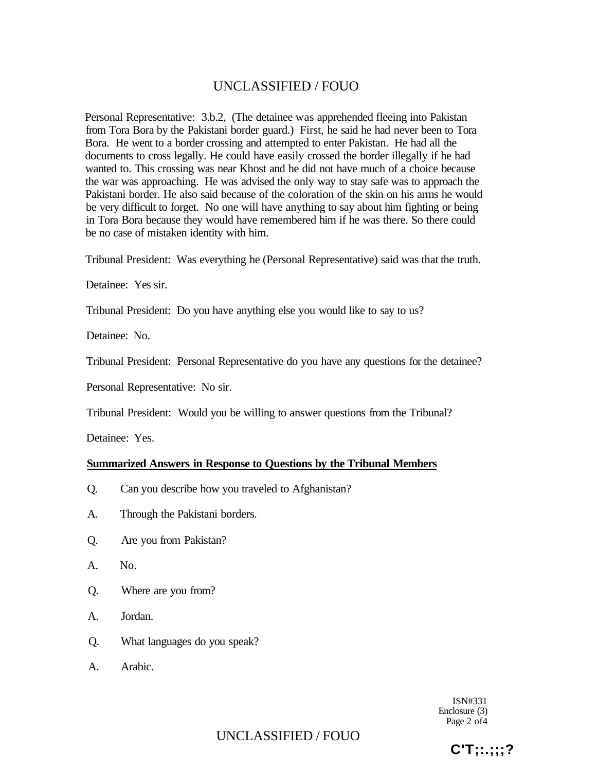Personal Representative: 3.b.2, (The detainee was apprehended fleeing into Pakistan from Tora Bora by the Pakistani border guard.) First, he said he had never been to Tora Bora. He went to a border crossing and attempted to enter Pakistan. He had all the documents to cross legally. He could have easily crossed the border illegally if he had wanted to. This crossing was near Khost and he did not have much of a choice because the war was approaching. He was advised the only way to stay safe was to approach the Pakistani border. He also said because of the coloration of the skin on his arms he would be very difficult to forget. No one will have anything to say about him fighting or being in Tora Bora because they would have remembered him if he was there. So there could be no case of mistaken identity with him.

Tribunal President: Was everything he (Personal Representative) said was that the truth.

Detainee: Yes sir.

Tribunal President: Do you have anything else you would like to say to us?

Detainee: No.

Tribunal President: Personal Representative do you have any questions for the detainee?

Personal Representative: No sir.

Tribunal President: Would you be willing to answer questions from the Tribunal?

Detainee: Yes.

**Summarized Answers in Response to Questions by the Tribunal Members**

Q. Can you describe how you traveled to Afghanistan?

A. Through the Pakistani borders.

Q. Are you from Pakistan?

A. No.

Q. Where are you from?

A. Jordan.

Q. What languages do you speak?

A. Arabic.

ISN#331
Enclosure (3)
Page 2 of 4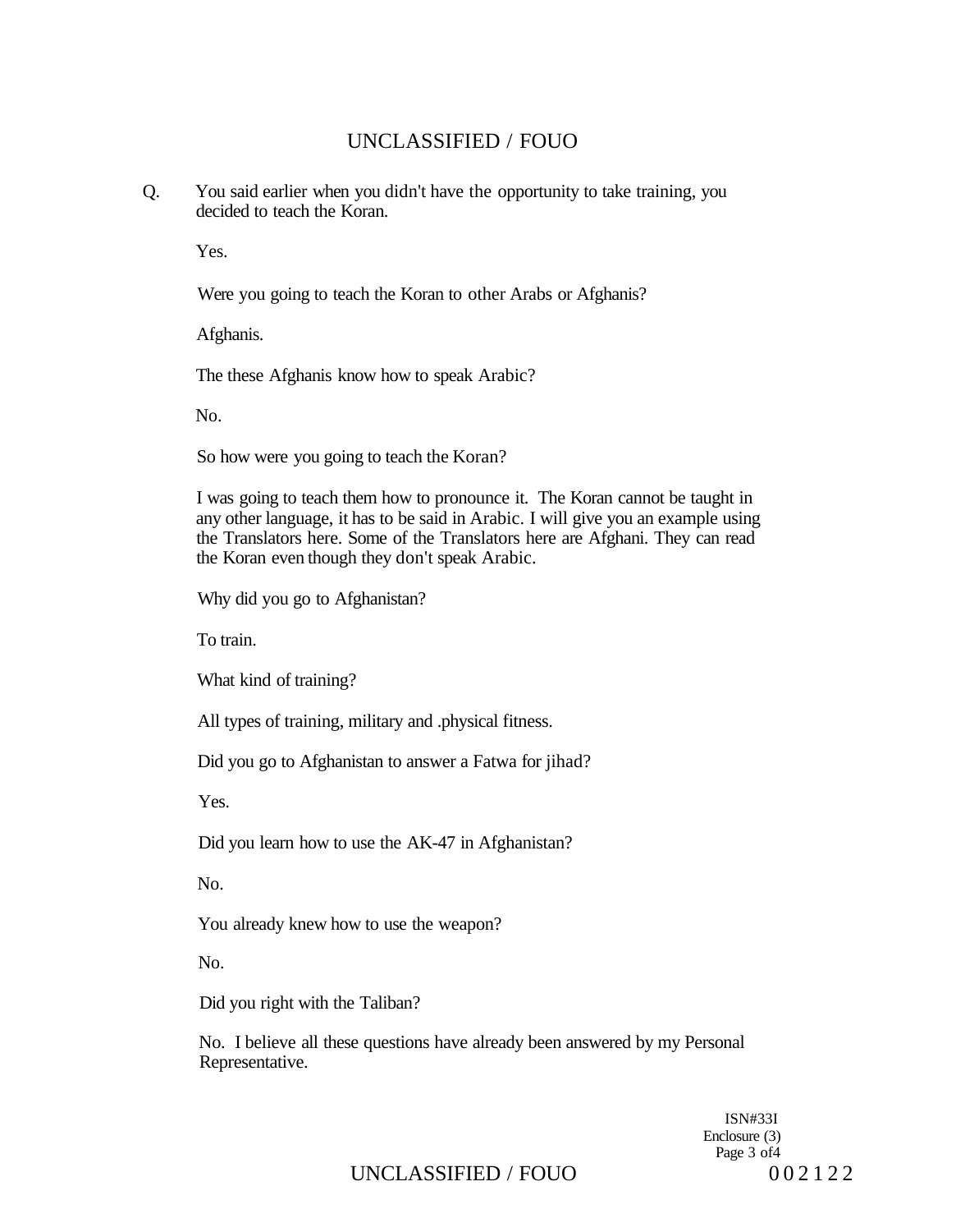Q. You said earlier when you didn't have the opportunity to take training, you decided to teach the Koran.

Yes.

Were you going to teach the Koran to other Arabs or Afghanis?

Afghanis.

The these Afghanis know how to speak Arabic?

No.

So how were you going to teach the Koran?

I was going to teach them how to pronounce it. The Koran cannot be taught in any other language, it has to be said in Arabic. I will give you an example using the Translators here. Some of the Translators here are Afghani. They can read the Koran even though they don't speak Arabic.

Why did you go to Afghanistan?

To train.

What kind of training?

All types of training, military and .physical fitness.

Did you go to Afghanistan to answer a Fatwa for jihad?

Yes.

Did you learn how to use the AK-47 in Afghanistan?

No.

You already knew how to use the weapon?

No.

Did you right with the Taliban?

No. I believe all these questions have already been answered by my Personal Representative.

ISN#33I
Enclosure (3)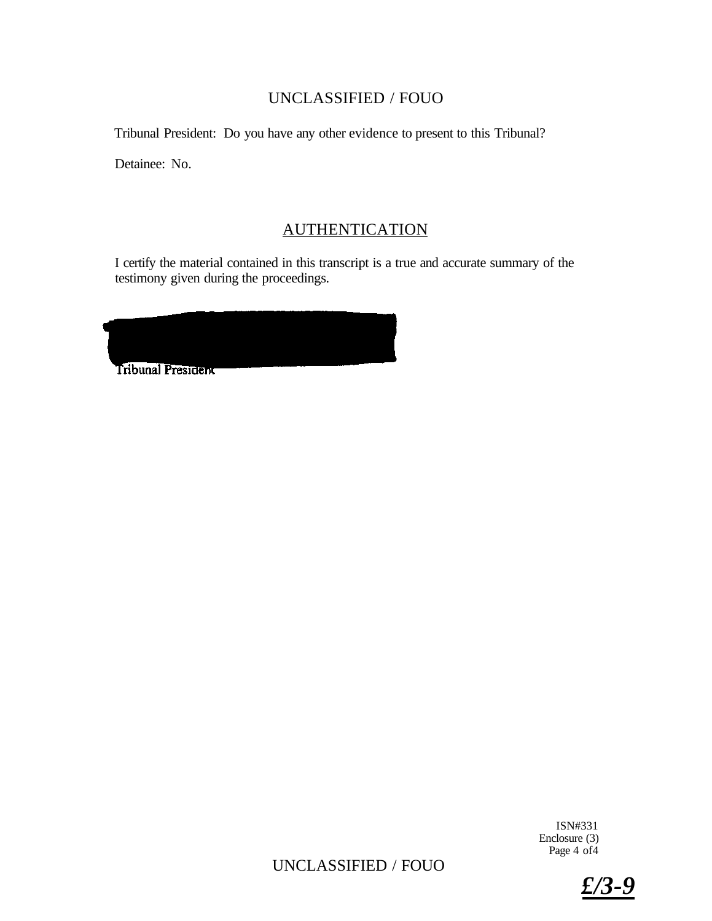Tribunal President: Do you have any other evidence to present to this Tribunal?

Detainee: No.

## AUTHENTICATION

I certify the material contained in this transcript is a true and accurate summary of the testimony given during the proceedings.

Tribunal President

ISN#331
Enclosure (3)
Page 4 of4

£/3-9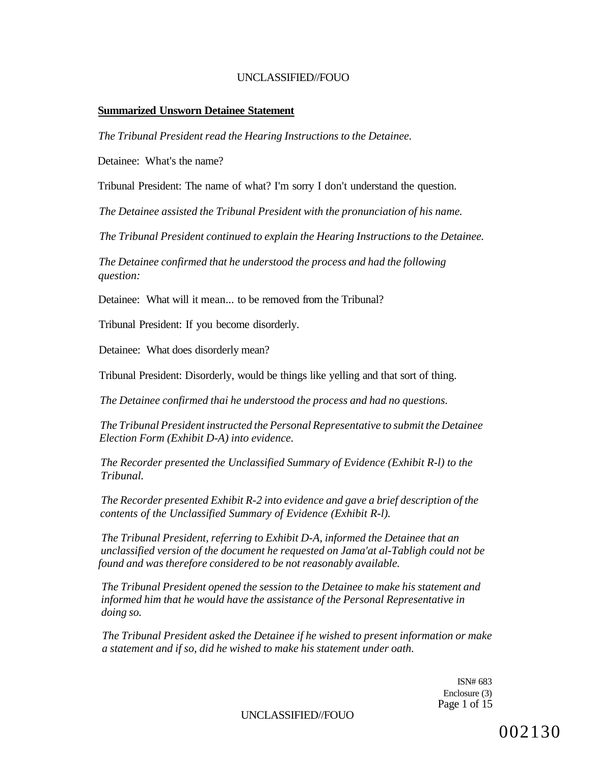**Summarized Unsworn Detainee Statement**

*The Tribunal President read the Hearing Instructions to the Detainee.*

Detainee: What's the name?

Tribunal President: The name of what? I'm sorry I don't understand the question.

*The Detainee assisted the Tribunal President with the pronunciation of his name.*

*The Tribunal President continued to explain the Hearing Instructions to the Detainee.*

*The Detainee confirmed that he understood the process and had the following question:*

Detainee: What will it mean... to be removed from the Tribunal?

Tribunal President: If you become disorderly.

Detainee: What does disorderly mean?

Tribunal President: Disorderly, would be things like yelling and that sort of thing.

*The Detainee confirmed thai he understood the process and had no questions.*

*The Tribunal President instructed the Personal Representative to submit the Detainee Election Form (Exhibit D-A) into evidence.*

*The Recorder presented the Unclassified Summary of Evidence (Exhibit R-l) to the Tribunal.*

*The Recorder presented Exhibit R-2 into evidence and gave a brief description of the contents of the Unclassified Summary of Evidence (Exhibit R-l).*

*The Tribunal President, referring to Exhibit D-A, informed the Detainee that an unclassified version of the document he requested on Jama'at al-Tabligh could not be found and was therefore considered to be not reasonably available.*

*The Tribunal President opened the session to the Detainee to make his statement and informed him that he would have the assistance of the Personal Representative in doing so.*

*The Tribunal President asked the Detainee if he wished to present information or make a statement and if so, did he wished to make his statement under oath.*

ISN# 683
Enclosure (3)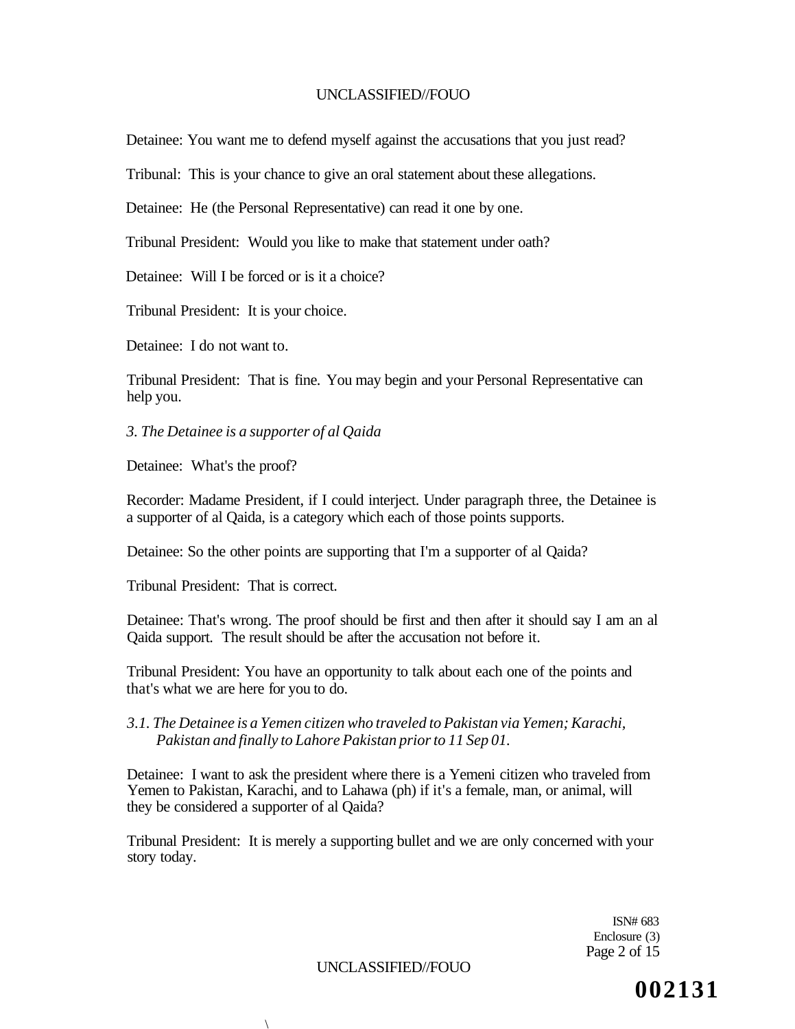Detainee: You want me to defend myself against the accusations that you just read?

Tribunal: This is your chance to give an oral statement about these allegations.

Detainee: He (the Personal Representative) can read it one by one.

Tribunal President: Would you like to make that statement under oath?

Detainee: Will I be forced or is it a choice?

Tribunal President: It is your choice.

Detainee: I do not want to.

Tribunal President: That is fine. You may begin and your Personal Representative can help you.

*3. The Detainee is a supporter of al Qaida*

Detainee: What's the proof?

Recorder: Madame President, if I could interject. Under paragraph three, the Detainee is a supporter of al Qaida, is a category which each of those points supports.

Detainee: So the other points are supporting that I'm a supporter of al Qaida?

Tribunal President: That is correct.

Detainee: That's wrong. The proof should be first and then after it should say I am an al Qaida support. The result should be after the accusation not before it.

Tribunal President: You have an opportunity to talk about each one of the points and that's what we are here for you to do.

*3.1. The Detainee is a Yemen citizen who traveled to Pakistan via Yemen; Karachi, Pakistan and finally to Lahore Pakistan prior to 11 Sep 01.*

Detainee: I want to ask the president where there is a Yemeni citizen who traveled from Yemen to Pakistan, Karachi, and to Lahawa (ph) if it's a female, man, or animal, will they be considered a supporter of al Qaida?

Tribunal President: It is merely a supporting bullet and we are only concerned with your story today.

ISN# 683
Enclosure (3)

002131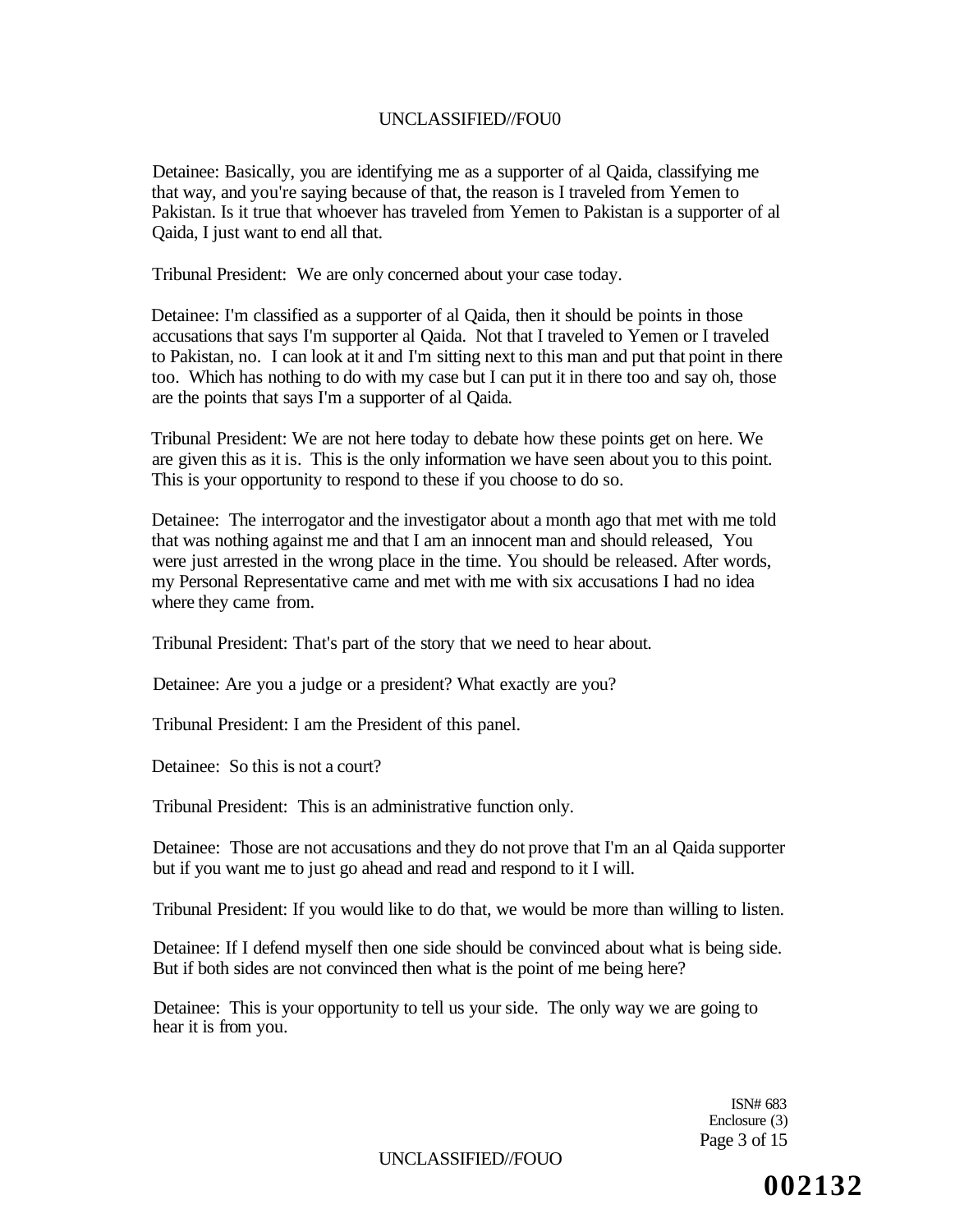Detainee: Basically, you are identifying me as a supporter of al Qaida, classifying me that way, and you're saying because of that, the reason is I traveled from Yemen to Pakistan. Is it true that whoever has traveled from Yemen to Pakistan is a supporter of al Qaida, I just want to end all that.

Tribunal President: We are only concerned about your case today.

Detainee: I'm classified as a supporter of al Qaida, then it should be points in those accusations that says I'm supporter al Qaida. Not that I traveled to Yemen or I traveled to Pakistan, no. I can look at it and I'm sitting next to this man and put that point in there too. Which has nothing to do with my case but I can put it in there too and say oh, those are the points that says I'm a supporter of al Qaida.

Tribunal President: We are not here today to debate how these points get on here. We are given this as it is. This is the only information we have seen about you to this point. This is your opportunity to respond to these if you choose to do so.

Detainee: The interrogator and the investigator about a month ago that met with me told that was nothing against me and that I am an innocent man and should released, You were just arrested in the wrong place in the time. You should be released. After words, my Personal Representative came and met with me with six accusations I had no idea where they came from.

Tribunal President: That's part of the story that we need to hear about.

Detainee: Are you a judge or a president? What exactly are you?

Tribunal President: I am the President of this panel.

Detainee: So this is not a court?

Tribunal President: This is an administrative function only.

Detainee: Those are not accusations and they do not prove that I'm an al Qaida supporter but if you want me to just go ahead and read and respond to it I will.

Tribunal President: If you would like to do that, we would be more than willing to listen.

Detainee: If I defend myself then one side should be convinced about what is being side. But if both sides are not convinced then what is the point of me being here?

Detainee: This is your opportunity to tell us your side. The only way we are going to hear it is from you.

ISN# 683
Enclosure (3)

002132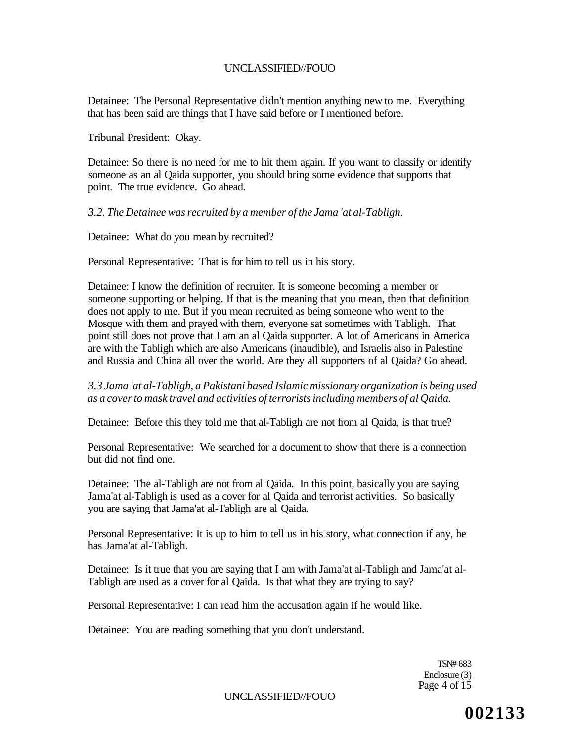Detainee: The Personal Representative didn't mention anything new to me. Everything that has been said are things that I have said before or I mentioned before.

Tribunal President: Okay.

Detainee: So there is no need for me to hit them again. If you want to classify or identify someone as an al Qaida supporter, you should bring some evidence that supports that point. The true evidence. Go ahead.

*3.2. The Detainee was recruited by a member of the Jama 'at al-Tabligh.*

Detainee: What do you mean by recruited?

Personal Representative: That is for him to tell us in his story.

Detainee: I know the definition of recruiter. It is someone becoming a member or someone supporting or helping. If that is the meaning that you mean, then that definition does not apply to me. But if you mean recruited as being someone who went to the Mosque with them and prayed with them, everyone sat sometimes with Tabligh. That point still does not prove that I am an al Qaida supporter. A lot of Americans in America are with the Tabligh which are also Americans (inaudible), and Israelis also in Palestine and Russia and China all over the world. Are they all supporters of al Qaida? Go ahead.

*3.3 Jama 'at al-Tabligh, a Pakistani based Islamic missionary organization is being used as a cover to mask travel and activities of terrorists including members of al Qaida.*

Detainee: Before this they told me that al-Tabligh are not from al Qaida, is that true?

Personal Representative: We searched for a document to show that there is a connection but did not find one.

Detainee: The al-Tabligh are not from al Qaida. In this point, basically you are saying Jama'at al-Tabligh is used as a cover for al Qaida and terrorist activities. So basically you are saying that Jama'at al-Tabligh are al Qaida.

Personal Representative: It is up to him to tell us in his story, what connection if any, he has Jama'at al-Tabligh.

Detainee: Is it true that you are saying that I am with Jama'at al-Tabligh and Jama'at al-Tabligh are used as a cover for al Qaida. Is that what they are trying to say?

Personal Representative: I can read him the accusation again if he would like.

Detainee: You are reading something that you don't understand.

TSN# 683
Enclosure (3)

002133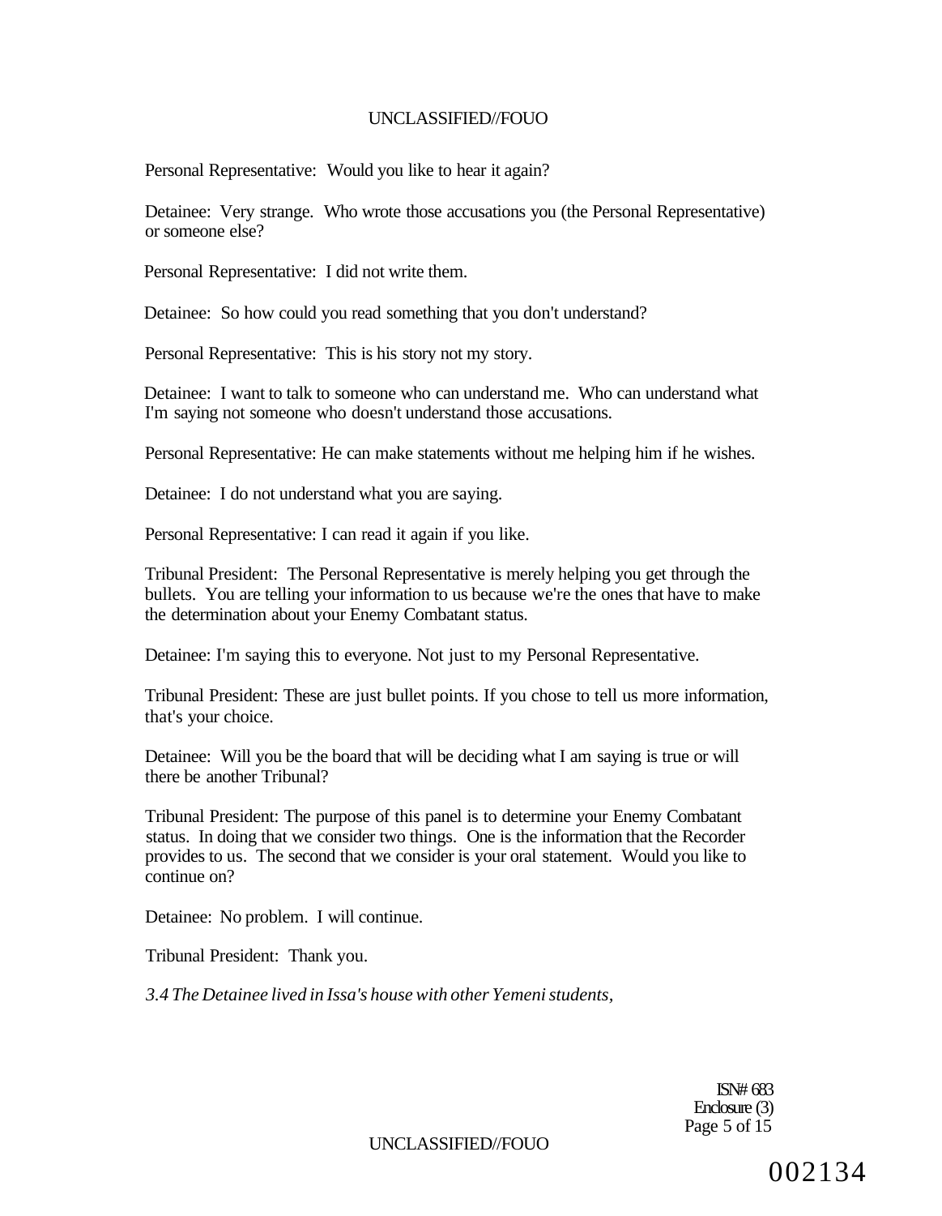Personal Representative: Would you like to hear it again?

Detainee: Very strange. Who wrote those accusations you (the Personal Representative) or someone else?

Personal Representative: I did not write them.

Detainee: So how could you read something that you don't understand?

Personal Representative: This is his story not my story.

Detainee: I want to talk to someone who can understand me. Who can understand what I'm saying not someone who doesn't understand those accusations.

Personal Representative: He can make statements without me helping him if he wishes.

Detainee: I do not understand what you are saying.

Personal Representative: I can read it again if you like.

Tribunal President: The Personal Representative is merely helping you get through the bullets. You are telling your information to us because we're the ones that have to make the determination about your Enemy Combatant status.

Detainee: I'm saying this to everyone. Not just to my Personal Representative.

Tribunal President: These are just bullet points. If you chose to tell us more information, that's your choice.

Detainee: Will you be the board that will be deciding what I am saying is true or will there be another Tribunal?

Tribunal President: The purpose of this panel is to determine your Enemy Combatant status. In doing that we consider two things. One is the information that the Recorder provides to us. The second that we consider is your oral statement. Would you like to continue on?

Detainee: No problem. I will continue.

Tribunal President: Thank you.

*3.4 The Detainee lived in Issa's house with other Yemeni students,*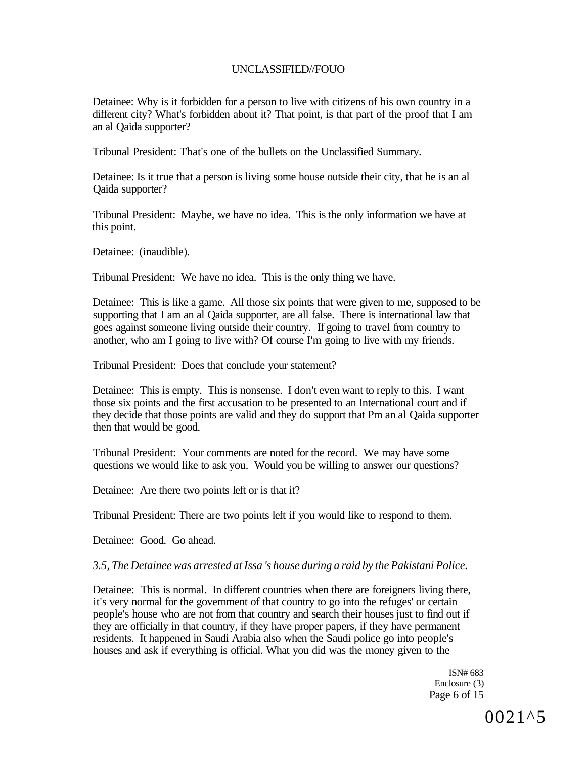Detainee: Why is it forbidden for a person to live with citizens of his own country in a different city? What's forbidden about it? That point, is that part of the proof that I am an al Qaida supporter?

Tribunal President: That's one of the bullets on the Unclassified Summary.

Detainee: Is it true that a person is living some house outside their city, that he is an al Qaida supporter?

Tribunal President: Maybe, we have no idea. This is the only information we have at this point.

Detainee: (inaudible).

Tribunal President: We have no idea. This is the only thing we have.

Detainee: This is like a game. All those six points that were given to me, supposed to be supporting that I am an al Qaida supporter, are all false. There is international law that goes against someone living outside their country. If going to travel from country to another, who am I going to live with? Of course I'm going to live with my friends.

Tribunal President: Does that conclude your statement?

Detainee: This is empty. This is nonsense. I don't even want to reply to this. I want those six points and the first accusation to be presented to an International court and if they decide that those points are valid and they do support that Pm an al Qaida supporter then that would be good.

Tribunal President: Your comments are noted for the record. We may have some questions we would like to ask you. Would you be willing to answer our questions?

Detainee: Are there two points left or is that it?

Tribunal President: There are two points left if you would like to respond to them.

Detainee: Good. Go ahead.

*3.5, The Detainee was arrested at Issa 's house during a raid by the Pakistani Police.*

Detainee: This is normal. In different countries when there are foreigners living there, it's very normal for the government of that country to go into the refuges' or certain people's house who are not from that country and search their houses just to find out if they are officially in that country, if they have proper papers, if they have permanent residents. It happened in Saudi Arabia also when the Saudi police go into people's houses and ask if everything is official. What you did was the money given to the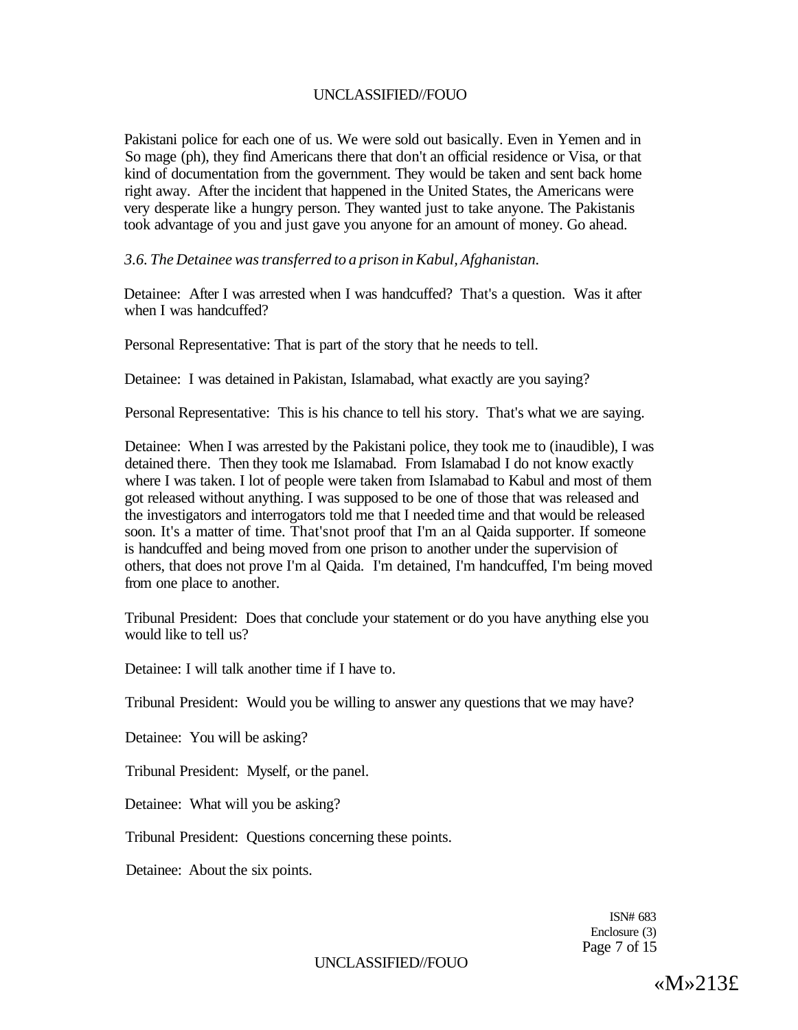Pakistani police for each one of us. We were sold out basically. Even in Yemen and in So mage (ph), they find Americans there that don't an official residence or Visa, or that kind of documentation from the government. They would be taken and sent back home right away. After the incident that happened in the United States, the Americans were very desperate like a hungry person. They wanted just to take anyone. The Pakistanis took advantage of you and just gave you anyone for an amount of money. Go ahead.

*3.6. The Detainee was transferred to a prison in Kabul, Afghanistan.*

Detainee: After I was arrested when I was handcuffed? That's a question. Was it after when I was handcuffed?

Personal Representative: That is part of the story that he needs to tell.

Detainee: I was detained in Pakistan, Islamabad, what exactly are you saying?

Personal Representative: This is his chance to tell his story. That's what we are saying.

Detainee: When I was arrested by the Pakistani police, they took me to (inaudible), I was detained there. Then they took me Islamabad. From Islamabad I do not know exactly where I was taken. I lot of people were taken from Islamabad to Kabul and most of them got released without anything. I was supposed to be one of those that was released and the investigators and interrogators told me that I needed time and that would be released soon. It's a matter of time. That'snot proof that I'm an al Qaida supporter. If someone is handcuffed and being moved from one prison to another under the supervision of others, that does not prove I'm al Qaida. I'm detained, I'm handcuffed, I'm being moved from one place to another.

Tribunal President: Does that conclude your statement or do you have anything else you would like to tell us?

Detainee: I will talk another time if I have to.

Tribunal President: Would you be willing to answer any questions that we may have?

Detainee: You will be asking?

Tribunal President: Myself, or the panel.

Detainee: What will you be asking?

Tribunal President: Questions concerning these points.

Detainee: About the six points.

ISN# 683
Enclosure (3)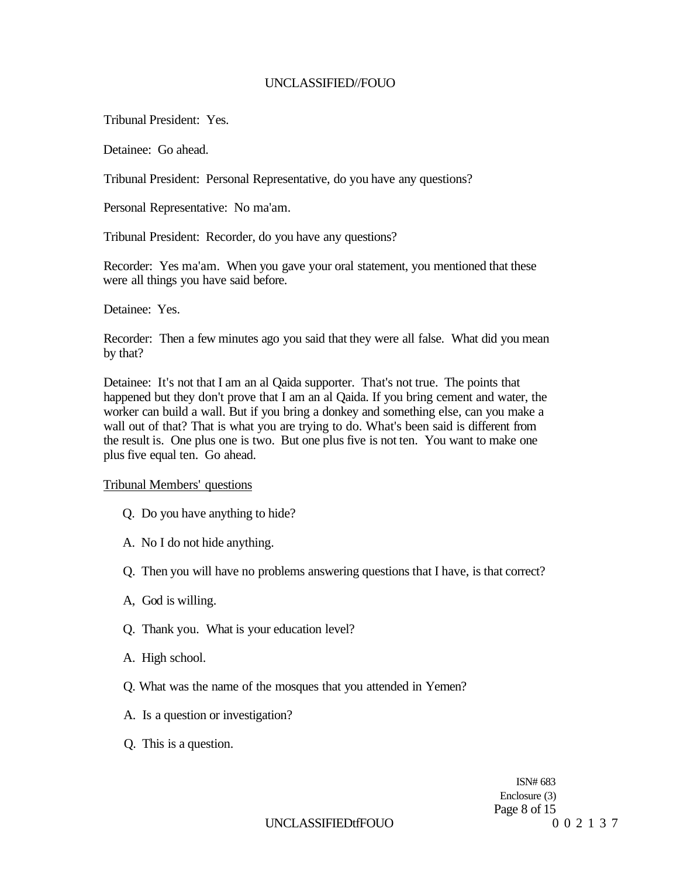Tribunal President: Yes.

Detainee: Go ahead.

Tribunal President: Personal Representative, do you have any questions?

Personal Representative: No ma'am.

Tribunal President: Recorder, do you have any questions?

Recorder: Yes ma'am. When you gave your oral statement, you mentioned that these were all things you have said before.

Detainee: Yes.

Recorder: Then a few minutes ago you said that they were all false. What did you mean by that?

Detainee: It's not that I am an al Qaida supporter. That's not true. The points that happened but they don't prove that I am an al Qaida. If you bring cement and water, the worker can build a wall. But if you bring a donkey and something else, can you make a wall out of that? That is what you are trying to do. What's been said is different from the result is. One plus one is two. But one plus five is not ten. You want to make one plus five equal ten. Go ahead.

Tribunal Members' questions

Q. Do you have anything to hide?

A. No I do not hide anything.

Q. Then you will have no problems answering questions that I have, is that correct?

A, God is willing.

Q. Thank you. What is your education level?

A. High school.

Q. What was the name of the mosques that you attended in Yemen?

A. Is a question or investigation?

Q. This is a question.

ISN# 683
Enclosure (3)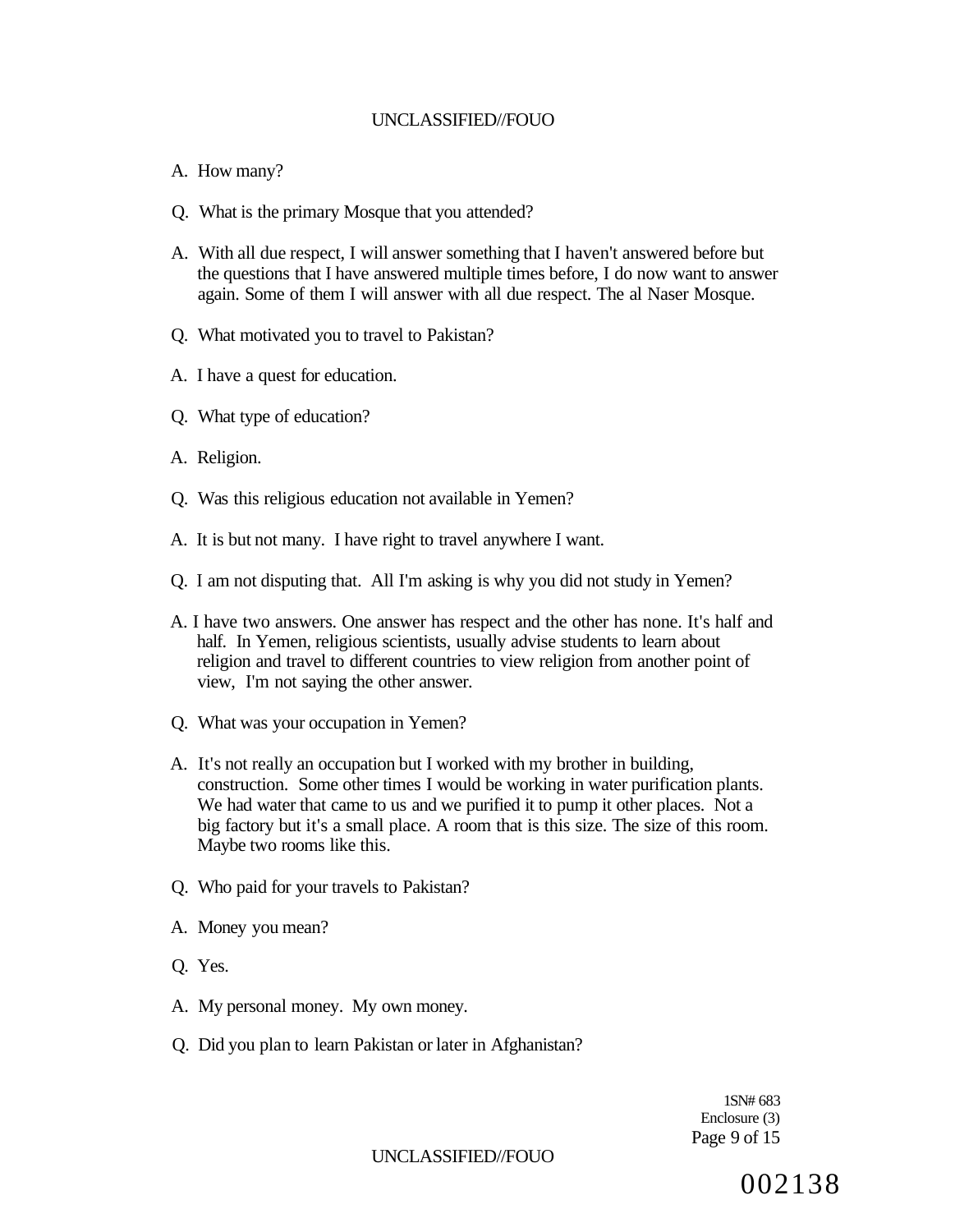A. How many?

Q. What is the primary Mosque that you attended?

A. With all due respect, I will answer something that I haven't answered before but the questions that I have answered multiple times before, I do now want to answer again. Some of them I will answer with all due respect. The al Naser Mosque.

Q. What motivated you to travel to Pakistan?

A. I have a quest for education.

Q. What type of education?

A. Religion.

Q. Was this religious education not available in Yemen?

A. It is but not many. I have right to travel anywhere I want.

Q. I am not disputing that. All I'm asking is why you did not study in Yemen?

A. I have two answers. One answer has respect and the other has none. It's half and half. In Yemen, religious scientists, usually advise students to learn about religion and travel to different countries to view religion from another point of view, I'm not saying the other answer.

Q. What was your occupation in Yemen?

A. It's not really an occupation but I worked with my brother in building, construction. Some other times I would be working in water purification plants. We had water that came to us and we purified it to pump it other places. Not a big factory but it's a small place. A room that is this size. The size of this room. Maybe two rooms like this.

Q. Who paid for your travels to Pakistan?

A. Money you mean?

Q. Yes.

A. My personal money. My own money.

Q. Did you plan to learn Pakistan or later in Afghanistan?

1SN# 683
Enclosure (3)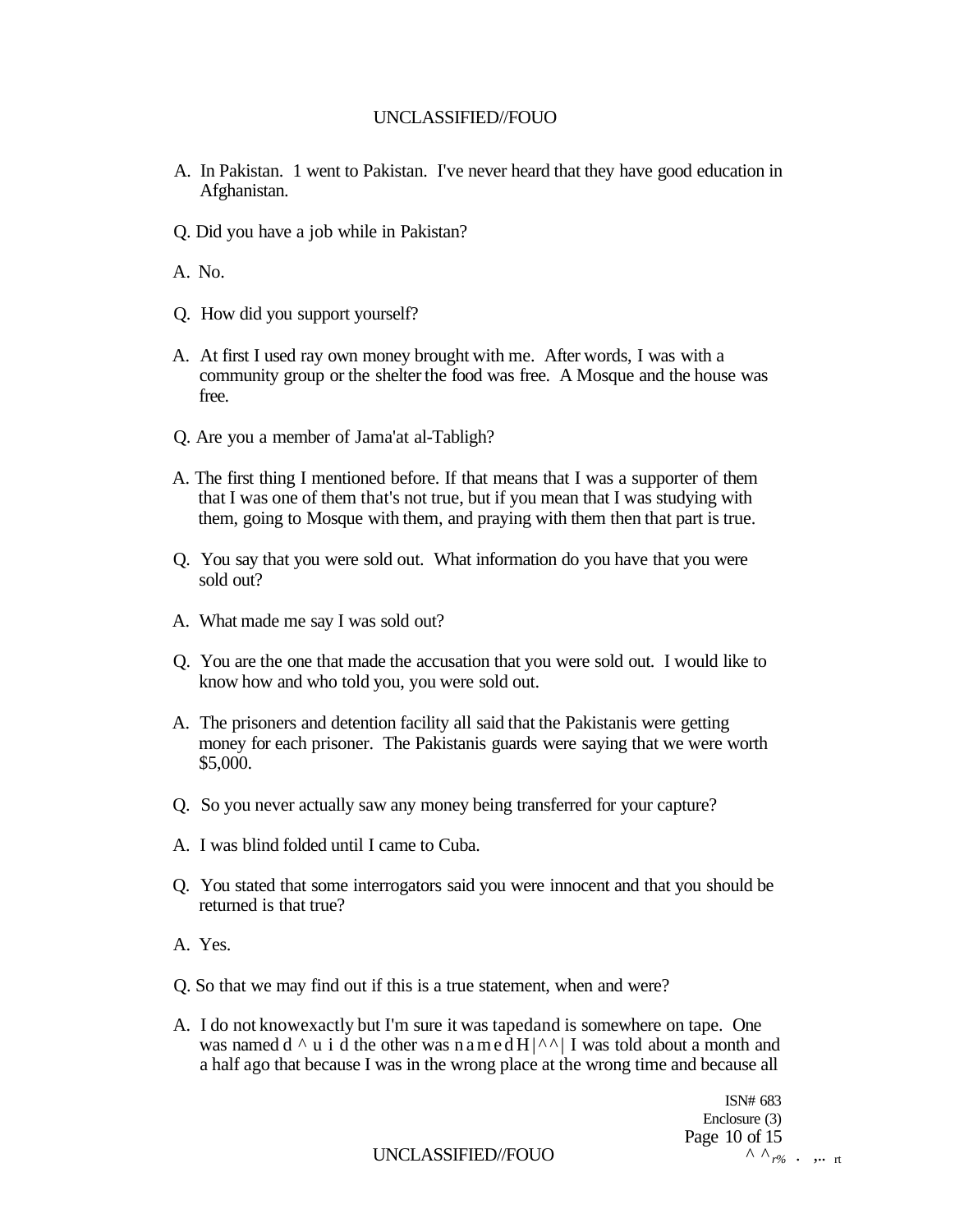A. In Pakistan. 1 went to Pakistan. I've never heard that they have good education in Afghanistan.

Q. Did you have a job while in Pakistan?

A. No.

Q. How did you support yourself?

A. At first I used ray own money brought with me. After words, I was with a community group or the shelter the food was free. A Mosque and the house was free.

Q. Are you a member of Jama'at al-Tabligh?

A. The first thing I mentioned before. If that means that I was a supporter of them that I was one of them that's not true, but if you mean that I was studying with them, going to Mosque with them, and praying with them then that part is true.

Q. You say that you were sold out. What information do you have that you were sold out?

A. What made me say I was sold out?

Q. You are the one that made the accusation that you were sold out. I would like to know how and who told you, you were sold out.

A. The prisoners and detention facility all said that the Pakistanis were getting money for each prisoner. The Pakistanis guards were saying that we were worth $5,000.

Q. So you never actually saw any money being transferred for your capture?

A. I was blind folded until I came to Cuba.

Q. You stated that some interrogators said you were innocent and that you should be returned is that true?

A. Yes.

Q. So that we may find out if this is a true statement, when and were?

A. I do not knowexactly but I'm sure it was tapedand is somewhere on tape. One was named d ^ u i d the other was n a m e d H |^^| I was told about a month and a half ago that because I was in the wrong place at the wrong time and because all

ISN# 683
Enclosure (3)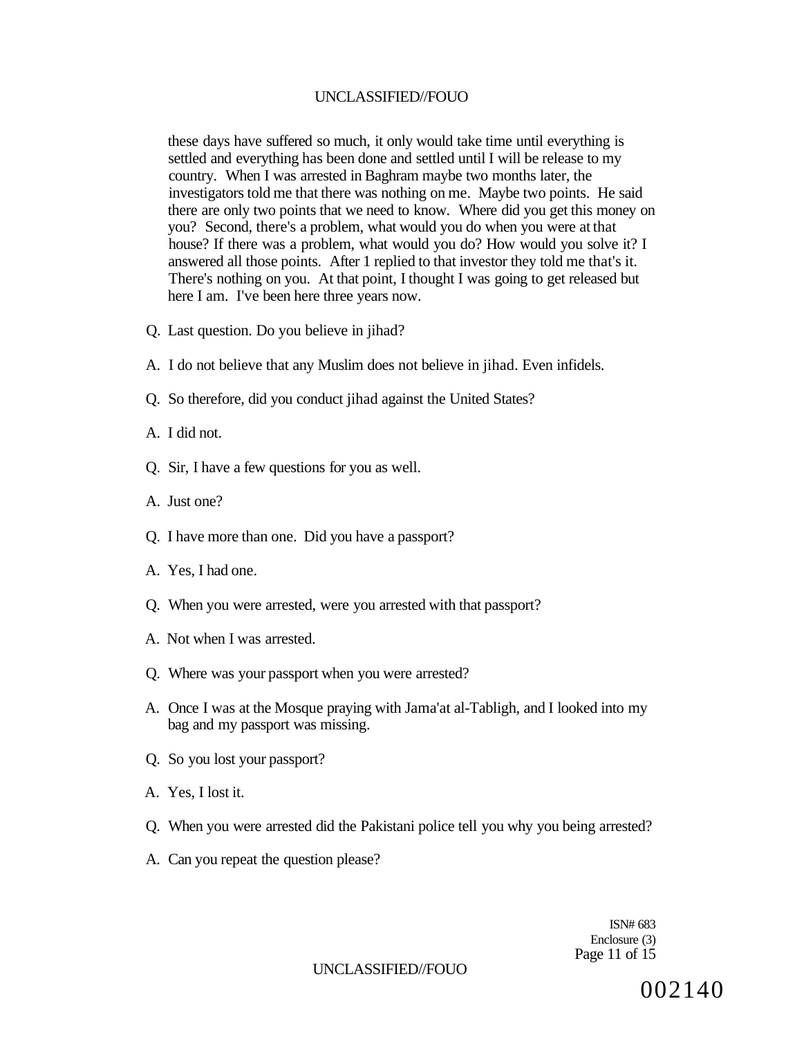these days have suffered so much, it only would take time until everything is settled and everything has been done and settled until I will be release to my country. When I was arrested in Baghram maybe two months later, the investigators told me that there was nothing on me. Maybe two points. He said there are only two points that we need to know. Where did you get this money on you? Second, there's a problem, what would you do when you were at that house? If there was a problem, what would you do? How would you solve it? I answered all those points. After 1 replied to that investor they told me that's it. There's nothing on you. At that point, I thought I was going to get released but here I am. I've been here three years now.

Q. Last question. Do you believe in jihad?

A. I do not believe that any Muslim does not believe in jihad. Even infidels.

Q. So therefore, did you conduct jihad against the United States?

A. I did not.

Q. Sir, I have a few questions for you as well.

A. Just one?

Q. I have more than one. Did you have a passport?

A. Yes, I had one.

Q. When you were arrested, were you arrested with that passport?

A. Not when I was arrested.

Q. Where was your passport when you were arrested?

A. Once I was at the Mosque praying with Jama'at al-Tabligh, and I looked into my bag and my passport was missing.

Q. So you lost your passport?

A. Yes, I lost it.

Q. When you were arrested did the Pakistani police tell you why you being arrested?

A. Can you repeat the question please?

ISN# 683
Enclosure (3)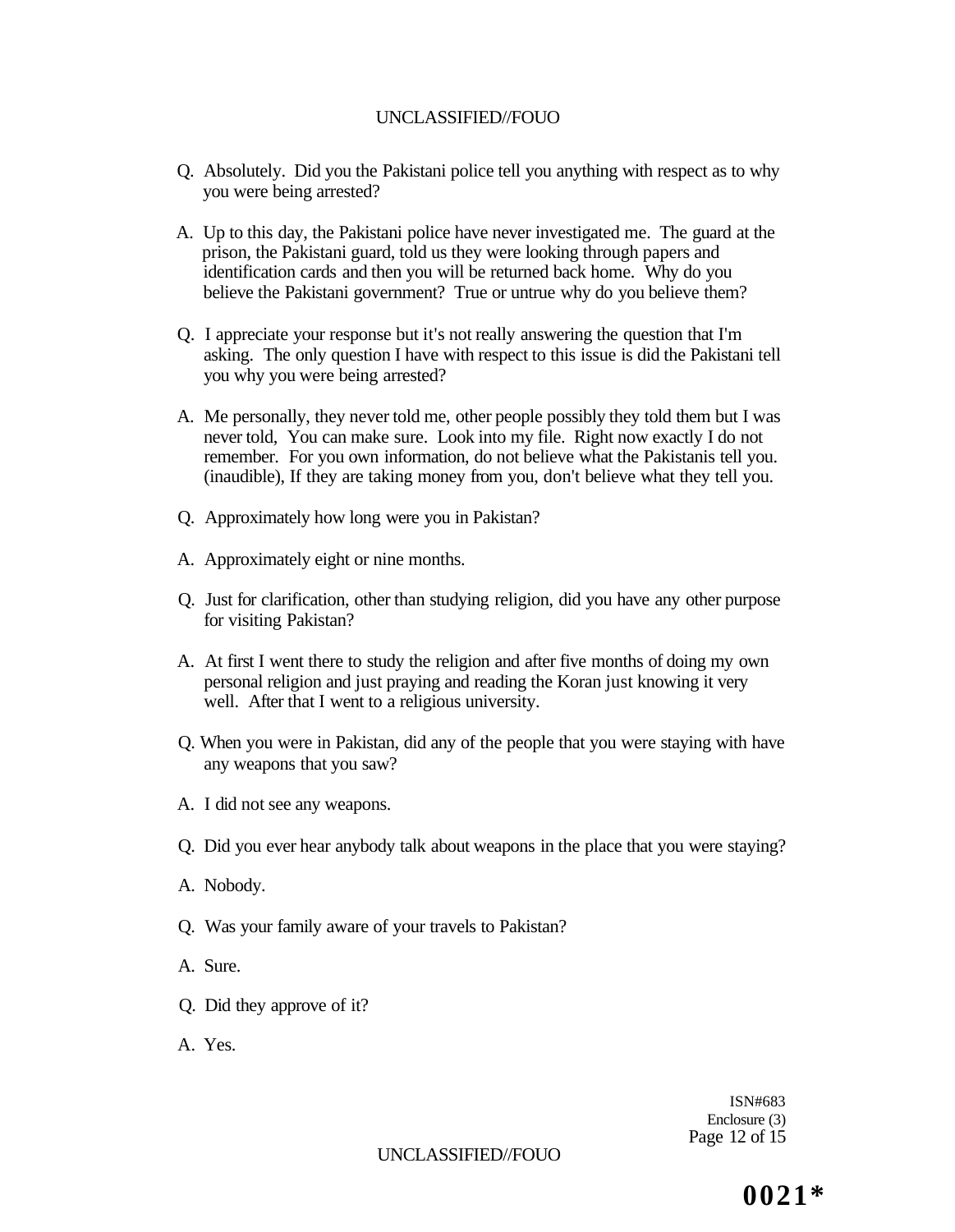Q. Absolutely. Did you the Pakistani police tell you anything with respect as to why you were being arrested?

A. Up to this day, the Pakistani police have never investigated me. The guard at the prison, the Pakistani guard, told us they were looking through papers and identification cards and then you will be returned back home. Why do you believe the Pakistani government? True or untrue why do you believe them?

Q. I appreciate your response but it's not really answering the question that I'm asking. The only question I have with respect to this issue is did the Pakistani tell you why you were being arrested?

A. Me personally, they never told me, other people possibly they told them but I was never told, You can make sure. Look into my file. Right now exactly I do not remember. For you own information, do not believe what the Pakistanis tell you. (inaudible), If they are taking money from you, don't believe what they tell you.

Q. Approximately how long were you in Pakistan?

A. Approximately eight or nine months.

Q. Just for clarification, other than studying religion, did you have any other purpose for visiting Pakistan?

A. At first I went there to study the religion and after five months of doing my own personal religion and just praying and reading the Koran just knowing it very well. After that I went to a religious university.

Q. When you were in Pakistan, did any of the people that you were staying with have any weapons that you saw?

A. I did not see any weapons.

Q. Did you ever hear anybody talk about weapons in the place that you were staying?

A. Nobody.

Q. Was your family aware of your travels to Pakistan?

A. Sure.

Q. Did they approve of it?

A. Yes.

ISN#683
Enclosure (3)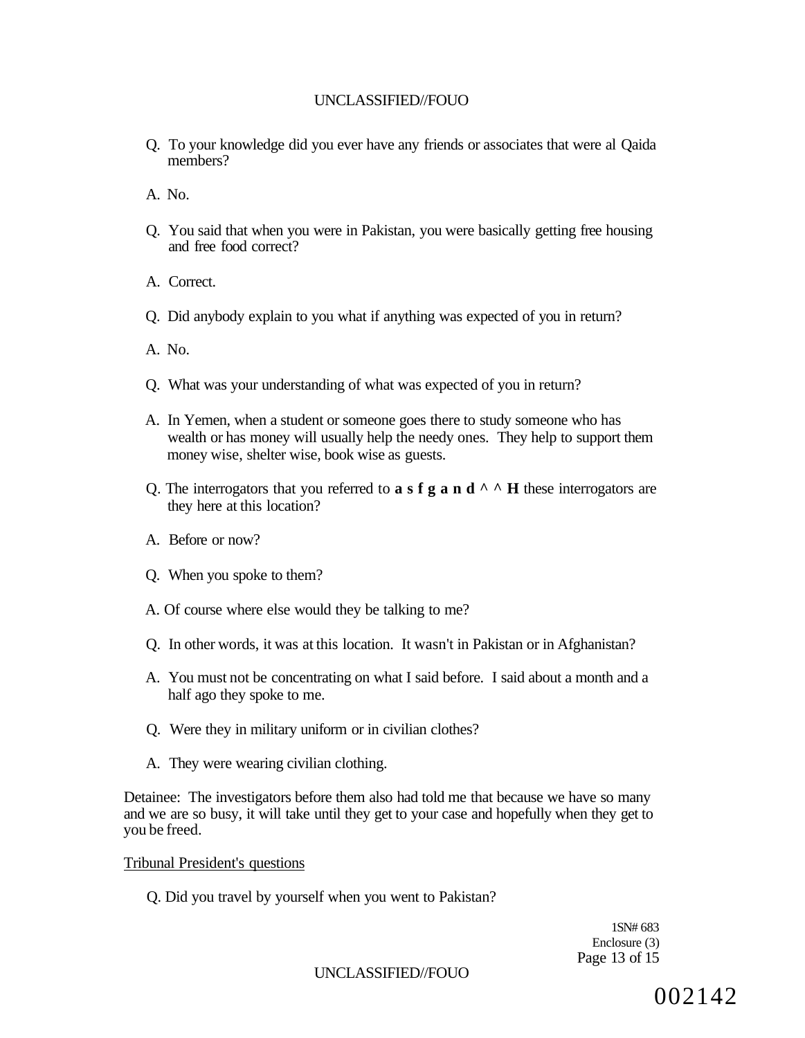Q. To your knowledge did you ever have any friends or associates that were al Qaida members?

A. No.

Q. You said that when you were in Pakistan, you were basically getting free housing and free food correct?

A. Correct.

Q. Did anybody explain to you what if anything was expected of you in return?

A. No.

Q. What was your understanding of what was expected of you in return?

A. In Yemen, when a student or someone goes there to study someone who has wealth or has money will usually help the needy ones. They help to support them money wise, shelter wise, book wise as guests.

Q. The interrogators that you referred to **a s f g a n d ^ ^ H** these interrogators are they here at this location?

A. Before or now?

Q. When you spoke to them?

A. Of course where else would they be talking to me?

Q. In other words, it was at this location. It wasn't in Pakistan or in Afghanistan?

A. You must not be concentrating on what I said before. I said about a month and a half ago they spoke to me.

Q. Were they in military uniform or in civilian clothes?

A. They were wearing civilian clothing.

Detainee: The investigators before them also had told me that because we have so many and we are so busy, it will take until they get to your case and hopefully when they get to you be freed.

Tribunal President's questions

Q. Did you travel by yourself when you went to Pakistan?

1SN# 683
Enclosure (3)

002142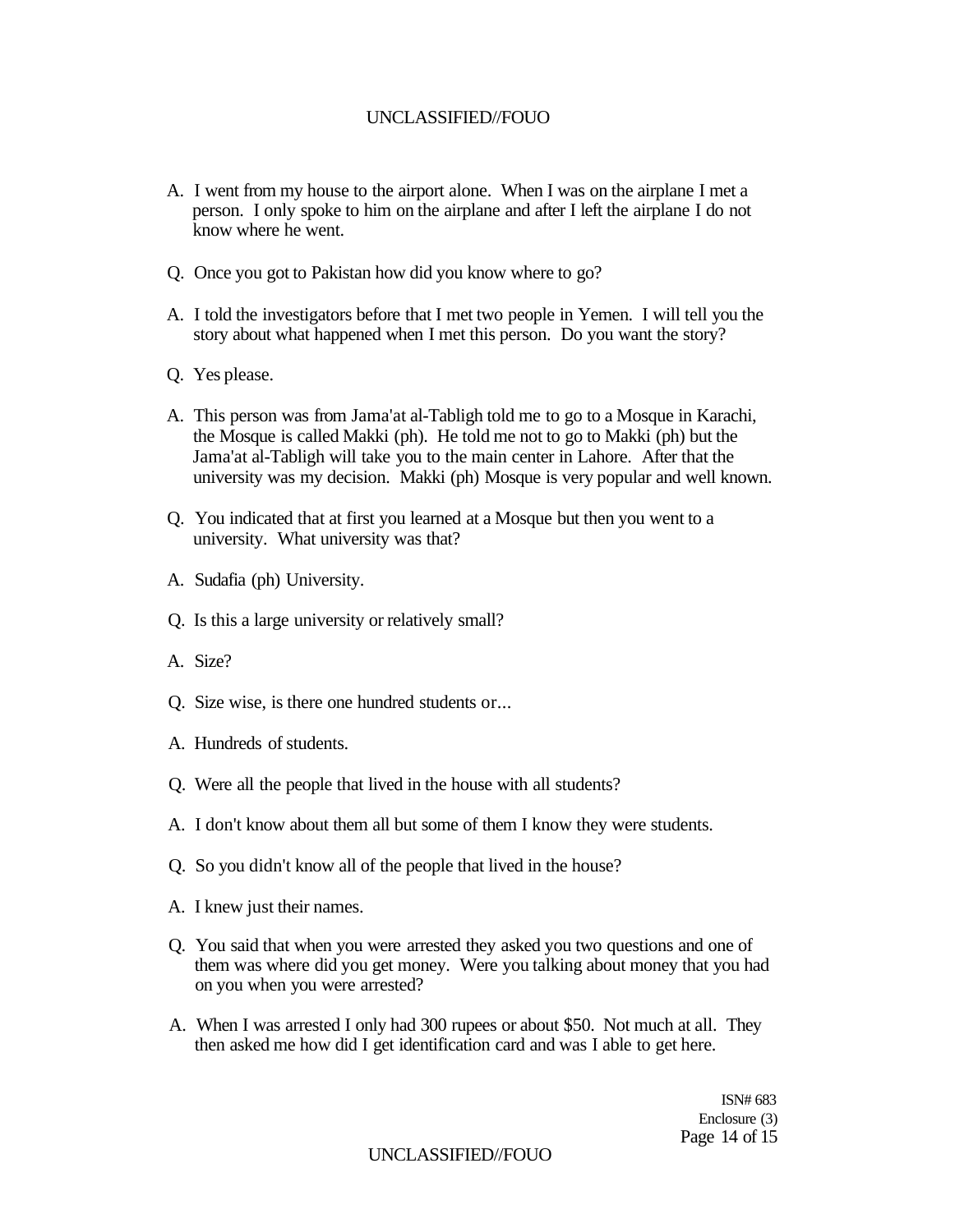A. I went from my house to the airport alone. When I was on the airplane I met a person. I only spoke to him on the airplane and after I left the airplane I do not know where he went.

Q. Once you got to Pakistan how did you know where to go?

A. I told the investigators before that I met two people in Yemen. I will tell you the story about what happened when I met this person. Do you want the story?

Q. Yes please.

A. This person was from Jama'at al-Tabligh told me to go to a Mosque in Karachi, the Mosque is called Makki (ph). He told me not to go to Makki (ph) but the Jama'at al-Tabligh will take you to the main center in Lahore. After that the university was my decision. Makki (ph) Mosque is very popular and well known.

Q. You indicated that at first you learned at a Mosque but then you went to a university. What university was that?

A. Sudafia (ph) University.

Q. Is this a large university or relatively small?

A. Size?

Q. Size wise, is there one hundred students or...

A. Hundreds of students.

Q. Were all the people that lived in the house with all students?

A. I don't know about them all but some of them I know they were students.

Q. So you didn't know all of the people that lived in the house?

A. I knew just their names.

Q. You said that when you were arrested they asked you two questions and one of them was where did you get money. Were you talking about money that you had on you when you were arrested?

A. When I was arrested I only had 300 rupees or about $50. Not much at all. They then asked me how did I get identification card and was I able to get here.

ISN# 683
Enclosure (3)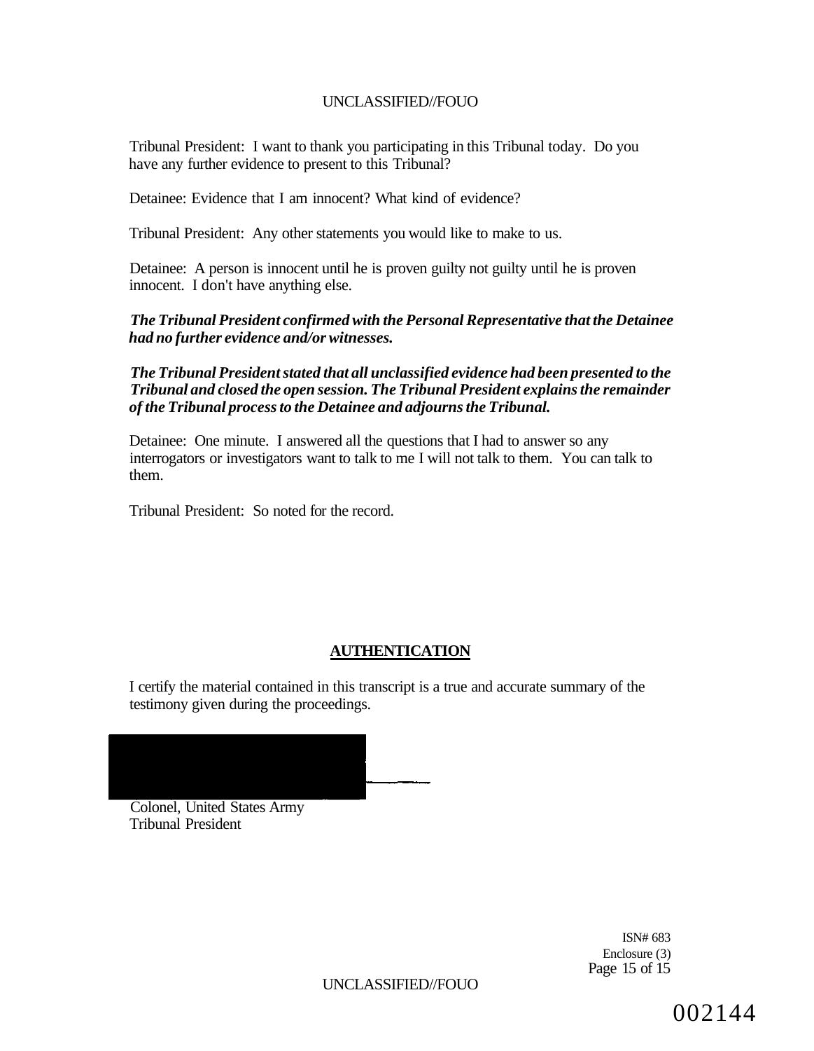Tribunal President: I want to thank you participating in this Tribunal today. Do you have any further evidence to present to this Tribunal?

Detainee: Evidence that I am innocent? What kind of evidence?

Tribunal President: Any other statements you would like to make to us.

Detainee: A person is innocent until he is proven guilty not guilty until he is proven innocent. I don't have anything else.

***The Tribunal President confirmed with the Personal Representative that the Detainee had no further evidence and/or witnesses.***

***The Tribunal President stated that all unclassified evidence had been presented to the Tribunal and closed the open session. The Tribunal President explains the remainder of the Tribunal process to the Detainee and adjourns the Tribunal.***

Detainee: One minute. I answered all the questions that I had to answer so any interrogators or investigators want to talk to me I will not talk to them. You can talk to them.

Tribunal President: So noted for the record.

## AUTHENTICATION

I certify the material contained in this transcript is a true and accurate summary of the testimony given during the proceedings.

Colonel, United States Army
Tribunal President

ISN# 683
Enclosure (3)

002144